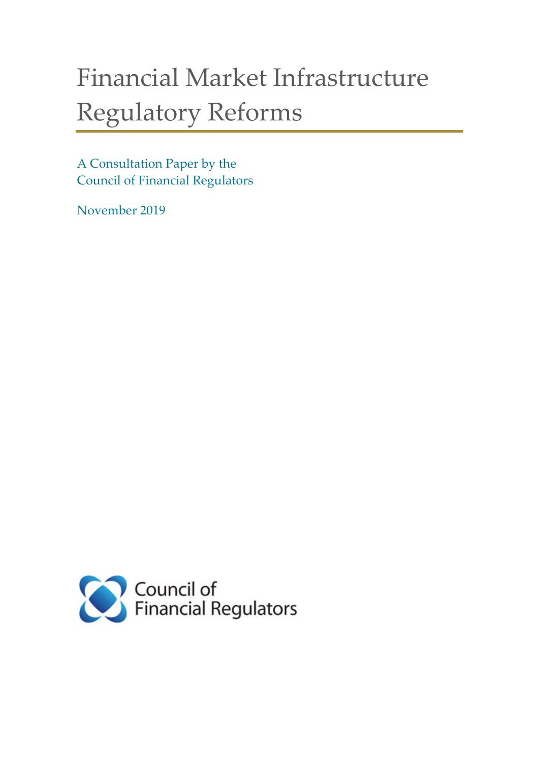# Financial Market Infrastructure Regulatory Reforms

A Consultation Paper by the
Council of Financial Regulators

November 2019

Council of
Financial Regulators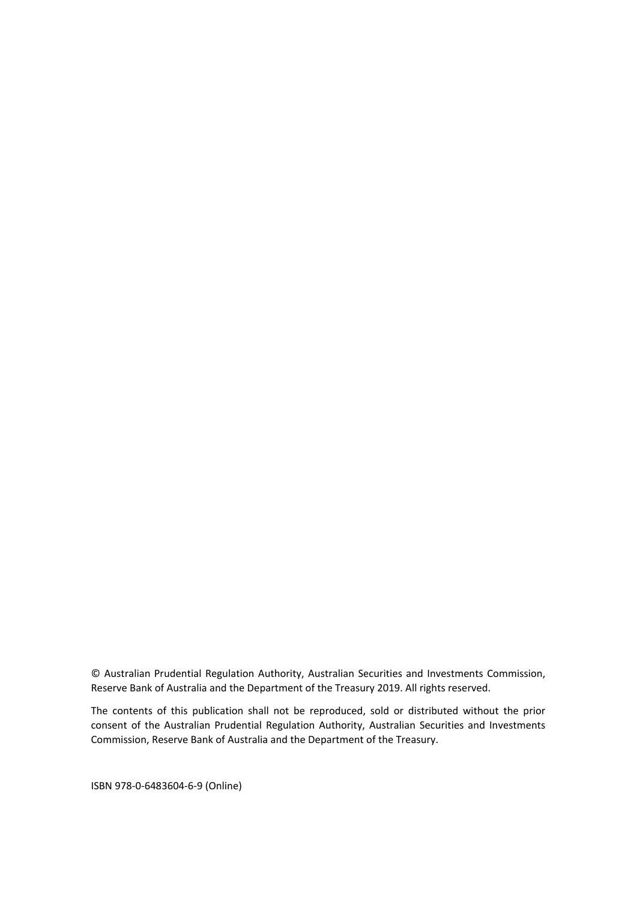© Australian Prudential Regulation Authority, Australian Securities and Investments Commission, Reserve Bank of Australia and the Department of the Treasury 2019. All rights reserved.

The contents of this publication shall not be reproduced, sold or distributed without the prior consent of the Australian Prudential Regulation Authority, Australian Securities and Investments Commission, Reserve Bank of Australia and the Department of the Treasury.

ISBN 978-0-6483604-6-9 (Online)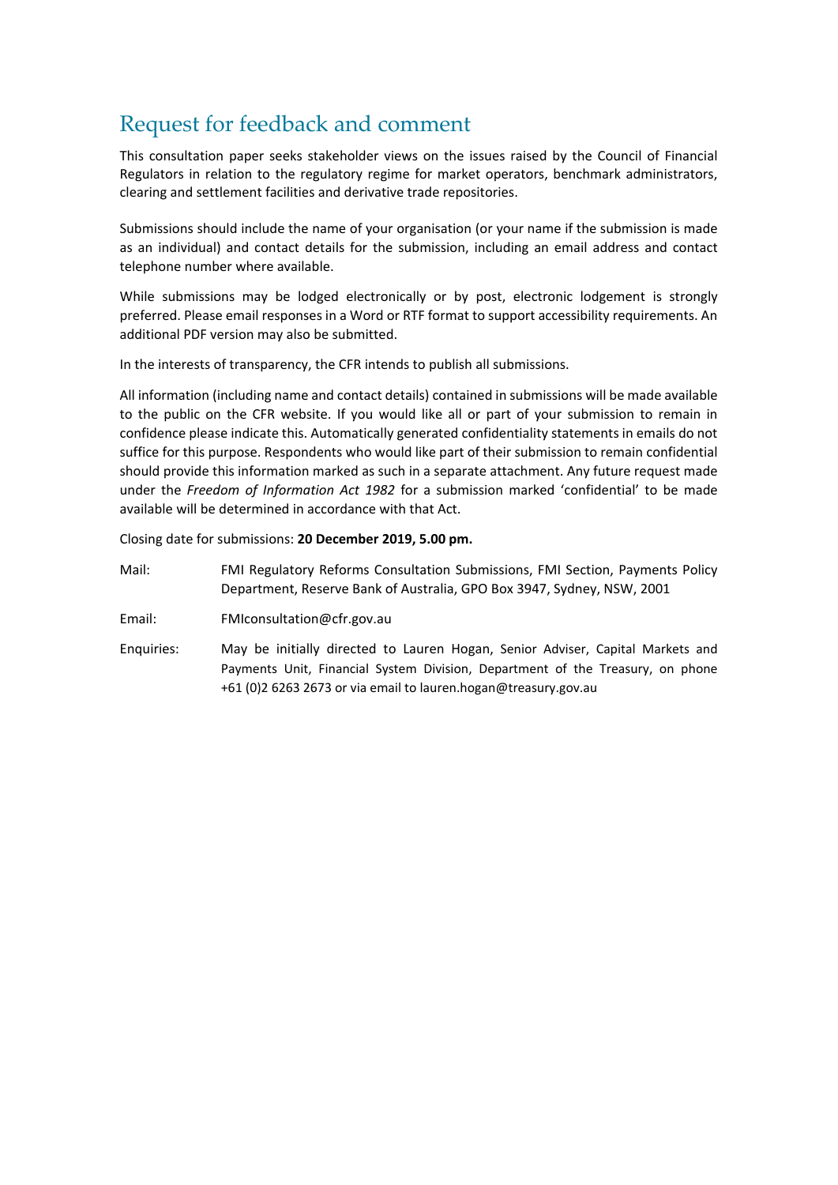# Request for feedback and comment

This consultation paper seeks stakeholder views on the issues raised by the Council of Financial Regulators in relation to the regulatory regime for market operators, benchmark administrators, clearing and settlement facilities and derivative trade repositories.

Submissions should include the name of your organisation (or your name if the submission is made as an individual) and contact details for the submission, including an email address and contact telephone number where available.

While submissions may be lodged electronically or by post, electronic lodgement is strongly preferred. Please email responses in a Word or RTF format to support accessibility requirements. An additional PDF version may also be submitted.

In the interests of transparency, the CFR intends to publish all submissions.

All information (including name and contact details) contained in submissions will be made available to the public on the CFR website. If you would like all or part of your submission to remain in confidence please indicate this. Automatically generated confidentiality statements in emails do not suffice for this purpose. Respondents who would like part of their submission to remain confidential should provide this information marked as such in a separate attachment. Any future request made under the *Freedom of Information Act 1982* for a submission marked 'confidential' to be made available will be determined in accordance with that Act.

Closing date for submissions: **20 December 2019, 5.00 pm.**

| | |
|---|---|
| Mail: | FMI Regulatory Reforms Consultation Submissions, FMI Section, Payments Policy Department, Reserve Bank of Australia, GPO Box 3947, Sydney, NSW, 2001 |
| Email: | FMIconsultation@cfr.gov.au |
| Enquiries: | May be initially directed to Lauren Hogan, Senior Adviser, Capital Markets and Payments Unit, Financial System Division, Department of the Treasury, on phone +61 (0)2 6263 2673 or via email to lauren.hogan@treasury.gov.au |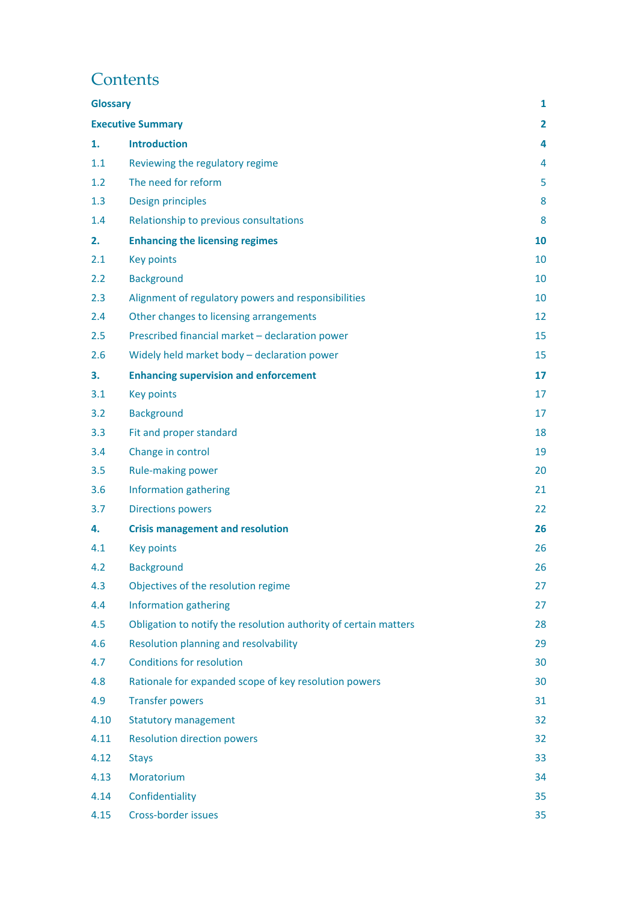# Contents

| | | |
|---|---|---|
| **Glossary** | | **1** |
| **Executive Summary** | | **2** |
| **1.** | **Introduction** | **4** |
| 1.1 | Reviewing the regulatory regime | 4 |
| 1.2 | The need for reform | 5 |
| 1.3 | Design principles | 8 |
| 1.4 | Relationship to previous consultations | 8 |
| **2.** | **Enhancing the licensing regimes** | **10** |
| 2.1 | Key points | 10 |
| 2.2 | Background | 10 |
| 2.3 | Alignment of regulatory powers and responsibilities | 10 |
| 2.4 | Other changes to licensing arrangements | 12 |
| 2.5 | Prescribed financial market – declaration power | 15 |
| 2.6 | Widely held market body – declaration power | 15 |
| **3.** | **Enhancing supervision and enforcement** | **17** |
| 3.1 | Key points | 17 |
| 3.2 | Background | 17 |
| 3.3 | Fit and proper standard | 18 |
| 3.4 | Change in control | 19 |
| 3.5 | Rule-making power | 20 |
| 3.6 | Information gathering | 21 |
| 3.7 | Directions powers | 22 |
| **4.** | **Crisis management and resolution** | **26** |
| 4.1 | Key points | 26 |
| 4.2 | Background | 26 |
| 4.3 | Objectives of the resolution regime | 27 |
| 4.4 | Information gathering | 27 |
| 4.5 | Obligation to notify the resolution authority of certain matters | 28 |
| 4.6 | Resolution planning and resolvability | 29 |
| 4.7 | Conditions for resolution | 30 |
| 4.8 | Rationale for expanded scope of key resolution powers | 30 |
| 4.9 | Transfer powers | 31 |
| 4.10 | Statutory management | 32 |
| 4.11 | Resolution direction powers | 32 |
| 4.12 | Stays | 33 |
| 4.13 | Moratorium | 34 |
| 4.14 | Confidentiality | 35 |
| 4.15 | Cross-border issues | 35 |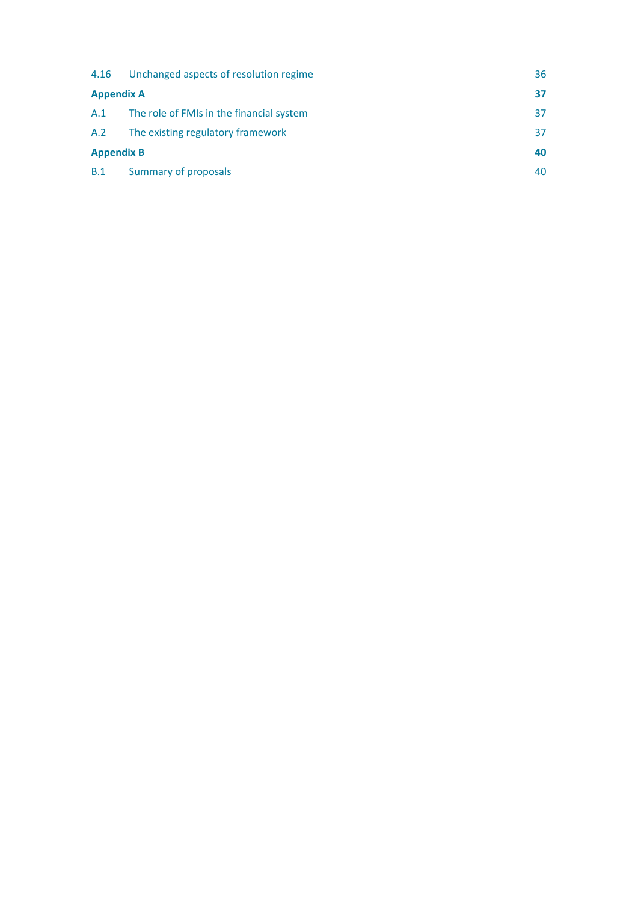| | | |
|---|---|---|
| 4.16 | Unchanged aspects of resolution regime | 36 |
| **Appendix A** | | **37** |
| A.1 | The role of FMIs in the financial system | 37 |
| A.2 | The existing regulatory framework | 37 |
| **Appendix B** | | **40** |
| B.1 | Summary of proposals | 40 |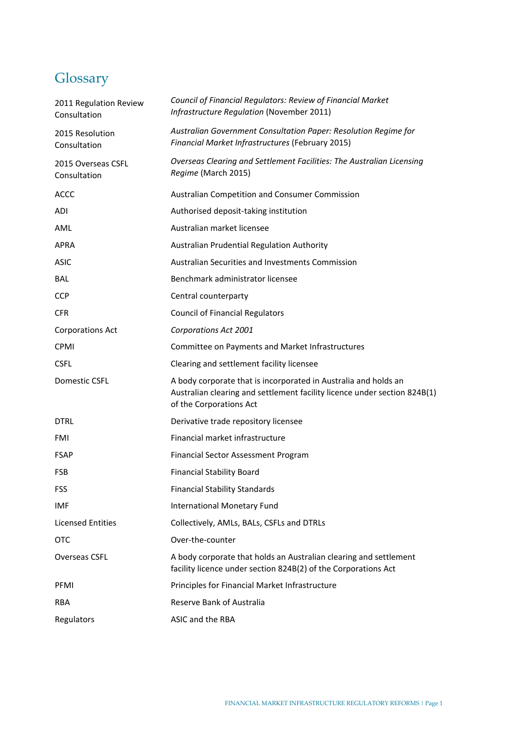# Glossary

| | |
|---|---|
| 2011 Regulation Review Consultation | *Council of Financial Regulators: Review of Financial Market Infrastructure Regulation* (November 2011) |
| 2015 Resolution Consultation | *Australian Government Consultation Paper: Resolution Regime for Financial Market Infrastructures* (February 2015) |
| 2015 Overseas CSFL Consultation | *Overseas Clearing and Settlement Facilities: The Australian Licensing Regime* (March 2015) |
| ACCC | Australian Competition and Consumer Commission |
| ADI | Authorised deposit-taking institution |
| AML | Australian market licensee |
| APRA | Australian Prudential Regulation Authority |
| ASIC | Australian Securities and Investments Commission |
| BAL | Benchmark administrator licensee |
| CCP | Central counterparty |
| CFR | Council of Financial Regulators |
| Corporations Act | *Corporations Act 2001* |
| CPMI | Committee on Payments and Market Infrastructures |
| CSFL | Clearing and settlement facility licensee |
| Domestic CSFL | A body corporate that is incorporated in Australia and holds an Australian clearing and settlement facility licence under section 824B(1) of the Corporations Act |
| DTRL | Derivative trade repository licensee |
| FMI | Financial market infrastructure |
| FSAP | Financial Sector Assessment Program |
| FSB | Financial Stability Board |
| FSS | Financial Stability Standards |
| IMF | International Monetary Fund |
| Licensed Entities | Collectively, AMLs, BALs, CSFLs and DTRLs |
| OTC | Over-the-counter |
| Overseas CSFL | A body corporate that holds an Australian clearing and settlement facility licence under section 824B(2) of the Corporations Act |
| PFMI | Principles for Financial Market Infrastructure |
| RBA | Reserve Bank of Australia |
| Regulators | ASIC and the RBA |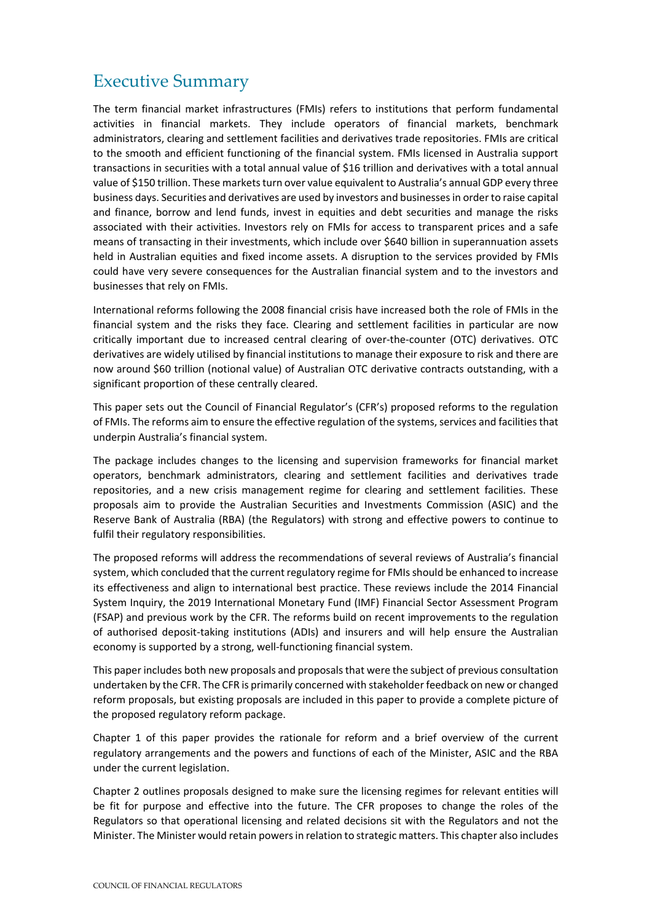# Executive Summary

The term financial market infrastructures (FMIs) refers to institutions that perform fundamental activities in financial markets. They include operators of financial markets, benchmark administrators, clearing and settlement facilities and derivatives trade repositories. FMIs are critical to the smooth and efficient functioning of the financial system. FMIs licensed in Australia support transactions in securities with a total annual value of $16 trillion and derivatives with a total annual value of $150 trillion. These markets turn over value equivalent to Australia's annual GDP every three business days. Securities and derivatives are used by investors and businesses in order to raise capital and finance, borrow and lend funds, invest in equities and debt securities and manage the risks associated with their activities. Investors rely on FMIs for access to transparent prices and a safe means of transacting in their investments, which include over $640 billion in superannuation assets held in Australian equities and fixed income assets. A disruption to the services provided by FMIs could have very severe consequences for the Australian financial system and to the investors and businesses that rely on FMIs.

International reforms following the 2008 financial crisis have increased both the role of FMIs in the financial system and the risks they face. Clearing and settlement facilities in particular are now critically important due to increased central clearing of over-the-counter (OTC) derivatives. OTC derivatives are widely utilised by financial institutions to manage their exposure to risk and there are now around $60 trillion (notional value) of Australian OTC derivative contracts outstanding, with a significant proportion of these centrally cleared.

This paper sets out the Council of Financial Regulator's (CFR's) proposed reforms to the regulation of FMIs. The reforms aim to ensure the effective regulation of the systems, services and facilities that underpin Australia's financial system.

The package includes changes to the licensing and supervision frameworks for financial market operators, benchmark administrators, clearing and settlement facilities and derivatives trade repositories, and a new crisis management regime for clearing and settlement facilities. These proposals aim to provide the Australian Securities and Investments Commission (ASIC) and the Reserve Bank of Australia (RBA) (the Regulators) with strong and effective powers to continue to fulfil their regulatory responsibilities.

The proposed reforms will address the recommendations of several reviews of Australia's financial system, which concluded that the current regulatory regime for FMIs should be enhanced to increase its effectiveness and align to international best practice. These reviews include the 2014 Financial System Inquiry, the 2019 International Monetary Fund (IMF) Financial Sector Assessment Program (FSAP) and previous work by the CFR. The reforms build on recent improvements to the regulation of authorised deposit-taking institutions (ADIs) and insurers and will help ensure the Australian economy is supported by a strong, well-functioning financial system.

This paper includes both new proposals and proposals that were the subject of previous consultation undertaken by the CFR. The CFR is primarily concerned with stakeholder feedback on new or changed reform proposals, but existing proposals are included in this paper to provide a complete picture of the proposed regulatory reform package.

Chapter 1 of this paper provides the rationale for reform and a brief overview of the current regulatory arrangements and the powers and functions of each of the Minister, ASIC and the RBA under the current legislation.

Chapter 2 outlines proposals designed to make sure the licensing regimes for relevant entities will be fit for purpose and effective into the future. The CFR proposes to change the roles of the Regulators so that operational licensing and related decisions sit with the Regulators and not the Minister. The Minister would retain powers in relation to strategic matters. This chapter also includes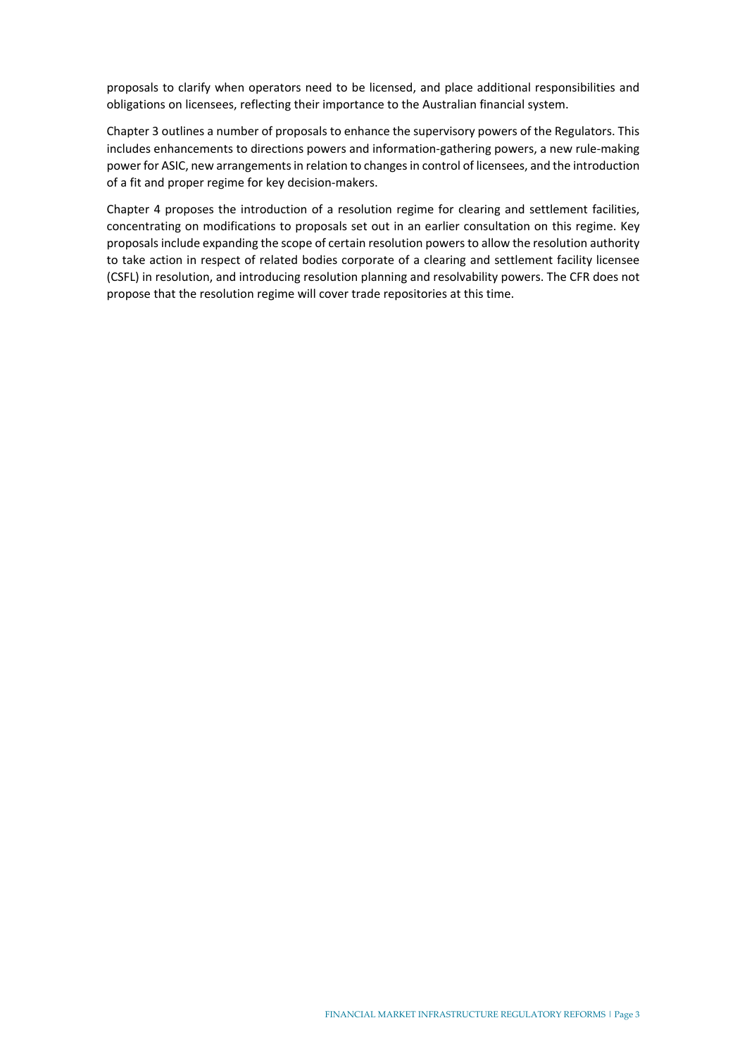proposals to clarify when operators need to be licensed, and place additional responsibilities and obligations on licensees, reflecting their importance to the Australian financial system.

Chapter 3 outlines a number of proposals to enhance the supervisory powers of the Regulators. This includes enhancements to directions powers and information-gathering powers, a new rule-making power for ASIC, new arrangements in relation to changes in control of licensees, and the introduction of a fit and proper regime for key decision-makers.

Chapter 4 proposes the introduction of a resolution regime for clearing and settlement facilities, concentrating on modifications to proposals set out in an earlier consultation on this regime. Key proposals include expanding the scope of certain resolution powers to allow the resolution authority to take action in respect of related bodies corporate of a clearing and settlement facility licensee (CSFL) in resolution, and introducing resolution planning and resolvability powers. The CFR does not propose that the resolution regime will cover trade repositories at this time.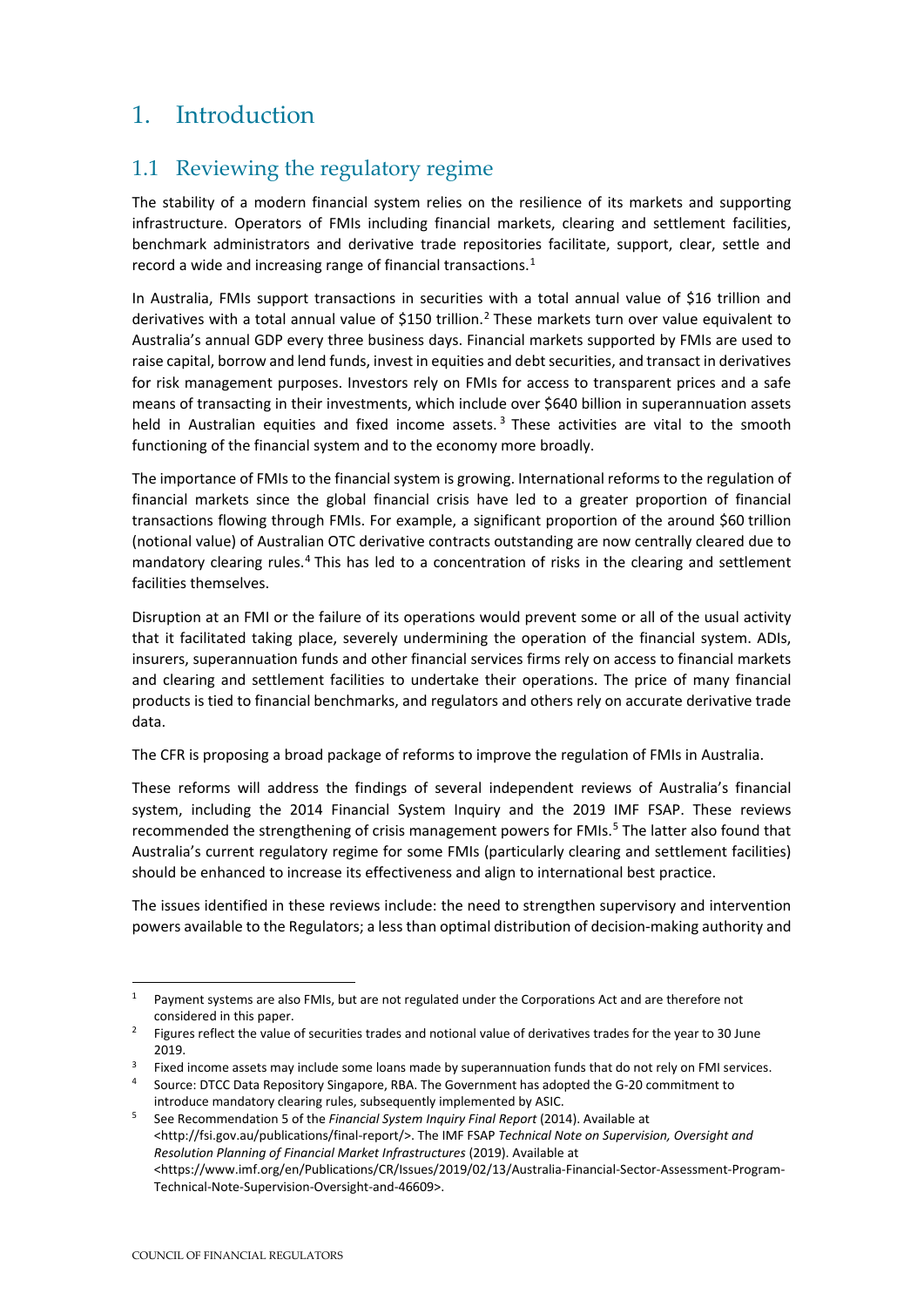# 1. Introduction

## 1.1 Reviewing the regulatory regime

The stability of a modern financial system relies on the resilience of its markets and supporting infrastructure. Operators of FMIs including financial markets, clearing and settlement facilities, benchmark administrators and derivative trade repositories facilitate, support, clear, settle and record a wide and increasing range of financial transactions.[1]

In Australia, FMIs support transactions in securities with a total annual value of $16 trillion and derivatives with a total annual value of $150 trillion.[2] These markets turn over value equivalent to Australia's annual GDP every three business days. Financial markets supported by FMIs are used to raise capital, borrow and lend funds, invest in equities and debt securities, and transact in derivatives for risk management purposes. Investors rely on FMIs for access to transparent prices and a safe means of transacting in their investments, which include over $640 billion in superannuation assets held in Australian equities and fixed income assets.[3] These activities are vital to the smooth functioning of the financial system and to the economy more broadly.

The importance of FMIs to the financial system is growing. International reforms to the regulation of financial markets since the global financial crisis have led to a greater proportion of financial transactions flowing through FMIs. For example, a significant proportion of the around $60 trillion (notional value) of Australian OTC derivative contracts outstanding are now centrally cleared due to mandatory clearing rules.[4] This has led to a concentration of risks in the clearing and settlement facilities themselves.

Disruption at an FMI or the failure of its operations would prevent some or all of the usual activity that it facilitated taking place, severely undermining the operation of the financial system. ADIs, insurers, superannuation funds and other financial services firms rely on access to financial markets and clearing and settlement facilities to undertake their operations. The price of many financial products is tied to financial benchmarks, and regulators and others rely on accurate derivative trade data.

The CFR is proposing a broad package of reforms to improve the regulation of FMIs in Australia.

These reforms will address the findings of several independent reviews of Australia's financial system, including the 2014 Financial System Inquiry and the 2019 IMF FSAP. These reviews recommended the strengthening of crisis management powers for FMIs.[5] The latter also found that Australia's current regulatory regime for some FMIs (particularly clearing and settlement facilities) should be enhanced to increase its effectiveness and align to international best practice.

The issues identified in these reviews include: the need to strengthen supervisory and intervention powers available to the Regulators; a less than optimal distribution of decision-making authority and

---

[1] Payment systems are also FMIs, but are not regulated under the Corporations Act and are therefore not considered in this paper.

[2] Figures reflect the value of securities trades and notional value of derivatives trades for the year to 30 June 2019.

[3] Fixed income assets may include some loans made by superannuation funds that do not rely on FMI services.

[4] Source: DTCC Data Repository Singapore, RBA. The Government has adopted the G-20 commitment to introduce mandatory clearing rules, subsequently implemented by ASIC.

[5] See Recommendation 5 of the *Financial System Inquiry Final Report* (2014). Available at <http://fsi.gov.au/publications/final-report/>. The IMF FSAP *Technical Note on Supervision, Oversight and Resolution Planning of Financial Market Infrastructures* (2019). Available at <https://www.imf.org/en/Publications/CR/Issues/2019/02/13/Australia-Financial-Sector-Assessment-Program-Technical-Note-Supervision-Oversight-and-46609>.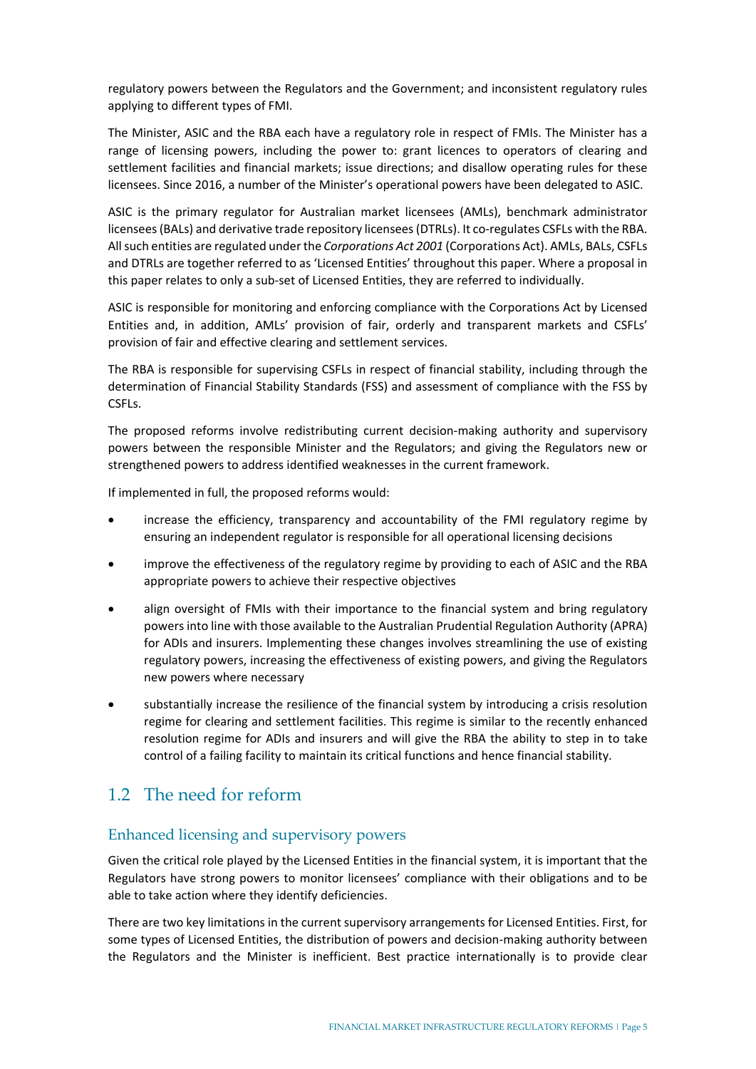regulatory powers between the Regulators and the Government; and inconsistent regulatory rules applying to different types of FMI.

The Minister, ASIC and the RBA each have a regulatory role in respect of FMIs. The Minister has a range of licensing powers, including the power to: grant licences to operators of clearing and settlement facilities and financial markets; issue directions; and disallow operating rules for these licensees. Since 2016, a number of the Minister's operational powers have been delegated to ASIC.

ASIC is the primary regulator for Australian market licensees (AMLs), benchmark administrator licensees (BALs) and derivative trade repository licensees (DTRLs). It co-regulates CSFLs with the RBA. All such entities are regulated under the *Corporations Act 2001* (Corporations Act). AMLs, BALs, CSFLs and DTRLs are together referred to as 'Licensed Entities' throughout this paper. Where a proposal in this paper relates to only a sub-set of Licensed Entities, they are referred to individually.

ASIC is responsible for monitoring and enforcing compliance with the Corporations Act by Licensed Entities and, in addition, AMLs' provision of fair, orderly and transparent markets and CSFLs' provision of fair and effective clearing and settlement services.

The RBA is responsible for supervising CSFLs in respect of financial stability, including through the determination of Financial Stability Standards (FSS) and assessment of compliance with the FSS by CSFLs.

The proposed reforms involve redistributing current decision-making authority and supervisory powers between the responsible Minister and the Regulators; and giving the Regulators new or strengthened powers to address identified weaknesses in the current framework.

If implemented in full, the proposed reforms would:

- increase the efficiency, transparency and accountability of the FMI regulatory regime by ensuring an independent regulator is responsible for all operational licensing decisions
- improve the effectiveness of the regulatory regime by providing to each of ASIC and the RBA appropriate powers to achieve their respective objectives
- align oversight of FMIs with their importance to the financial system and bring regulatory powers into line with those available to the Australian Prudential Regulation Authority (APRA) for ADIs and insurers. Implementing these changes involves streamlining the use of existing regulatory powers, increasing the effectiveness of existing powers, and giving the Regulators new powers where necessary
- substantially increase the resilience of the financial system by introducing a crisis resolution regime for clearing and settlement facilities. This regime is similar to the recently enhanced resolution regime for ADIs and insurers and will give the RBA the ability to step in to take control of a failing facility to maintain its critical functions and hence financial stability.

## 1.2 The need for reform

### Enhanced licensing and supervisory powers

Given the critical role played by the Licensed Entities in the financial system, it is important that the Regulators have strong powers to monitor licensees' compliance with their obligations and to be able to take action where they identify deficiencies.

There are two key limitations in the current supervisory arrangements for Licensed Entities. First, for some types of Licensed Entities, the distribution of powers and decision-making authority between the Regulators and the Minister is inefficient. Best practice internationally is to provide clear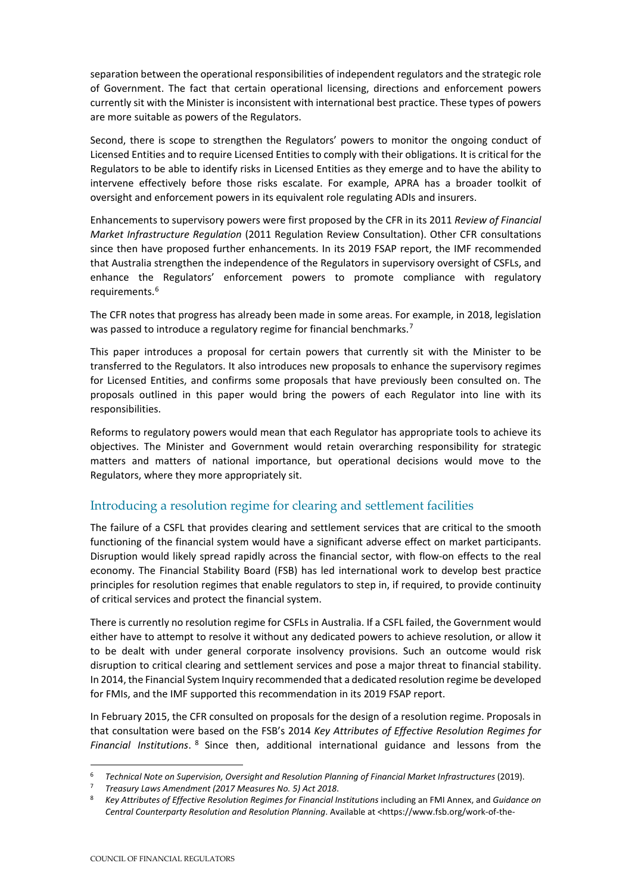separation between the operational responsibilities of independent regulators and the strategic role of Government. The fact that certain operational licensing, directions and enforcement powers currently sit with the Minister is inconsistent with international best practice. These types of powers are more suitable as powers of the Regulators.

Second, there is scope to strengthen the Regulators' powers to monitor the ongoing conduct of Licensed Entities and to require Licensed Entities to comply with their obligations. It is critical for the Regulators to be able to identify risks in Licensed Entities as they emerge and to have the ability to intervene effectively before those risks escalate. For example, APRA has a broader toolkit of oversight and enforcement powers in its equivalent role regulating ADIs and insurers.

Enhancements to supervisory powers were first proposed by the CFR in its 2011 *Review of Financial Market Infrastructure Regulation* (2011 Regulation Review Consultation). Other CFR consultations since then have proposed further enhancements. In its 2019 FSAP report, the IMF recommended that Australia strengthen the independence of the Regulators in supervisory oversight of CSFLs, and enhance the Regulators' enforcement powers to promote compliance with regulatory requirements.[6]

The CFR notes that progress has already been made in some areas. For example, in 2018, legislation was passed to introduce a regulatory regime for financial benchmarks.[7]

This paper introduces a proposal for certain powers that currently sit with the Minister to be transferred to the Regulators. It also introduces new proposals to enhance the supervisory regimes for Licensed Entities, and confirms some proposals that have previously been consulted on. The proposals outlined in this paper would bring the powers of each Regulator into line with its responsibilities.

Reforms to regulatory powers would mean that each Regulator has appropriate tools to achieve its objectives. The Minister and Government would retain overarching responsibility for strategic matters and matters of national importance, but operational decisions would move to the Regulators, where they more appropriately sit.

## Introducing a resolution regime for clearing and settlement facilities

The failure of a CSFL that provides clearing and settlement services that are critical to the smooth functioning of the financial system would have a significant adverse effect on market participants. Disruption would likely spread rapidly across the financial sector, with flow-on effects to the real economy. The Financial Stability Board (FSB) has led international work to develop best practice principles for resolution regimes that enable regulators to step in, if required, to provide continuity of critical services and protect the financial system.

There is currently no resolution regime for CSFLs in Australia. If a CSFL failed, the Government would either have to attempt to resolve it without any dedicated powers to achieve resolution, or allow it to be dealt with under general corporate insolvency provisions. Such an outcome would risk disruption to critical clearing and settlement services and pose a major threat to financial stability. In 2014, the Financial System Inquiry recommended that a dedicated resolution regime be developed for FMIs, and the IMF supported this recommendation in its 2019 FSAP report.

In February 2015, the CFR consulted on proposals for the design of a resolution regime. Proposals in that consultation were based on the FSB's 2014 *Key Attributes of Effective Resolution Regimes for Financial Institutions*.[8] Since then, additional international guidance and lessons from the

---

[6] *Technical Note on Supervision, Oversight and Resolution Planning of Financial Market Infrastructures* (2019).

[7] *Treasury Laws Amendment (2017 Measures No. 5) Act 2018*.

[8] *Key Attributes of Effective Resolution Regimes for Financial Institutions* including an FMI Annex, and *Guidance on Central Counterparty Resolution and Resolution Planning*. Available at <https://www.fsb.org/work-of-the-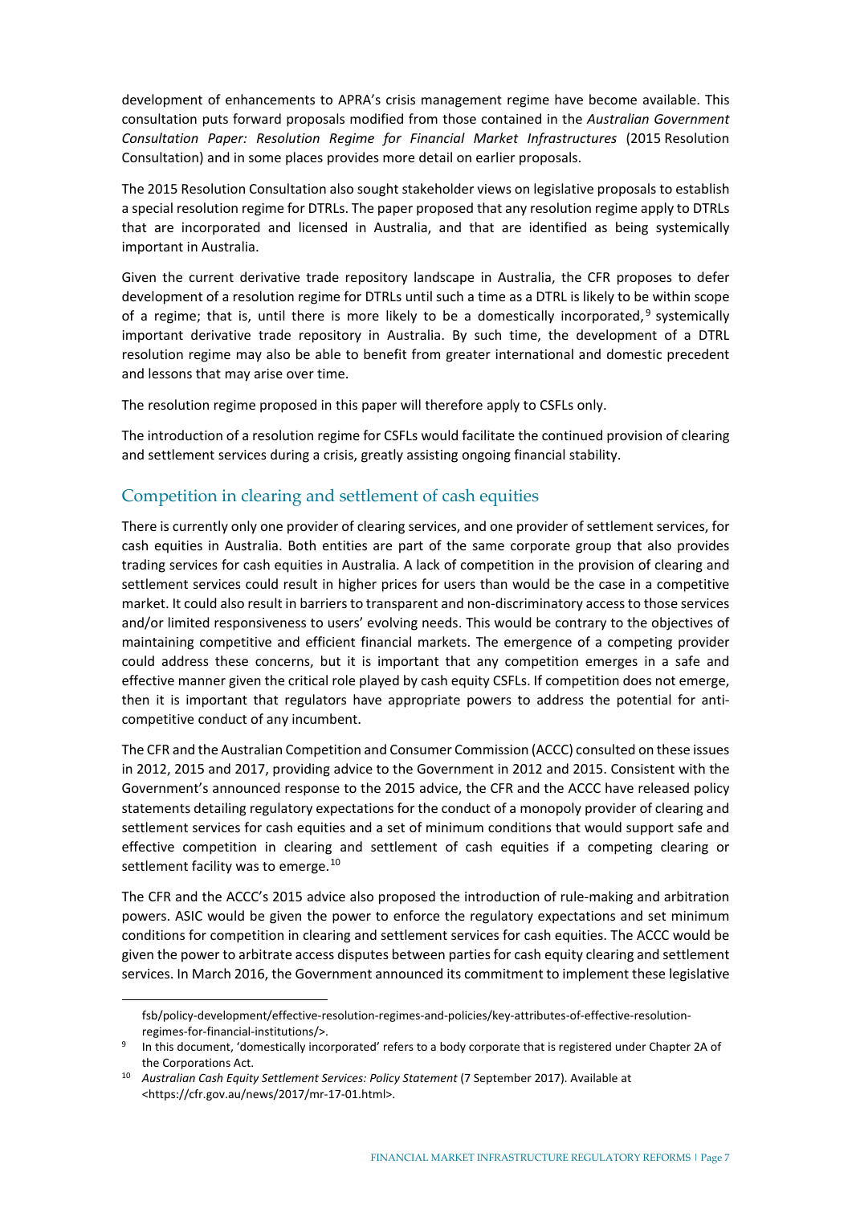development of enhancements to APRA's crisis management regime have become available. This consultation puts forward proposals modified from those contained in the *Australian Government Consultation Paper: Resolution Regime for Financial Market Infrastructures* (2015 Resolution Consultation) and in some places provides more detail on earlier proposals.

The 2015 Resolution Consultation also sought stakeholder views on legislative proposals to establish a special resolution regime for DTRLs. The paper proposed that any resolution regime apply to DTRLs that are incorporated and licensed in Australia, and that are identified as being systemically important in Australia.

Given the current derivative trade repository landscape in Australia, the CFR proposes to defer development of a resolution regime for DTRLs until such a time as a DTRL is likely to be within scope of a regime; that is, until there is more likely to be a domestically incorporated,[9] systemically important derivative trade repository in Australia. By such time, the development of a DTRL resolution regime may also be able to benefit from greater international and domestic precedent and lessons that may arise over time.

The resolution regime proposed in this paper will therefore apply to CSFLs only.

The introduction of a resolution regime for CSFLs would facilitate the continued provision of clearing and settlement services during a crisis, greatly assisting ongoing financial stability.

## Competition in clearing and settlement of cash equities

There is currently only one provider of clearing services, and one provider of settlement services, for cash equities in Australia. Both entities are part of the same corporate group that also provides trading services for cash equities in Australia. A lack of competition in the provision of clearing and settlement services could result in higher prices for users than would be the case in a competitive market. It could also result in barriers to transparent and non-discriminatory access to those services and/or limited responsiveness to users' evolving needs. This would be contrary to the objectives of maintaining competitive and efficient financial markets. The emergence of a competing provider could address these concerns, but it is important that any competition emerges in a safe and effective manner given the critical role played by cash equity CSFLs. If competition does not emerge, then it is important that regulators have appropriate powers to address the potential for anti-competitive conduct of any incumbent.

The CFR and the Australian Competition and Consumer Commission (ACCC) consulted on these issues in 2012, 2015 and 2017, providing advice to the Government in 2012 and 2015. Consistent with the Government's announced response to the 2015 advice, the CFR and the ACCC have released policy statements detailing regulatory expectations for the conduct of a monopoly provider of clearing and settlement services for cash equities and a set of minimum conditions that would support safe and effective competition in clearing and settlement of cash equities if a competing clearing or settlement facility was to emerge.[10]

The CFR and the ACCC's 2015 advice also proposed the introduction of rule-making and arbitration powers. ASIC would be given the power to enforce the regulatory expectations and set minimum conditions for competition in clearing and settlement services for cash equities. The ACCC would be given the power to arbitrate access disputes between parties for cash equity clearing and settlement services. In March 2016, the Government announced its commitment to implement these legislative

---

fsb/policy-development/effective-resolution-regimes-and-policies/key-attributes-of-effective-resolution-regimes-for-financial-institutions/>.

[9] In this document, 'domestically incorporated' refers to a body corporate that is registered under Chapter 2A of the Corporations Act.

[10] *Australian Cash Equity Settlement Services: Policy Statement* (7 September 2017). Available at <https://cfr.gov.au/news/2017/mr-17-01.html>.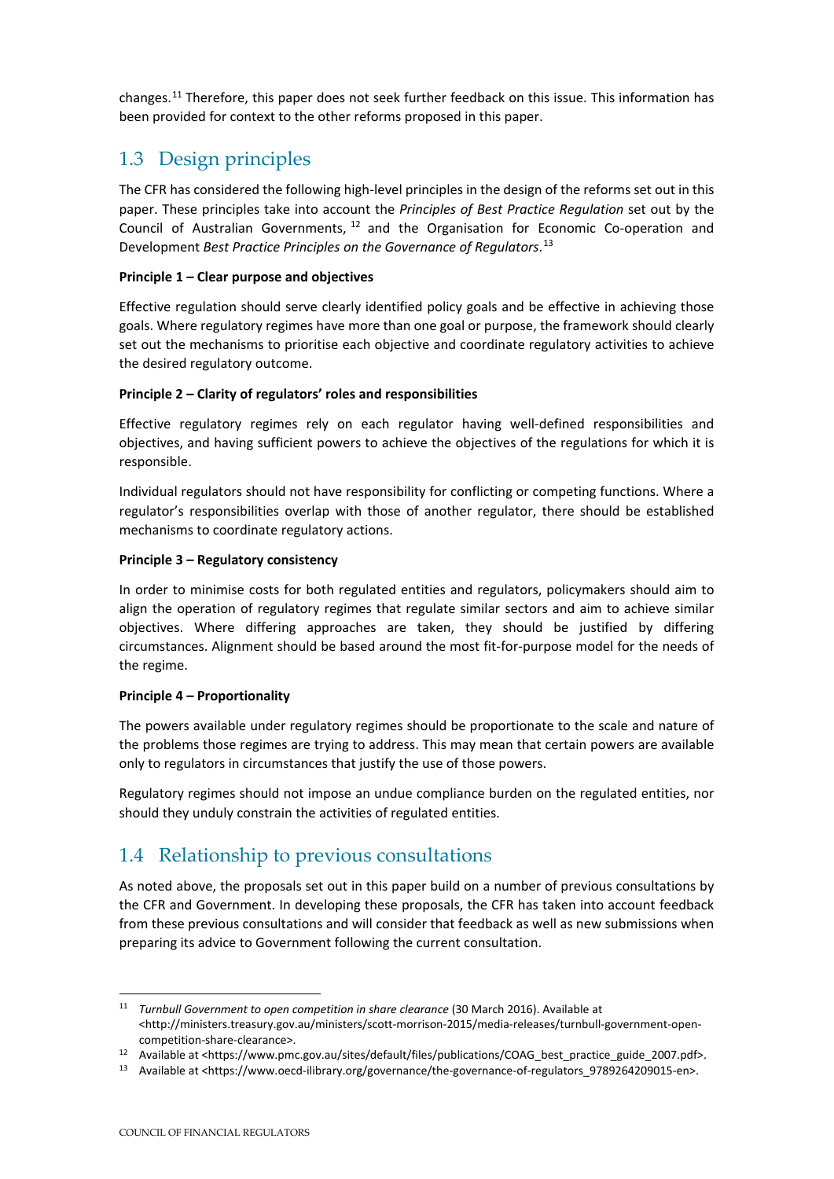changes.[11] Therefore, this paper does not seek further feedback on this issue. This information has been provided for context to the other reforms proposed in this paper.

## 1.3 Design principles

The CFR has considered the following high-level principles in the design of the reforms set out in this paper. These principles take into account the *Principles of Best Practice Regulation* set out by the Council of Australian Governments,[12] and the Organisation for Economic Co-operation and Development *Best Practice Principles on the Governance of Regulators*.[13]

**Principle 1 – Clear purpose and objectives**

Effective regulation should serve clearly identified policy goals and be effective in achieving those goals. Where regulatory regimes have more than one goal or purpose, the framework should clearly set out the mechanisms to prioritise each objective and coordinate regulatory activities to achieve the desired regulatory outcome.

**Principle 2 – Clarity of regulators' roles and responsibilities**

Effective regulatory regimes rely on each regulator having well-defined responsibilities and objectives, and having sufficient powers to achieve the objectives of the regulations for which it is responsible.

Individual regulators should not have responsibility for conflicting or competing functions. Where a regulator's responsibilities overlap with those of another regulator, there should be established mechanisms to coordinate regulatory actions.

**Principle 3 – Regulatory consistency**

In order to minimise costs for both regulated entities and regulators, policymakers should aim to align the operation of regulatory regimes that regulate similar sectors and aim to achieve similar objectives. Where differing approaches are taken, they should be justified by differing circumstances. Alignment should be based around the most fit-for-purpose model for the needs of the regime.

**Principle 4 – Proportionality**

The powers available under regulatory regimes should be proportionate to the scale and nature of the problems those regimes are trying to address. This may mean that certain powers are available only to regulators in circumstances that justify the use of those powers.

Regulatory regimes should not impose an undue compliance burden on the regulated entities, nor should they unduly constrain the activities of regulated entities.

## 1.4 Relationship to previous consultations

As noted above, the proposals set out in this paper build on a number of previous consultations by the CFR and Government. In developing these proposals, the CFR has taken into account feedback from these previous consultations and will consider that feedback as well as new submissions when preparing its advice to Government following the current consultation.

---

[11] *Turnbull Government to open competition in share clearance* (30 March 2016). Available at <http://ministers.treasury.gov.au/ministers/scott-morrison-2015/media-releases/turnbull-government-open-competition-share-clearance>.

[12] Available at <https://www.pmc.gov.au/sites/default/files/publications/COAG_best_practice_guide_2007.pdf>.

[13] Available at <https://www.oecd-ilibrary.org/governance/the-governance-of-regulators_9789264209015-en>.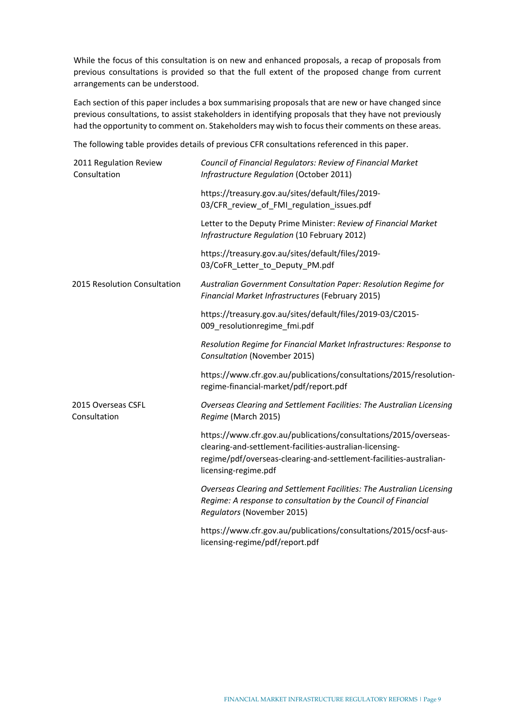While the focus of this consultation is on new and enhanced proposals, a recap of proposals from previous consultations is provided so that the full extent of the proposed change from current arrangements can be understood.

Each section of this paper includes a box summarising proposals that are new or have changed since previous consultations, to assist stakeholders in identifying proposals that they have not previously had the opportunity to comment on. Stakeholders may wish to focus their comments on these areas.

The following table provides details of previous CFR consultations referenced in this paper.

| | |
|---|---|
| 2011 Regulation Review Consultation | *Council of Financial Regulators: Review of Financial Market Infrastructure Regulation* (October 2011) |
| | https://treasury.gov.au/sites/default/files/2019-03/CFR_review_of_FMI_regulation_issues.pdf |
| | Letter to the Deputy Prime Minister: *Review of Financial Market Infrastructure Regulation* (10 February 2012) |
| | https://treasury.gov.au/sites/default/files/2019-03/CoFR_Letter_to_Deputy_PM.pdf |
| 2015 Resolution Consultation | *Australian Government Consultation Paper: Resolution Regime for Financial Market Infrastructures* (February 2015) |
| | https://treasury.gov.au/sites/default/files/2019-03/C2015-009_resolutionregime_fmi.pdf |
| | *Resolution Regime for Financial Market Infrastructures: Response to Consultation* (November 2015) |
| | https://www.cfr.gov.au/publications/consultations/2015/resolution-regime-financial-market/pdf/report.pdf |
| 2015 Overseas CSFL Consultation | *Overseas Clearing and Settlement Facilities: The Australian Licensing Regime* (March 2015) |
| | https://www.cfr.gov.au/publications/consultations/2015/overseas-clearing-and-settlement-facilities-australian-licensing-regime/pdf/overseas-clearing-and-settlement-facilities-australian-licensing-regime.pdf |
| | *Overseas Clearing and Settlement Facilities: The Australian Licensing Regime: A response to consultation by the Council of Financial Regulators* (November 2015) |
| | https://www.cfr.gov.au/publications/consultations/2015/ocsf-aus-licensing-regime/pdf/report.pdf |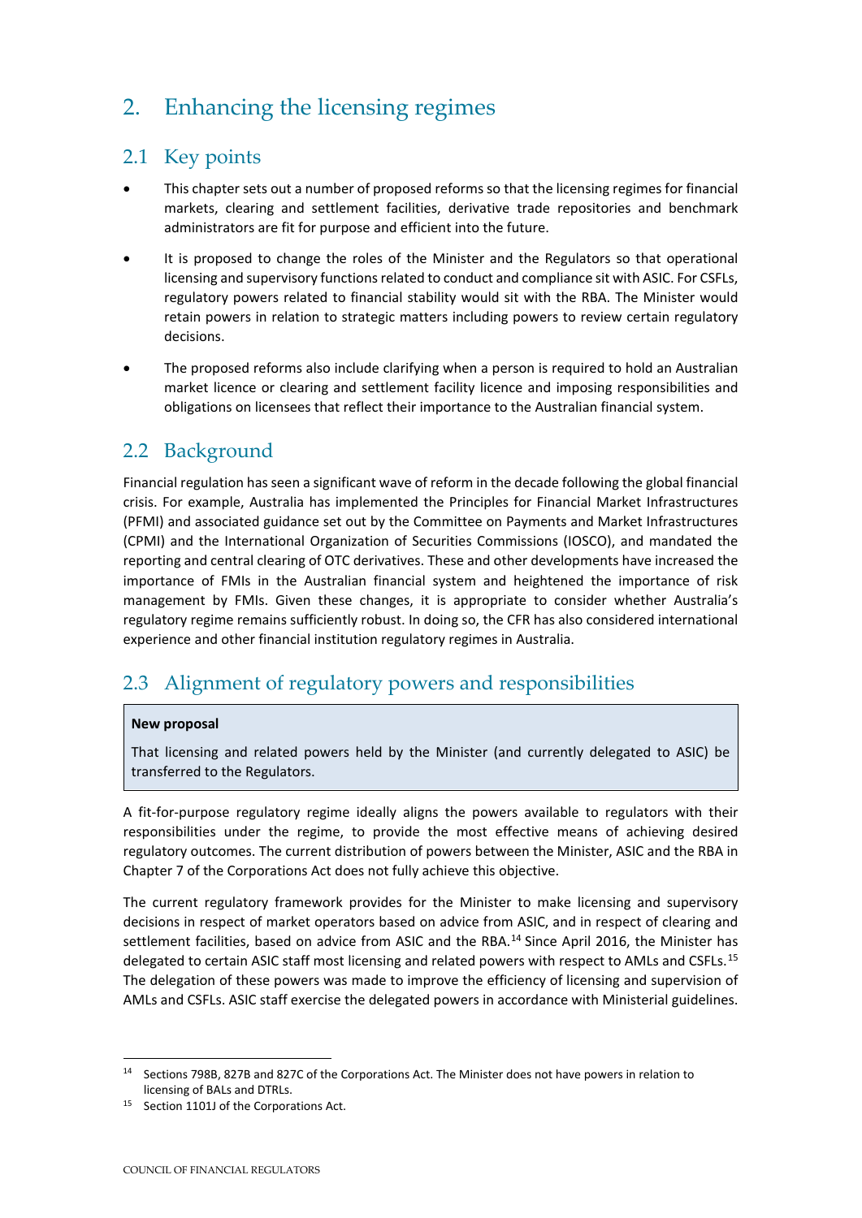# 2. Enhancing the licensing regimes

## 2.1 Key points

- This chapter sets out a number of proposed reforms so that the licensing regimes for financial markets, clearing and settlement facilities, derivative trade repositories and benchmark administrators are fit for purpose and efficient into the future.
- It is proposed to change the roles of the Minister and the Regulators so that operational licensing and supervisory functions related to conduct and compliance sit with ASIC. For CSFLs, regulatory powers related to financial stability would sit with the RBA. The Minister would retain powers in relation to strategic matters including powers to review certain regulatory decisions.
- The proposed reforms also include clarifying when a person is required to hold an Australian market licence or clearing and settlement facility licence and imposing responsibilities and obligations on licensees that reflect their importance to the Australian financial system.

## 2.2 Background

Financial regulation has seen a significant wave of reform in the decade following the global financial crisis. For example, Australia has implemented the Principles for Financial Market Infrastructures (PFMI) and associated guidance set out by the Committee on Payments and Market Infrastructures (CPMI) and the International Organization of Securities Commissions (IOSCO), and mandated the reporting and central clearing of OTC derivatives. These and other developments have increased the importance of FMIs in the Australian financial system and heightened the importance of risk management by FMIs. Given these changes, it is appropriate to consider whether Australia's regulatory regime remains sufficiently robust. In doing so, the CFR has also considered international experience and other financial institution regulatory regimes in Australia.

## 2.3 Alignment of regulatory powers and responsibilities

> **New proposal**
>
> That licensing and related powers held by the Minister (and currently delegated to ASIC) be transferred to the Regulators.

A fit-for-purpose regulatory regime ideally aligns the powers available to regulators with their responsibilities under the regime, to provide the most effective means of achieving desired regulatory outcomes. The current distribution of powers between the Minister, ASIC and the RBA in Chapter 7 of the Corporations Act does not fully achieve this objective.

The current regulatory framework provides for the Minister to make licensing and supervisory decisions in respect of market operators based on advice from ASIC, and in respect of clearing and settlement facilities, based on advice from ASIC and the RBA.[14] Since April 2016, the Minister has delegated to certain ASIC staff most licensing and related powers with respect to AMLs and CSFLs.[15] The delegation of these powers was made to improve the efficiency of licensing and supervision of AMLs and CSFLs. ASIC staff exercise the delegated powers in accordance with Ministerial guidelines.

---

[14] Sections 798B, 827B and 827C of the Corporations Act. The Minister does not have powers in relation to licensing of BALs and DTRLs.

[15] Section 1101J of the Corporations Act.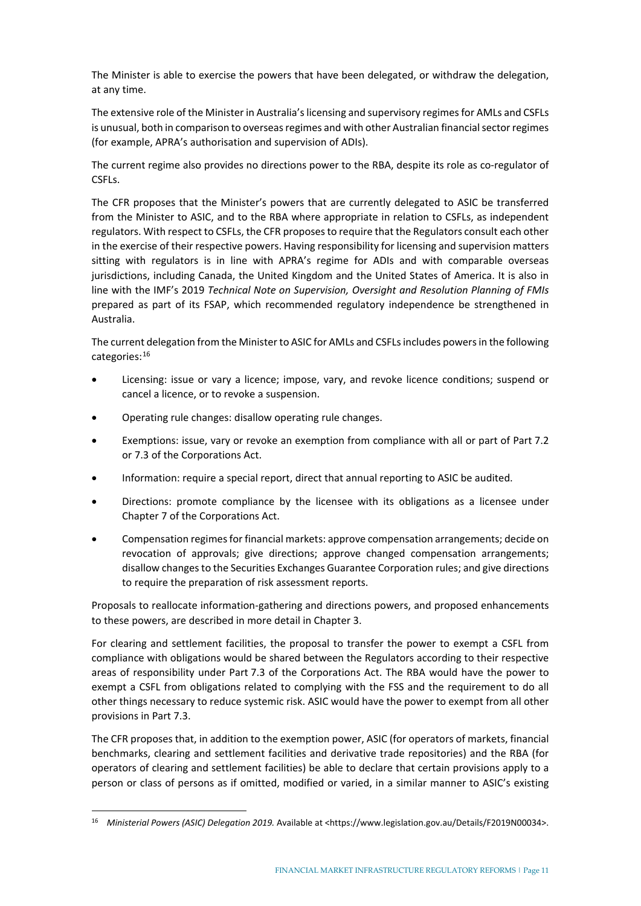The Minister is able to exercise the powers that have been delegated, or withdraw the delegation, at any time.

The extensive role of the Minister in Australia's licensing and supervisory regimes for AMLs and CSFLs is unusual, both in comparison to overseas regimes and with other Australian financial sector regimes (for example, APRA's authorisation and supervision of ADIs).

The current regime also provides no directions power to the RBA, despite its role as co-regulator of CSFLs.

The CFR proposes that the Minister's powers that are currently delegated to ASIC be transferred from the Minister to ASIC, and to the RBA where appropriate in relation to CSFLs, as independent regulators. With respect to CSFLs, the CFR proposes to require that the Regulators consult each other in the exercise of their respective powers. Having responsibility for licensing and supervision matters sitting with regulators is in line with APRA's regime for ADIs and with comparable overseas jurisdictions, including Canada, the United Kingdom and the United States of America. It is also in line with the IMF's 2019 *Technical Note on Supervision, Oversight and Resolution Planning of FMIs* prepared as part of its FSAP, which recommended regulatory independence be strengthened in Australia.

The current delegation from the Minister to ASIC for AMLs and CSFLs includes powers in the following categories:[16]

- Licensing: issue or vary a licence; impose, vary, and revoke licence conditions; suspend or cancel a licence, or to revoke a suspension.
- Operating rule changes: disallow operating rule changes.
- Exemptions: issue, vary or revoke an exemption from compliance with all or part of Part 7.2 or 7.3 of the Corporations Act.
- Information: require a special report, direct that annual reporting to ASIC be audited.
- Directions: promote compliance by the licensee with its obligations as a licensee under Chapter 7 of the Corporations Act.
- Compensation regimes for financial markets: approve compensation arrangements; decide on revocation of approvals; give directions; approve changed compensation arrangements; disallow changes to the Securities Exchanges Guarantee Corporation rules; and give directions to require the preparation of risk assessment reports.

Proposals to reallocate information-gathering and directions powers, and proposed enhancements to these powers, are described in more detail in Chapter 3.

For clearing and settlement facilities, the proposal to transfer the power to exempt a CSFL from compliance with obligations would be shared between the Regulators according to their respective areas of responsibility under Part 7.3 of the Corporations Act. The RBA would have the power to exempt a CSFL from obligations related to complying with the FSS and the requirement to do all other things necessary to reduce systemic risk. ASIC would have the power to exempt from all other provisions in Part 7.3.

The CFR proposes that, in addition to the exemption power, ASIC (for operators of markets, financial benchmarks, clearing and settlement facilities and derivative trade repositories) and the RBA (for operators of clearing and settlement facilities) be able to declare that certain provisions apply to a person or class of persons as if omitted, modified or varied, in a similar manner to ASIC's existing

[16] *Ministerial Powers (ASIC) Delegation 2019.* Available at <https://www.legislation.gov.au/Details/F2019N00034>.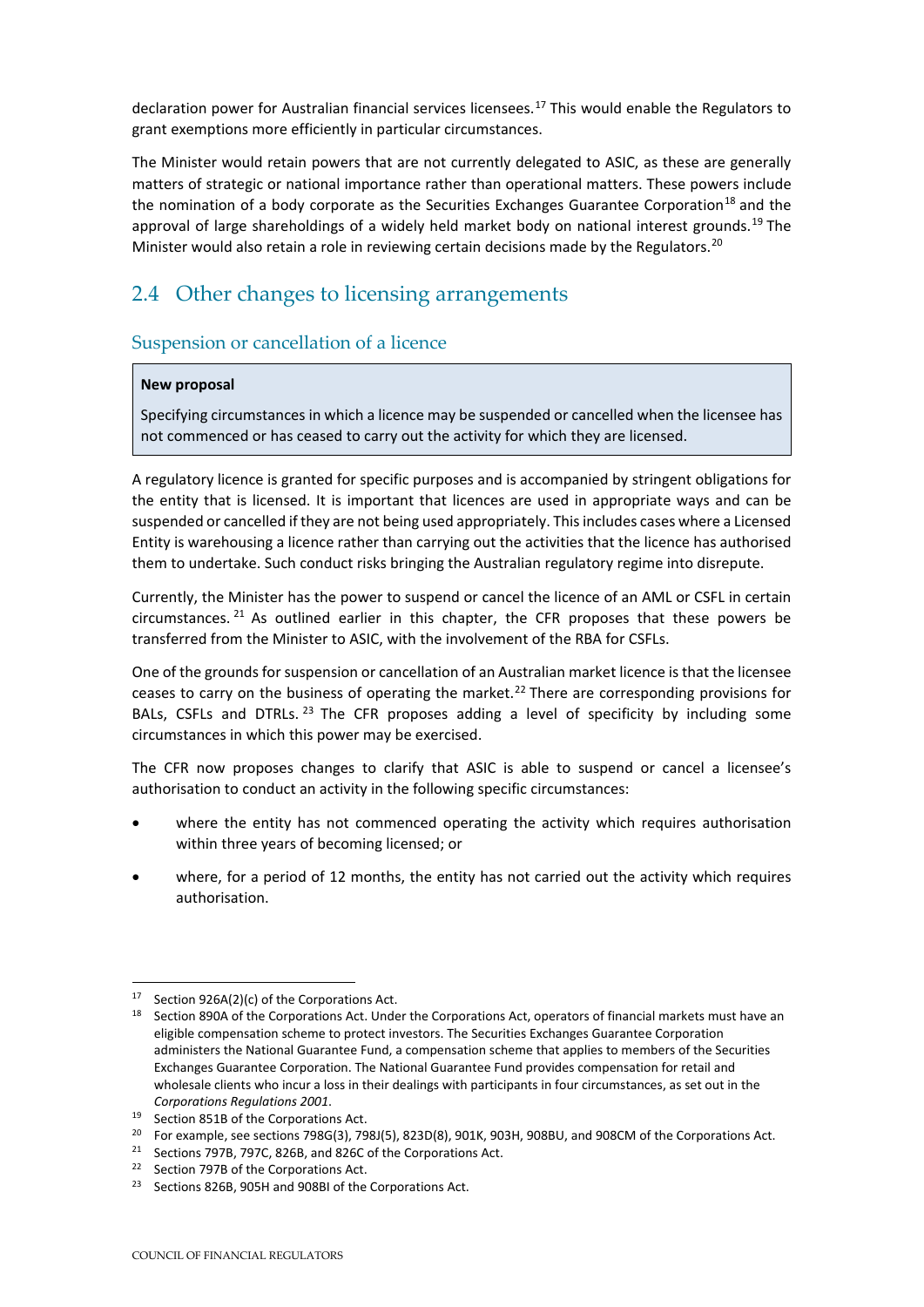declaration power for Australian financial services licensees.[17] This would enable the Regulators to grant exemptions more efficiently in particular circumstances.

The Minister would retain powers that are not currently delegated to ASIC, as these are generally matters of strategic or national importance rather than operational matters. These powers include the nomination of a body corporate as the Securities Exchanges Guarantee Corporation[18] and the approval of large shareholdings of a widely held market body on national interest grounds.[19] The Minister would also retain a role in reviewing certain decisions made by the Regulators.[20]

## 2.4 Other changes to licensing arrangements

### Suspension or cancellation of a licence

> **New proposal**
>
> Specifying circumstances in which a licence may be suspended or cancelled when the licensee has not commenced or has ceased to carry out the activity for which they are licensed.

A regulatory licence is granted for specific purposes and is accompanied by stringent obligations for the entity that is licensed. It is important that licences are used in appropriate ways and can be suspended or cancelled if they are not being used appropriately. This includes cases where a Licensed Entity is warehousing a licence rather than carrying out the activities that the licence has authorised them to undertake. Such conduct risks bringing the Australian regulatory regime into disrepute.

Currently, the Minister has the power to suspend or cancel the licence of an AML or CSFL in certain circumstances.[21] As outlined earlier in this chapter, the CFR proposes that these powers be transferred from the Minister to ASIC, with the involvement of the RBA for CSFLs.

One of the grounds for suspension or cancellation of an Australian market licence is that the licensee ceases to carry on the business of operating the market.[22] There are corresponding provisions for BALs, CSFLs and DTRLs.[23] The CFR proposes adding a level of specificity by including some circumstances in which this power may be exercised.

The CFR now proposes changes to clarify that ASIC is able to suspend or cancel a licensee's authorisation to conduct an activity in the following specific circumstances:

- where the entity has not commenced operating the activity which requires authorisation within three years of becoming licensed; or
- where, for a period of 12 months, the entity has not carried out the activity which requires authorisation.

---

[17] Section 926A(2)(c) of the Corporations Act.

[18] Section 890A of the Corporations Act. Under the Corporations Act, operators of financial markets must have an eligible compensation scheme to protect investors. The Securities Exchanges Guarantee Corporation administers the National Guarantee Fund, a compensation scheme that applies to members of the Securities Exchanges Guarantee Corporation. The National Guarantee Fund provides compensation for retail and wholesale clients who incur a loss in their dealings with participants in four circumstances, as set out in the *Corporations Regulations 2001*.

[19] Section 851B of the Corporations Act.

[20] For example, see sections 798G(3), 798J(5), 823D(8), 901K, 903H, 908BU, and 908CM of the Corporations Act.

[21] Sections 797B, 797C, 826B, and 826C of the Corporations Act.

[22] Section 797B of the Corporations Act.

[23] Sections 826B, 905H and 908BI of the Corporations Act.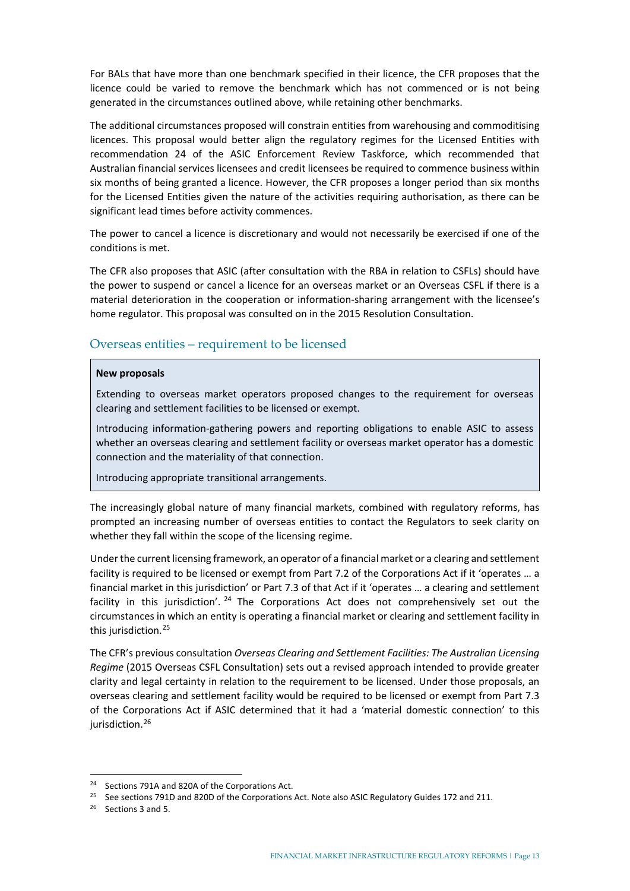For BALs that have more than one benchmark specified in their licence, the CFR proposes that the licence could be varied to remove the benchmark which has not commenced or is not being generated in the circumstances outlined above, while retaining other benchmarks.

The additional circumstances proposed will constrain entities from warehousing and commoditising licences. This proposal would better align the regulatory regimes for the Licensed Entities with recommendation 24 of the ASIC Enforcement Review Taskforce, which recommended that Australian financial services licensees and credit licensees be required to commence business within six months of being granted a licence. However, the CFR proposes a longer period than six months for the Licensed Entities given the nature of the activities requiring authorisation, as there can be significant lead times before activity commences.

The power to cancel a licence is discretionary and would not necessarily be exercised if one of the conditions is met.

The CFR also proposes that ASIC (after consultation with the RBA in relation to CSFLs) should have the power to suspend or cancel a licence for an overseas market or an Overseas CSFL if there is a material deterioration in the cooperation or information-sharing arrangement with the licensee's home regulator. This proposal was consulted on in the 2015 Resolution Consultation.

## Overseas entities – requirement to be licensed

> **New proposals**
>
> Extending to overseas market operators proposed changes to the requirement for overseas clearing and settlement facilities to be licensed or exempt.
>
> Introducing information-gathering powers and reporting obligations to enable ASIC to assess whether an overseas clearing and settlement facility or overseas market operator has a domestic connection and the materiality of that connection.
>
> Introducing appropriate transitional arrangements.

The increasingly global nature of many financial markets, combined with regulatory reforms, has prompted an increasing number of overseas entities to contact the Regulators to seek clarity on whether they fall within the scope of the licensing regime.

Under the current licensing framework, an operator of a financial market or a clearing and settlement facility is required to be licensed or exempt from Part 7.2 of the Corporations Act if it 'operates … a financial market in this jurisdiction' or Part 7.3 of that Act if it 'operates … a clearing and settlement facility in this jurisdiction'.[24] The Corporations Act does not comprehensively set out the circumstances in which an entity is operating a financial market or clearing and settlement facility in this jurisdiction.[25]

The CFR's previous consultation *Overseas Clearing and Settlement Facilities: The Australian Licensing Regime* (2015 Overseas CSFL Consultation) sets out a revised approach intended to provide greater clarity and legal certainty in relation to the requirement to be licensed. Under those proposals, an overseas clearing and settlement facility would be required to be licensed or exempt from Part 7.3 of the Corporations Act if ASIC determined that it had a 'material domestic connection' to this jurisdiction.[26]

---

[24] Sections 791A and 820A of the Corporations Act.

[25] See sections 791D and 820D of the Corporations Act. Note also ASIC Regulatory Guides 172 and 211.

[26] Sections 3 and 5.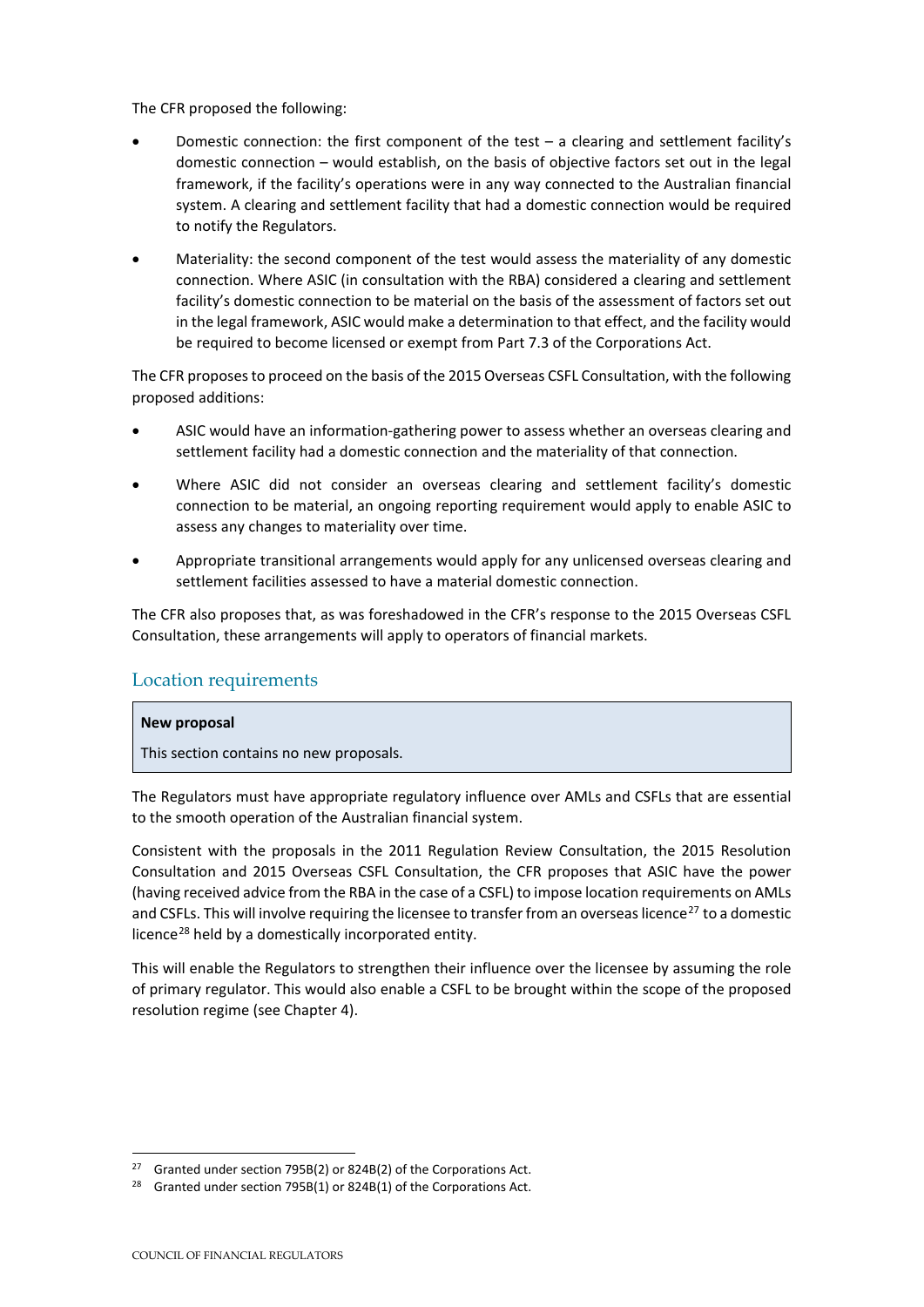The CFR proposed the following:

- Domestic connection: the first component of the test – a clearing and settlement facility's domestic connection – would establish, on the basis of objective factors set out in the legal framework, if the facility's operations were in any way connected to the Australian financial system. A clearing and settlement facility that had a domestic connection would be required to notify the Regulators.
- Materiality: the second component of the test would assess the materiality of any domestic connection. Where ASIC (in consultation with the RBA) considered a clearing and settlement facility's domestic connection to be material on the basis of the assessment of factors set out in the legal framework, ASIC would make a determination to that effect, and the facility would be required to become licensed or exempt from Part 7.3 of the Corporations Act.

The CFR proposes to proceed on the basis of the 2015 Overseas CSFL Consultation, with the following proposed additions:

- ASIC would have an information-gathering power to assess whether an overseas clearing and settlement facility had a domestic connection and the materiality of that connection.
- Where ASIC did not consider an overseas clearing and settlement facility's domestic connection to be material, an ongoing reporting requirement would apply to enable ASIC to assess any changes to materiality over time.
- Appropriate transitional arrangements would apply for any unlicensed overseas clearing and settlement facilities assessed to have a material domestic connection.

The CFR also proposes that, as was foreshadowed in the CFR's response to the 2015 Overseas CSFL Consultation, these arrangements will apply to operators of financial markets.

## Location requirements

**New proposal**

This section contains no new proposals.

The Regulators must have appropriate regulatory influence over AMLs and CSFLs that are essential to the smooth operation of the Australian financial system.

Consistent with the proposals in the 2011 Regulation Review Consultation, the 2015 Resolution Consultation and 2015 Overseas CSFL Consultation, the CFR proposes that ASIC have the power (having received advice from the RBA in the case of a CSFL) to impose location requirements on AMLs and CSFLs. This will involve requiring the licensee to transfer from an overseas licence[27] to a domestic licence[28] held by a domestically incorporated entity.

This will enable the Regulators to strengthen their influence over the licensee by assuming the role of primary regulator. This would also enable a CSFL to be brought within the scope of the proposed resolution regime (see Chapter 4).

[27] Granted under section 795B(2) or 824B(2) of the Corporations Act.

[28] Granted under section 795B(1) or 824B(1) of the Corporations Act.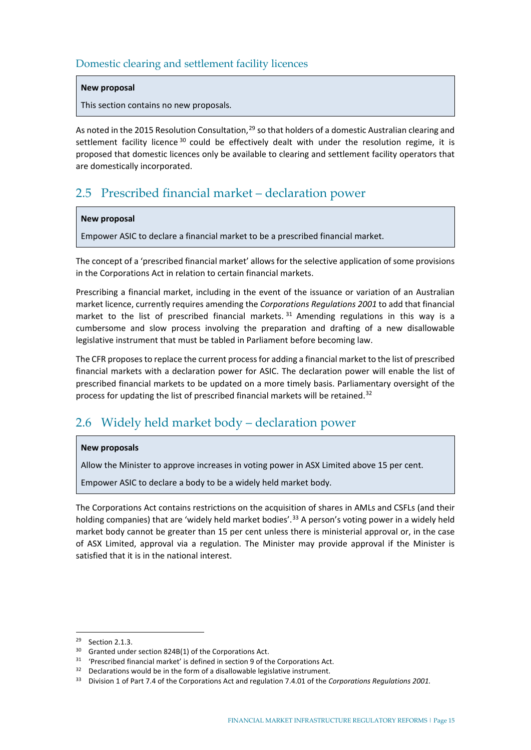### Domestic clearing and settlement facility licences

**New proposal**

This section contains no new proposals.

As noted in the 2015 Resolution Consultation,[29] so that holders of a domestic Australian clearing and settlement facility licence[30] could be effectively dealt with under the resolution regime, it is proposed that domestic licences only be available to clearing and settlement facility operators that are domestically incorporated.

## 2.5 Prescribed financial market – declaration power

**New proposal**

Empower ASIC to declare a financial market to be a prescribed financial market.

The concept of a 'prescribed financial market' allows for the selective application of some provisions in the Corporations Act in relation to certain financial markets.

Prescribing a financial market, including in the event of the issuance or variation of an Australian market licence, currently requires amending the *Corporations Regulations 2001* to add that financial market to the list of prescribed financial markets.[31] Amending regulations in this way is a cumbersome and slow process involving the preparation and drafting of a new disallowable legislative instrument that must be tabled in Parliament before becoming law.

The CFR proposes to replace the current process for adding a financial market to the list of prescribed financial markets with a declaration power for ASIC. The declaration power will enable the list of prescribed financial markets to be updated on a more timely basis. Parliamentary oversight of the process for updating the list of prescribed financial markets will be retained.[32]

## 2.6 Widely held market body – declaration power

**New proposals**

Allow the Minister to approve increases in voting power in ASX Limited above 15 per cent.

Empower ASIC to declare a body to be a widely held market body.

The Corporations Act contains restrictions on the acquisition of shares in AMLs and CSFLs (and their holding companies) that are 'widely held market bodies'.[33] A person's voting power in a widely held market body cannot be greater than 15 per cent unless there is ministerial approval or, in the case of ASX Limited, approval via a regulation. The Minister may provide approval if the Minister is satisfied that it is in the national interest.

---

[29] Section 2.1.3.

[30] Granted under section 824B(1) of the Corporations Act.

[31] 'Prescribed financial market' is defined in section 9 of the Corporations Act.

[32] Declarations would be in the form of a disallowable legislative instrument.

[33] Division 1 of Part 7.4 of the Corporations Act and regulation 7.4.01 of the *Corporations Regulations 2001*.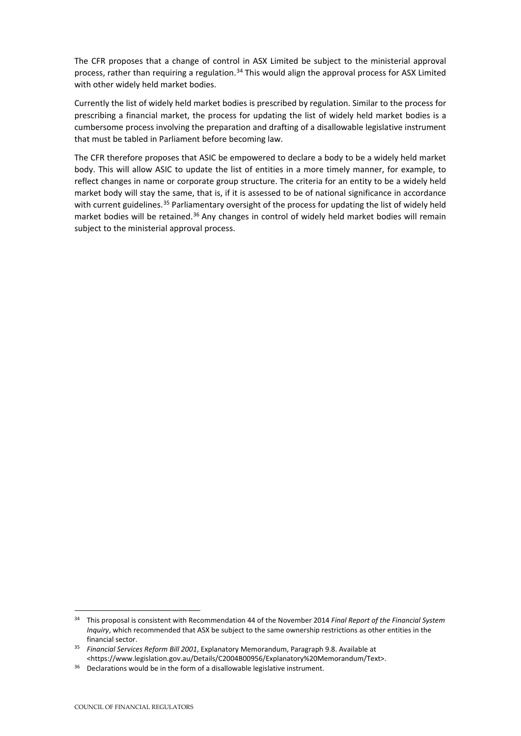The CFR proposes that a change of control in ASX Limited be subject to the ministerial approval process, rather than requiring a regulation.[34] This would align the approval process for ASX Limited with other widely held market bodies.

Currently the list of widely held market bodies is prescribed by regulation. Similar to the process for prescribing a financial market, the process for updating the list of widely held market bodies is a cumbersome process involving the preparation and drafting of a disallowable legislative instrument that must be tabled in Parliament before becoming law.

The CFR therefore proposes that ASIC be empowered to declare a body to be a widely held market body. This will allow ASIC to update the list of entities in a more timely manner, for example, to reflect changes in name or corporate group structure. The criteria for an entity to be a widely held market body will stay the same, that is, if it is assessed to be of national significance in accordance with current guidelines.[35] Parliamentary oversight of the process for updating the list of widely held market bodies will be retained.[36] Any changes in control of widely held market bodies will remain subject to the ministerial approval process.

---

[34] This proposal is consistent with Recommendation 44 of the November 2014 *Final Report of the Financial System Inquiry*, which recommended that ASX be subject to the same ownership restrictions as other entities in the financial sector.

[35] *Financial Services Reform Bill 2001*, Explanatory Memorandum, Paragraph 9.8. Available at <https://www.legislation.gov.au/Details/C2004B00956/Explanatory%20Memorandum/Text>.

[36] Declarations would be in the form of a disallowable legislative instrument.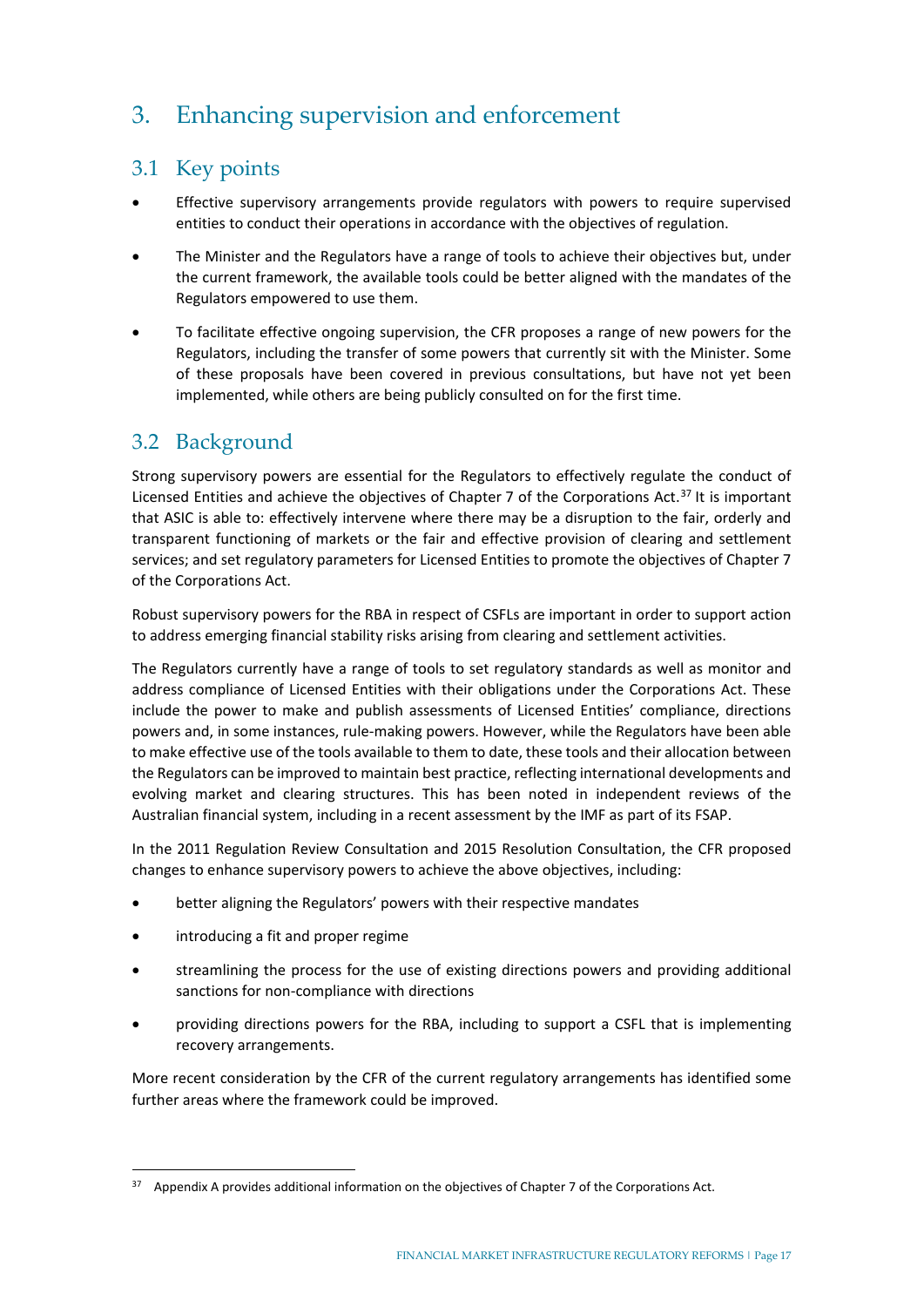# 3. Enhancing supervision and enforcement

## 3.1 Key points

- Effective supervisory arrangements provide regulators with powers to require supervised entities to conduct their operations in accordance with the objectives of regulation.
- The Minister and the Regulators have a range of tools to achieve their objectives but, under the current framework, the available tools could be better aligned with the mandates of the Regulators empowered to use them.
- To facilitate effective ongoing supervision, the CFR proposes a range of new powers for the Regulators, including the transfer of some powers that currently sit with the Minister. Some of these proposals have been covered in previous consultations, but have not yet been implemented, while others are being publicly consulted on for the first time.

## 3.2 Background

Strong supervisory powers are essential for the Regulators to effectively regulate the conduct of Licensed Entities and achieve the objectives of Chapter 7 of the Corporations Act.[37] It is important that ASIC is able to: effectively intervene where there may be a disruption to the fair, orderly and transparent functioning of markets or the fair and effective provision of clearing and settlement services; and set regulatory parameters for Licensed Entities to promote the objectives of Chapter 7 of the Corporations Act.

Robust supervisory powers for the RBA in respect of CSFLs are important in order to support action to address emerging financial stability risks arising from clearing and settlement activities.

The Regulators currently have a range of tools to set regulatory standards as well as monitor and address compliance of Licensed Entities with their obligations under the Corporations Act. These include the power to make and publish assessments of Licensed Entities' compliance, directions powers and, in some instances, rule-making powers. However, while the Regulators have been able to make effective use of the tools available to them to date, these tools and their allocation between the Regulators can be improved to maintain best practice, reflecting international developments and evolving market and clearing structures. This has been noted in independent reviews of the Australian financial system, including in a recent assessment by the IMF as part of its FSAP.

In the 2011 Regulation Review Consultation and 2015 Resolution Consultation, the CFR proposed changes to enhance supervisory powers to achieve the above objectives, including:

- better aligning the Regulators' powers with their respective mandates
- introducing a fit and proper regime
- streamlining the process for the use of existing directions powers and providing additional sanctions for non-compliance with directions
- providing directions powers for the RBA, including to support a CSFL that is implementing recovery arrangements.

More recent consideration by the CFR of the current regulatory arrangements has identified some further areas where the framework could be improved.

[37] Appendix A provides additional information on the objectives of Chapter 7 of the Corporations Act.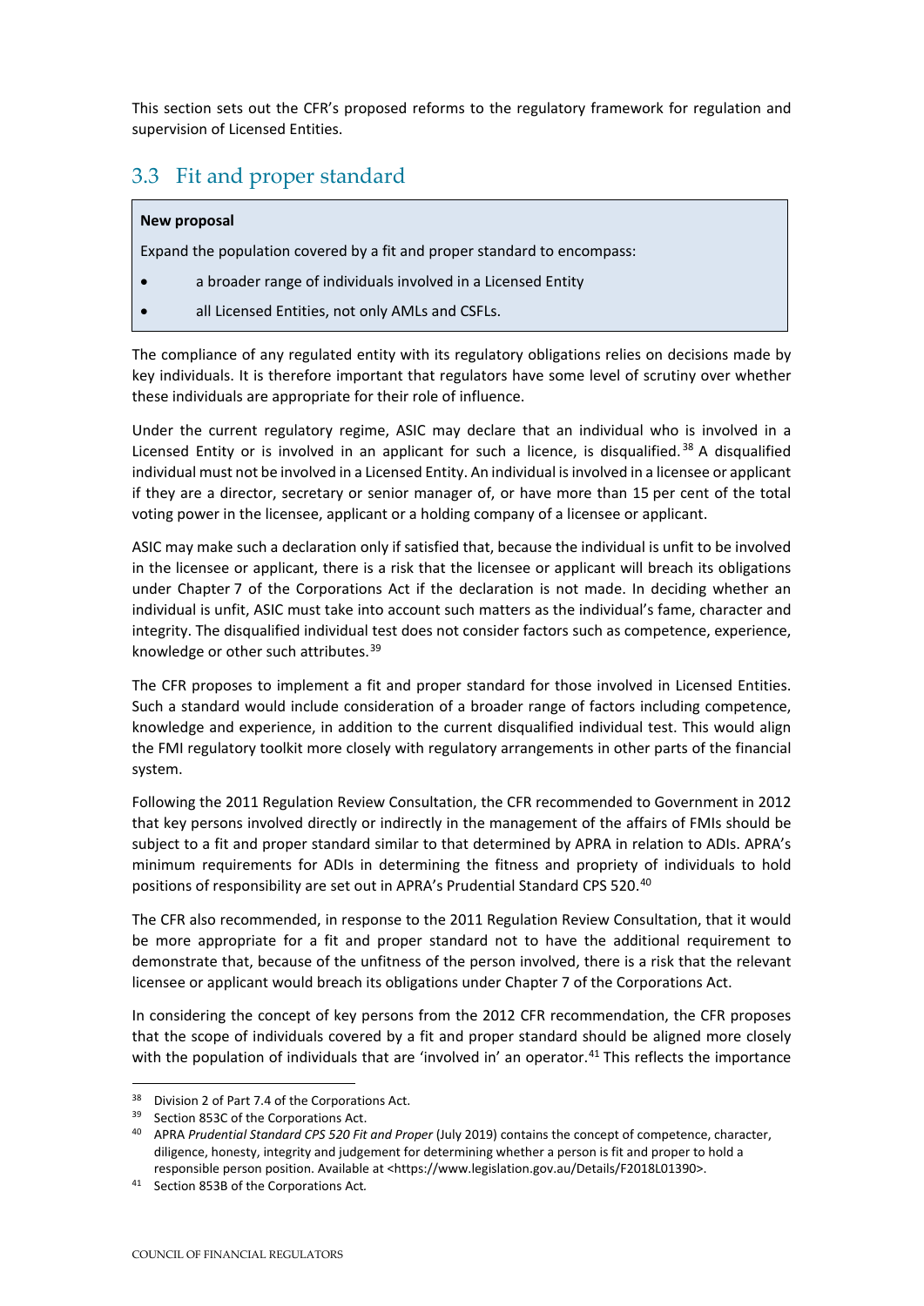This section sets out the CFR's proposed reforms to the regulatory framework for regulation and supervision of Licensed Entities.

## 3.3 Fit and proper standard

> **New proposal**
>
> Expand the population covered by a fit and proper standard to encompass:
>
> - a broader range of individuals involved in a Licensed Entity
> - all Licensed Entities, not only AMLs and CSFLs.

The compliance of any regulated entity with its regulatory obligations relies on decisions made by key individuals. It is therefore important that regulators have some level of scrutiny over whether these individuals are appropriate for their role of influence.

Under the current regulatory regime, ASIC may declare that an individual who is involved in a Licensed Entity or is involved in an applicant for such a licence, is disqualified.[38] A disqualified individual must not be involved in a Licensed Entity. An individual is involved in a licensee or applicant if they are a director, secretary or senior manager of, or have more than 15 per cent of the total voting power in the licensee, applicant or a holding company of a licensee or applicant.

ASIC may make such a declaration only if satisfied that, because the individual is unfit to be involved in the licensee or applicant, there is a risk that the licensee or applicant will breach its obligations under Chapter 7 of the Corporations Act if the declaration is not made. In deciding whether an individual is unfit, ASIC must take into account such matters as the individual's fame, character and integrity. The disqualified individual test does not consider factors such as competence, experience, knowledge or other such attributes.[39]

The CFR proposes to implement a fit and proper standard for those involved in Licensed Entities. Such a standard would include consideration of a broader range of factors including competence, knowledge and experience, in addition to the current disqualified individual test. This would align the FMI regulatory toolkit more closely with regulatory arrangements in other parts of the financial system.

Following the 2011 Regulation Review Consultation, the CFR recommended to Government in 2012 that key persons involved directly or indirectly in the management of the affairs of FMIs should be subject to a fit and proper standard similar to that determined by APRA in relation to ADIs. APRA's minimum requirements for ADIs in determining the fitness and propriety of individuals to hold positions of responsibility are set out in APRA's Prudential Standard CPS 520.[40]

The CFR also recommended, in response to the 2011 Regulation Review Consultation, that it would be more appropriate for a fit and proper standard not to have the additional requirement to demonstrate that, because of the unfitness of the person involved, there is a risk that the relevant licensee or applicant would breach its obligations under Chapter 7 of the Corporations Act.

In considering the concept of key persons from the 2012 CFR recommendation, the CFR proposes that the scope of individuals covered by a fit and proper standard should be aligned more closely with the population of individuals that are 'involved in' an operator.[41] This reflects the importance

---

[38] Division 2 of Part 7.4 of the Corporations Act.

[39] Section 853C of the Corporations Act.

[40] APRA *Prudential Standard CPS 520 Fit and Proper* (July 2019) contains the concept of competence, character, diligence, honesty, integrity and judgement for determining whether a person is fit and proper to hold a responsible person position. Available at <https://www.legislation.gov.au/Details/F2018L01390>.

[41] Section 853B of the Corporations Act.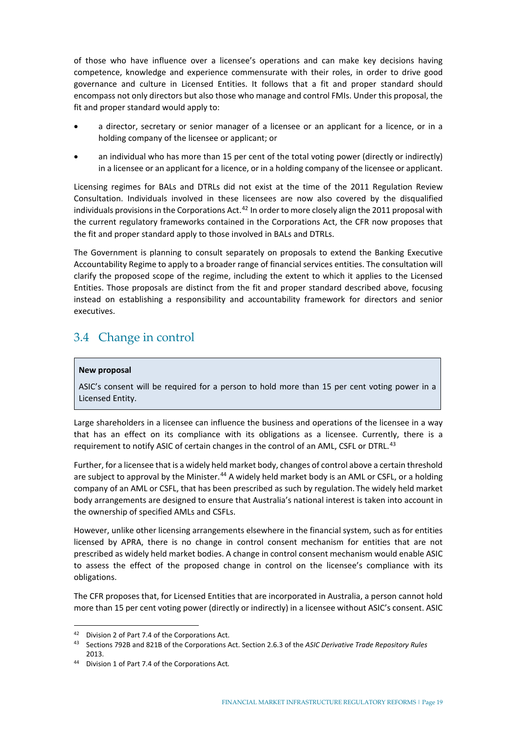of those who have influence over a licensee's operations and can make key decisions having competence, knowledge and experience commensurate with their roles, in order to drive good governance and culture in Licensed Entities. It follows that a fit and proper standard should encompass not only directors but also those who manage and control FMIs. Under this proposal, the fit and proper standard would apply to:

- a director, secretary or senior manager of a licensee or an applicant for a licence, or in a holding company of the licensee or applicant; or
- an individual who has more than 15 per cent of the total voting power (directly or indirectly) in a licensee or an applicant for a licence, or in a holding company of the licensee or applicant.

Licensing regimes for BALs and DTRLs did not exist at the time of the 2011 Regulation Review Consultation. Individuals involved in these licensees are now also covered by the disqualified individuals provisions in the Corporations Act.[42] In order to more closely align the 2011 proposal with the current regulatory frameworks contained in the Corporations Act, the CFR now proposes that the fit and proper standard apply to those involved in BALs and DTRLs.

The Government is planning to consult separately on proposals to extend the Banking Executive Accountability Regime to apply to a broader range of financial services entities. The consultation will clarify the proposed scope of the regime, including the extent to which it applies to the Licensed Entities. Those proposals are distinct from the fit and proper standard described above, focusing instead on establishing a responsibility and accountability framework for directors and senior executives.

## 3.4 Change in control

> **New proposal**
>
> ASIC's consent will be required for a person to hold more than 15 per cent voting power in a Licensed Entity.

Large shareholders in a licensee can influence the business and operations of the licensee in a way that has an effect on its compliance with its obligations as a licensee. Currently, there is a requirement to notify ASIC of certain changes in the control of an AML, CSFL or DTRL.[43]

Further, for a licensee that is a widely held market body, changes of control above a certain threshold are subject to approval by the Minister.[44] A widely held market body is an AML or CSFL, or a holding company of an AML or CSFL, that has been prescribed as such by regulation. The widely held market body arrangements are designed to ensure that Australia's national interest is taken into account in the ownership of specified AMLs and CSFLs.

However, unlike other licensing arrangements elsewhere in the financial system, such as for entities licensed by APRA, there is no change in control consent mechanism for entities that are not prescribed as widely held market bodies. A change in control consent mechanism would enable ASIC to assess the effect of the proposed change in control on the licensee's compliance with its obligations.

The CFR proposes that, for Licensed Entities that are incorporated in Australia, a person cannot hold more than 15 per cent voting power (directly or indirectly) in a licensee without ASIC's consent. ASIC

---

[42] Division 2 of Part 7.4 of the Corporations Act.

[43] Sections 792B and 821B of the Corporations Act. Section 2.6.3 of the *ASIC Derivative Trade Repository Rules* 2013.

[44] Division 1 of Part 7.4 of the Corporations Act.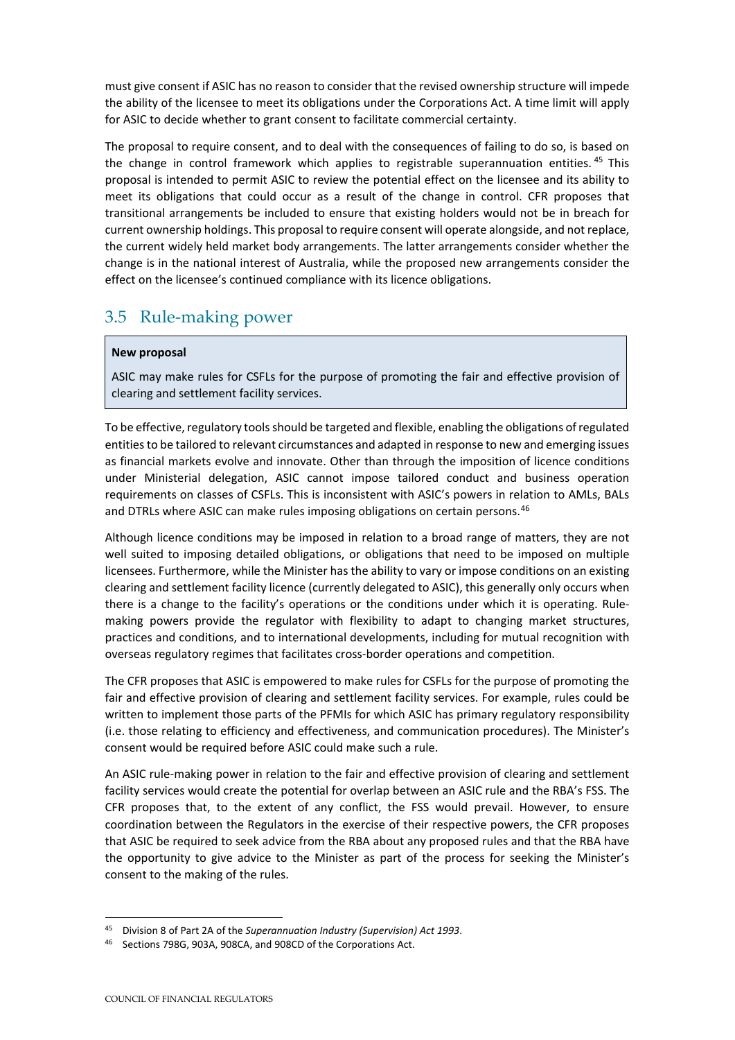must give consent if ASIC has no reason to consider that the revised ownership structure will impede the ability of the licensee to meet its obligations under the Corporations Act. A time limit will apply for ASIC to decide whether to grant consent to facilitate commercial certainty.

The proposal to require consent, and to deal with the consequences of failing to do so, is based on the change in control framework which applies to registrable superannuation entities.[45] This proposal is intended to permit ASIC to review the potential effect on the licensee and its ability to meet its obligations that could occur as a result of the change in control. CFR proposes that transitional arrangements be included to ensure that existing holders would not be in breach for current ownership holdings. This proposal to require consent will operate alongside, and not replace, the current widely held market body arrangements. The latter arrangements consider whether the change is in the national interest of Australia, while the proposed new arrangements consider the effect on the licensee's continued compliance with its licence obligations.

## 3.5 Rule-making power

> **New proposal**
>
> ASIC may make rules for CSFLs for the purpose of promoting the fair and effective provision of clearing and settlement facility services.

To be effective, regulatory tools should be targeted and flexible, enabling the obligations of regulated entities to be tailored to relevant circumstances and adapted in response to new and emerging issues as financial markets evolve and innovate. Other than through the imposition of licence conditions under Ministerial delegation, ASIC cannot impose tailored conduct and business operation requirements on classes of CSFLs. This is inconsistent with ASIC's powers in relation to AMLs, BALs and DTRLs where ASIC can make rules imposing obligations on certain persons.[46]

Although licence conditions may be imposed in relation to a broad range of matters, they are not well suited to imposing detailed obligations, or obligations that need to be imposed on multiple licensees. Furthermore, while the Minister has the ability to vary or impose conditions on an existing clearing and settlement facility licence (currently delegated to ASIC), this generally only occurs when there is a change to the facility's operations or the conditions under which it is operating. Rule-making powers provide the regulator with flexibility to adapt to changing market structures, practices and conditions, and to international developments, including for mutual recognition with overseas regulatory regimes that facilitates cross-border operations and competition.

The CFR proposes that ASIC is empowered to make rules for CSFLs for the purpose of promoting the fair and effective provision of clearing and settlement facility services. For example, rules could be written to implement those parts of the PFMIs for which ASIC has primary regulatory responsibility (i.e. those relating to efficiency and effectiveness, and communication procedures). The Minister's consent would be required before ASIC could make such a rule.

An ASIC rule-making power in relation to the fair and effective provision of clearing and settlement facility services would create the potential for overlap between an ASIC rule and the RBA's FSS. The CFR proposes that, to the extent of any conflict, the FSS would prevail. However, to ensure coordination between the Regulators in the exercise of their respective powers, the CFR proposes that ASIC be required to seek advice from the RBA about any proposed rules and that the RBA have the opportunity to give advice to the Minister as part of the process for seeking the Minister's consent to the making of the rules.

---

[45] Division 8 of Part 2A of the *Superannuation Industry (Supervision) Act 1993*.

[46] Sections 798G, 903A, 908CA, and 908CD of the Corporations Act.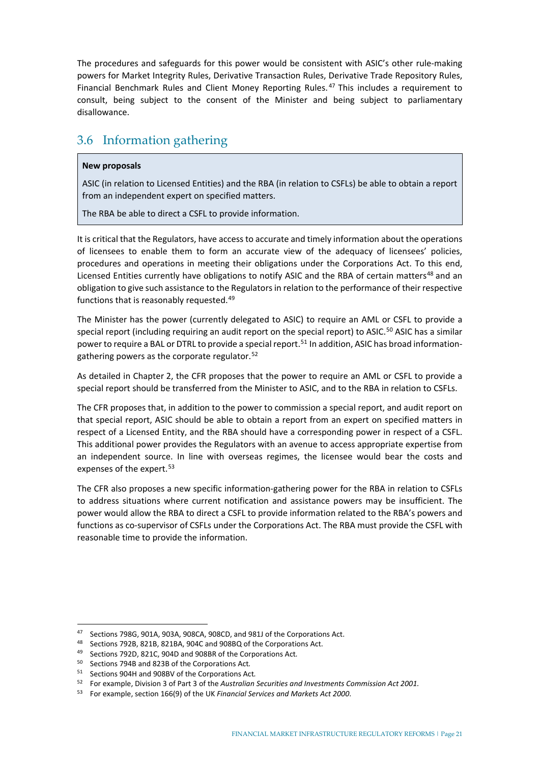The procedures and safeguards for this power would be consistent with ASIC's other rule-making powers for Market Integrity Rules, Derivative Transaction Rules, Derivative Trade Repository Rules, Financial Benchmark Rules and Client Money Reporting Rules.[47] This includes a requirement to consult, being subject to the consent of the Minister and being subject to parliamentary disallowance.

## 3.6 Information gathering

> **New proposals**
>
> ASIC (in relation to Licensed Entities) and the RBA (in relation to CSFLs) be able to obtain a report from an independent expert on specified matters.
>
> The RBA be able to direct a CSFL to provide information.

It is critical that the Regulators, have access to accurate and timely information about the operations of licensees to enable them to form an accurate view of the adequacy of licensees' policies, procedures and operations in meeting their obligations under the Corporations Act. To this end, Licensed Entities currently have obligations to notify ASIC and the RBA of certain matters[48] and an obligation to give such assistance to the Regulators in relation to the performance of their respective functions that is reasonably requested.[49]

The Minister has the power (currently delegated to ASIC) to require an AML or CSFL to provide a special report (including requiring an audit report on the special report) to ASIC.[50] ASIC has a similar power to require a BAL or DTRL to provide a special report.[51] In addition, ASIC has broad information-gathering powers as the corporate regulator.[52]

As detailed in Chapter 2, the CFR proposes that the power to require an AML or CSFL to provide a special report should be transferred from the Minister to ASIC, and to the RBA in relation to CSFLs.

The CFR proposes that, in addition to the power to commission a special report, and audit report on that special report, ASIC should be able to obtain a report from an expert on specified matters in respect of a Licensed Entity, and the RBA should have a corresponding power in respect of a CSFL. This additional power provides the Regulators with an avenue to access appropriate expertise from an independent source. In line with overseas regimes, the licensee would bear the costs and expenses of the expert.[53]

The CFR also proposes a new specific information-gathering power for the RBA in relation to CSFLs to address situations where current notification and assistance powers may be insufficient. The power would allow the RBA to direct a CSFL to provide information related to the RBA's powers and functions as co-supervisor of CSFLs under the Corporations Act. The RBA must provide the CSFL with reasonable time to provide the information.

---

[47] Sections 798G, 901A, 903A, 908CA, 908CD, and 981J of the Corporations Act.

[48] Sections 792B, 821B, 821BA, 904C and 908BQ of the Corporations Act.

[49] Sections 792D, 821C, 904D and 908BR of the Corporations Act.

[50] Sections 794B and 823B of the Corporations Act.

[51] Sections 904H and 908BV of the Corporations Act.

[52] For example, Division 3 of Part 3 of the *Australian Securities and Investments Commission Act 2001*.

[53] For example, section 166(9) of the UK *Financial Services and Markets Act 2000*.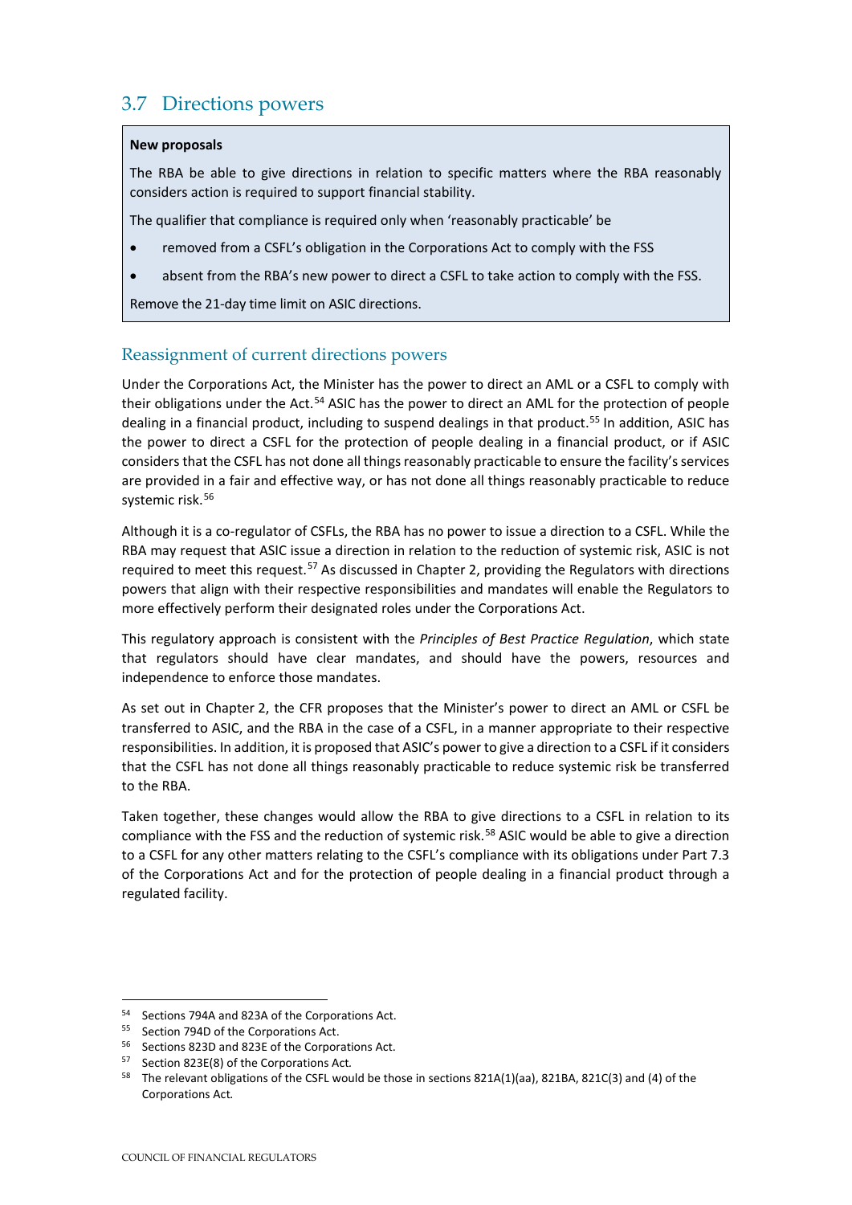## 3.7 Directions powers

**New proposals**

The RBA be able to give directions in relation to specific matters where the RBA reasonably considers action is required to support financial stability.

The qualifier that compliance is required only when 'reasonably practicable' be

- removed from a CSFL's obligation in the Corporations Act to comply with the FSS
- absent from the RBA's new power to direct a CSFL to take action to comply with the FSS.

Remove the 21-day time limit on ASIC directions.

### Reassignment of current directions powers

Under the Corporations Act, the Minister has the power to direct an AML or a CSFL to comply with their obligations under the Act.[54] ASIC has the power to direct an AML for the protection of people dealing in a financial product, including to suspend dealings in that product.[55] In addition, ASIC has the power to direct a CSFL for the protection of people dealing in a financial product, or if ASIC considers that the CSFL has not done all things reasonably practicable to ensure the facility's services are provided in a fair and effective way, or has not done all things reasonably practicable to reduce systemic risk.[56]

Although it is a co-regulator of CSFLs, the RBA has no power to issue a direction to a CSFL. While the RBA may request that ASIC issue a direction in relation to the reduction of systemic risk, ASIC is not required to meet this request.[57] As discussed in Chapter 2, providing the Regulators with directions powers that align with their respective responsibilities and mandates will enable the Regulators to more effectively perform their designated roles under the Corporations Act.

This regulatory approach is consistent with the *Principles of Best Practice Regulation*, which state that regulators should have clear mandates, and should have the powers, resources and independence to enforce those mandates.

As set out in Chapter 2, the CFR proposes that the Minister's power to direct an AML or CSFL be transferred to ASIC, and the RBA in the case of a CSFL, in a manner appropriate to their respective responsibilities. In addition, it is proposed that ASIC's power to give a direction to a CSFL if it considers that the CSFL has not done all things reasonably practicable to reduce systemic risk be transferred to the RBA.

Taken together, these changes would allow the RBA to give directions to a CSFL in relation to its compliance with the FSS and the reduction of systemic risk.[58] ASIC would be able to give a direction to a CSFL for any other matters relating to the CSFL's compliance with its obligations under Part 7.3 of the Corporations Act and for the protection of people dealing in a financial product through a regulated facility.

---

[54] Sections 794A and 823A of the Corporations Act.
[55] Section 794D of the Corporations Act.
[56] Sections 823D and 823E of the Corporations Act.
[57] Section 823E(8) of the Corporations Act.
[58] The relevant obligations of the CSFL would be those in sections 821A(1)(aa), 821BA, 821C(3) and (4) of the Corporations Act.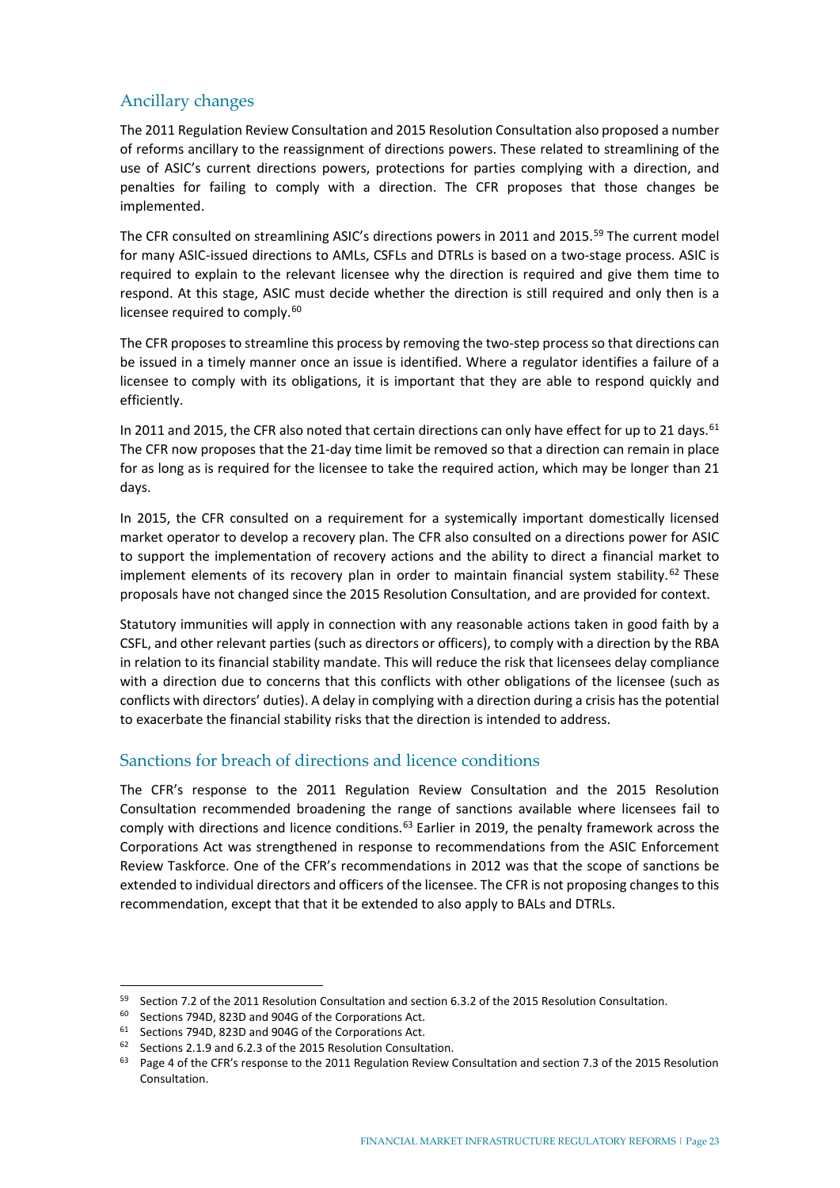## Ancillary changes

The 2011 Regulation Review Consultation and 2015 Resolution Consultation also proposed a number of reforms ancillary to the reassignment of directions powers. These related to streamlining of the use of ASIC's current directions powers, protections for parties complying with a direction, and penalties for failing to comply with a direction. The CFR proposes that those changes be implemented.

The CFR consulted on streamlining ASIC's directions powers in 2011 and 2015.[59] The current model for many ASIC-issued directions to AMLs, CSFLs and DTRLs is based on a two-stage process. ASIC is required to explain to the relevant licensee why the direction is required and give them time to respond. At this stage, ASIC must decide whether the direction is still required and only then is a licensee required to comply.[60]

The CFR proposes to streamline this process by removing the two-step process so that directions can be issued in a timely manner once an issue is identified. Where a regulator identifies a failure of a licensee to comply with its obligations, it is important that they are able to respond quickly and efficiently.

In 2011 and 2015, the CFR also noted that certain directions can only have effect for up to 21 days.[61] The CFR now proposes that the 21-day time limit be removed so that a direction can remain in place for as long as is required for the licensee to take the required action, which may be longer than 21 days.

In 2015, the CFR consulted on a requirement for a systemically important domestically licensed market operator to develop a recovery plan. The CFR also consulted on a directions power for ASIC to support the implementation of recovery actions and the ability to direct a financial market to implement elements of its recovery plan in order to maintain financial system stability.[62] These proposals have not changed since the 2015 Resolution Consultation, and are provided for context.

Statutory immunities will apply in connection with any reasonable actions taken in good faith by a CSFL, and other relevant parties (such as directors or officers), to comply with a direction by the RBA in relation to its financial stability mandate. This will reduce the risk that licensees delay compliance with a direction due to concerns that this conflicts with other obligations of the licensee (such as conflicts with directors' duties). A delay in complying with a direction during a crisis has the potential to exacerbate the financial stability risks that the direction is intended to address.

## Sanctions for breach of directions and licence conditions

The CFR's response to the 2011 Regulation Review Consultation and the 2015 Resolution Consultation recommended broadening the range of sanctions available where licensees fail to comply with directions and licence conditions.[63] Earlier in 2019, the penalty framework across the Corporations Act was strengthened in response to recommendations from the ASIC Enforcement Review Taskforce. One of the CFR's recommendations in 2012 was that the scope of sanctions be extended to individual directors and officers of the licensee. The CFR is not proposing changes to this recommendation, except that that it be extended to also apply to BALs and DTRLs.

---

[59] Section 7.2 of the 2011 Resolution Consultation and section 6.3.2 of the 2015 Resolution Consultation.

[60] Sections 794D, 823D and 904G of the Corporations Act.

[61] Sections 794D, 823D and 904G of the Corporations Act.

[62] Sections 2.1.9 and 6.2.3 of the 2015 Resolution Consultation.

[63] Page 4 of the CFR's response to the 2011 Regulation Review Consultation and section 7.3 of the 2015 Resolution Consultation.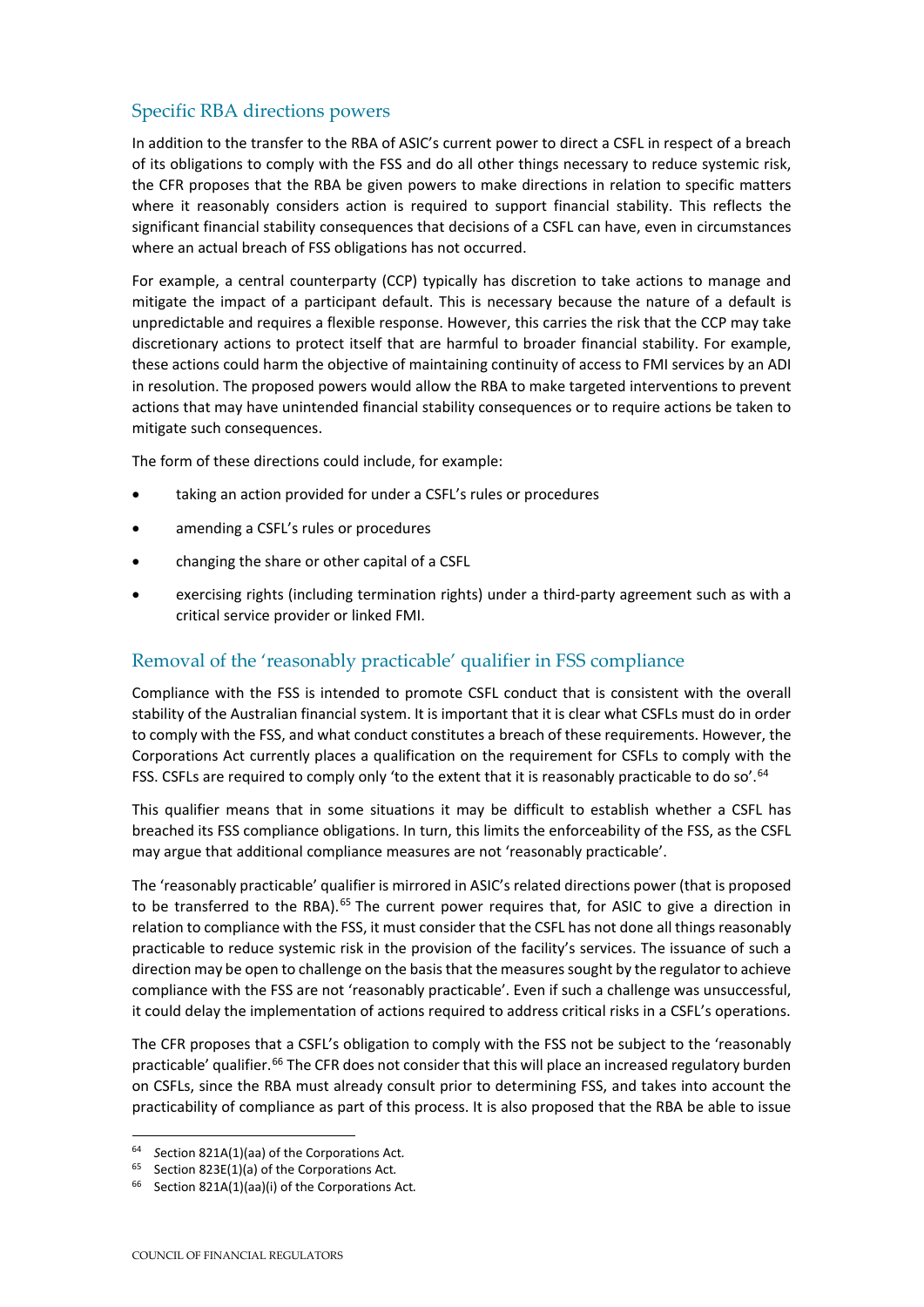## Specific RBA directions powers

In addition to the transfer to the RBA of ASIC's current power to direct a CSFL in respect of a breach of its obligations to comply with the FSS and do all other things necessary to reduce systemic risk, the CFR proposes that the RBA be given powers to make directions in relation to specific matters where it reasonably considers action is required to support financial stability. This reflects the significant financial stability consequences that decisions of a CSFL can have, even in circumstances where an actual breach of FSS obligations has not occurred.

For example, a central counterparty (CCP) typically has discretion to take actions to manage and mitigate the impact of a participant default. This is necessary because the nature of a default is unpredictable and requires a flexible response. However, this carries the risk that the CCP may take discretionary actions to protect itself that are harmful to broader financial stability. For example, these actions could harm the objective of maintaining continuity of access to FMI services by an ADI in resolution. The proposed powers would allow the RBA to make targeted interventions to prevent actions that may have unintended financial stability consequences or to require actions be taken to mitigate such consequences.

The form of these directions could include, for example:

- taking an action provided for under a CSFL's rules or procedures
- amending a CSFL's rules or procedures
- changing the share or other capital of a CSFL
- exercising rights (including termination rights) under a third-party agreement such as with a critical service provider or linked FMI.

## Removal of the 'reasonably practicable' qualifier in FSS compliance

Compliance with the FSS is intended to promote CSFL conduct that is consistent with the overall stability of the Australian financial system. It is important that it is clear what CSFLs must do in order to comply with the FSS, and what conduct constitutes a breach of these requirements. However, the Corporations Act currently places a qualification on the requirement for CSFLs to comply with the FSS. CSFLs are required to comply only 'to the extent that it is reasonably practicable to do so'.[64]

This qualifier means that in some situations it may be difficult to establish whether a CSFL has breached its FSS compliance obligations. In turn, this limits the enforceability of the FSS, as the CSFL may argue that additional compliance measures are not 'reasonably practicable'.

The 'reasonably practicable' qualifier is mirrored in ASIC's related directions power (that is proposed to be transferred to the RBA).[65] The current power requires that, for ASIC to give a direction in relation to compliance with the FSS, it must consider that the CSFL has not done all things reasonably practicable to reduce systemic risk in the provision of the facility's services. The issuance of such a direction may be open to challenge on the basis that the measures sought by the regulator to achieve compliance with the FSS are not 'reasonably practicable'. Even if such a challenge was unsuccessful, it could delay the implementation of actions required to address critical risks in a CSFL's operations.

The CFR proposes that a CSFL's obligation to comply with the FSS not be subject to the 'reasonably practicable' qualifier.[66] The CFR does not consider that this will place an increased regulatory burden on CSFLs, since the RBA must already consult prior to determining FSS, and takes into account the practicability of compliance as part of this process. It is also proposed that the RBA be able to issue

---

[64] Section 821A(1)(aa) of the Corporations Act.

[65] Section 823E(1)(a) of the Corporations Act.

[66] Section 821A(1)(aa)(i) of the Corporations Act.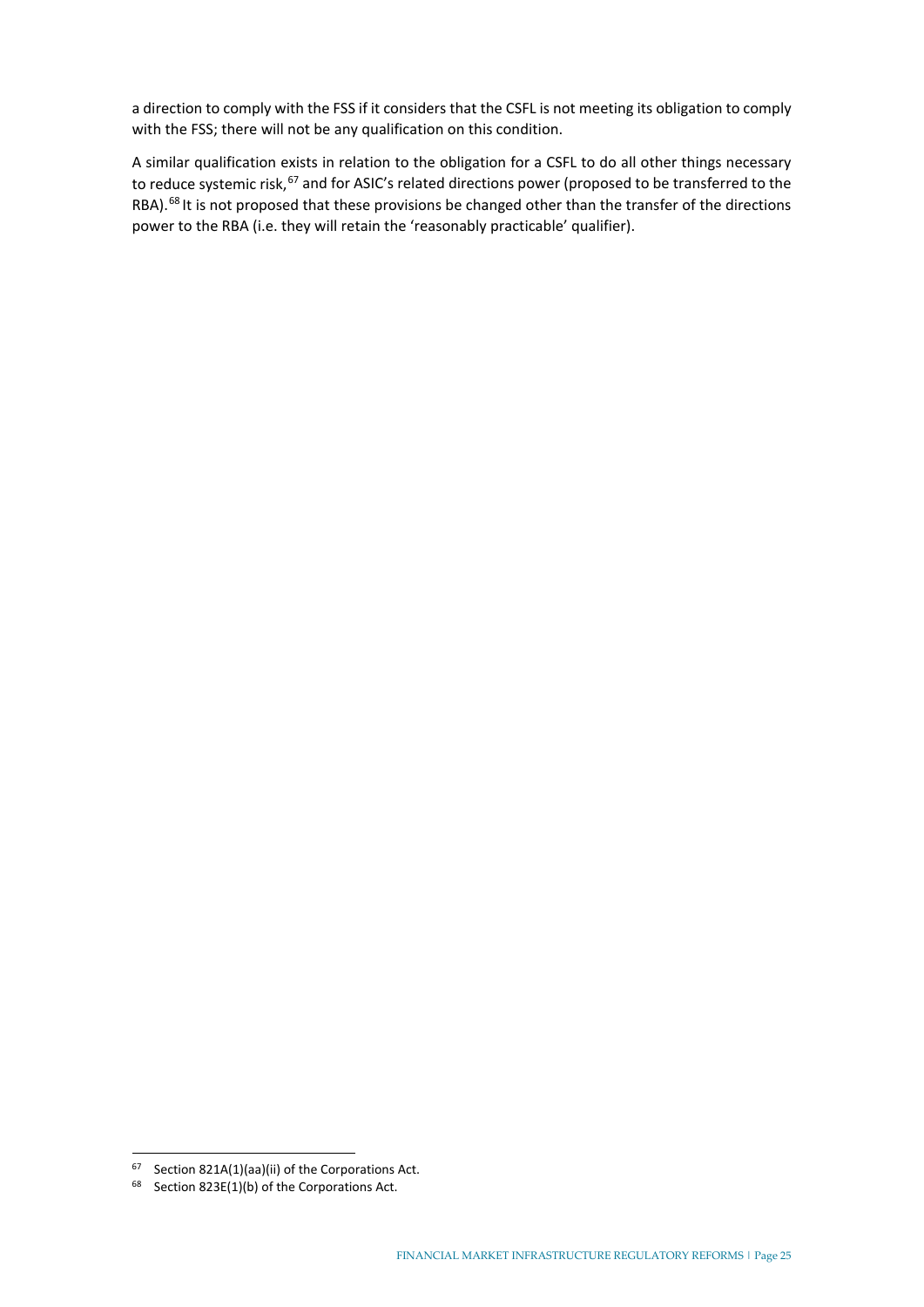a direction to comply with the FSS if it considers that the CSFL is not meeting its obligation to comply with the FSS; there will not be any qualification on this condition.

A similar qualification exists in relation to the obligation for a CSFL to do all other things necessary to reduce systemic risk,[67] and for ASIC's related directions power (proposed to be transferred to the RBA).[68] It is not proposed that these provisions be changed other than the transfer of the directions power to the RBA (i.e. they will retain the 'reasonably practicable' qualifier).

[67] Section 821A(1)(aa)(ii) of the Corporations Act.

[68] Section 823E(1)(b) of the Corporations Act.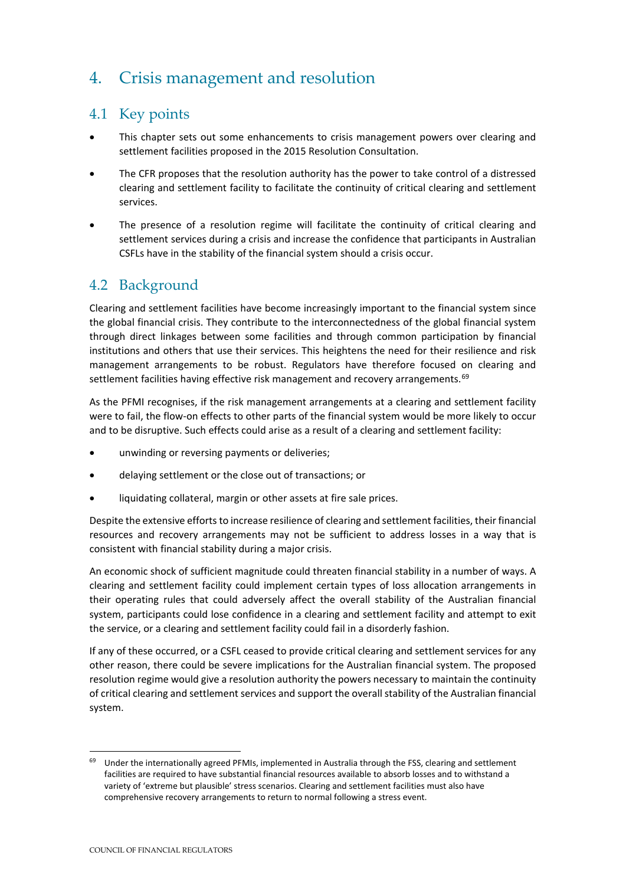# 4. Crisis management and resolution

## 4.1 Key points

- This chapter sets out some enhancements to crisis management powers over clearing and settlement facilities proposed in the 2015 Resolution Consultation.
- The CFR proposes that the resolution authority has the power to take control of a distressed clearing and settlement facility to facilitate the continuity of critical clearing and settlement services.
- The presence of a resolution regime will facilitate the continuity of critical clearing and settlement services during a crisis and increase the confidence that participants in Australian CSFLs have in the stability of the financial system should a crisis occur.

## 4.2 Background

Clearing and settlement facilities have become increasingly important to the financial system since the global financial crisis. They contribute to the interconnectedness of the global financial system through direct linkages between some facilities and through common participation by financial institutions and others that use their services. This heightens the need for their resilience and risk management arrangements to be robust. Regulators have therefore focused on clearing and settlement facilities having effective risk management and recovery arrangements.[69]

As the PFMI recognises, if the risk management arrangements at a clearing and settlement facility were to fail, the flow-on effects to other parts of the financial system would be more likely to occur and to be disruptive. Such effects could arise as a result of a clearing and settlement facility:

- unwinding or reversing payments or deliveries;
- delaying settlement or the close out of transactions; or
- liquidating collateral, margin or other assets at fire sale prices.

Despite the extensive efforts to increase resilience of clearing and settlement facilities, their financial resources and recovery arrangements may not be sufficient to address losses in a way that is consistent with financial stability during a major crisis.

An economic shock of sufficient magnitude could threaten financial stability in a number of ways. A clearing and settlement facility could implement certain types of loss allocation arrangements in their operating rules that could adversely affect the overall stability of the Australian financial system, participants could lose confidence in a clearing and settlement facility and attempt to exit the service, or a clearing and settlement facility could fail in a disorderly fashion.

If any of these occurred, or a CSFL ceased to provide critical clearing and settlement services for any other reason, there could be severe implications for the Australian financial system. The proposed resolution regime would give a resolution authority the powers necessary to maintain the continuity of critical clearing and settlement services and support the overall stability of the Australian financial system.

[69] Under the internationally agreed PFMIs, implemented in Australia through the FSS, clearing and settlement facilities are required to have substantial financial resources available to absorb losses and to withstand a variety of 'extreme but plausible' stress scenarios. Clearing and settlement facilities must also have comprehensive recovery arrangements to return to normal following a stress event.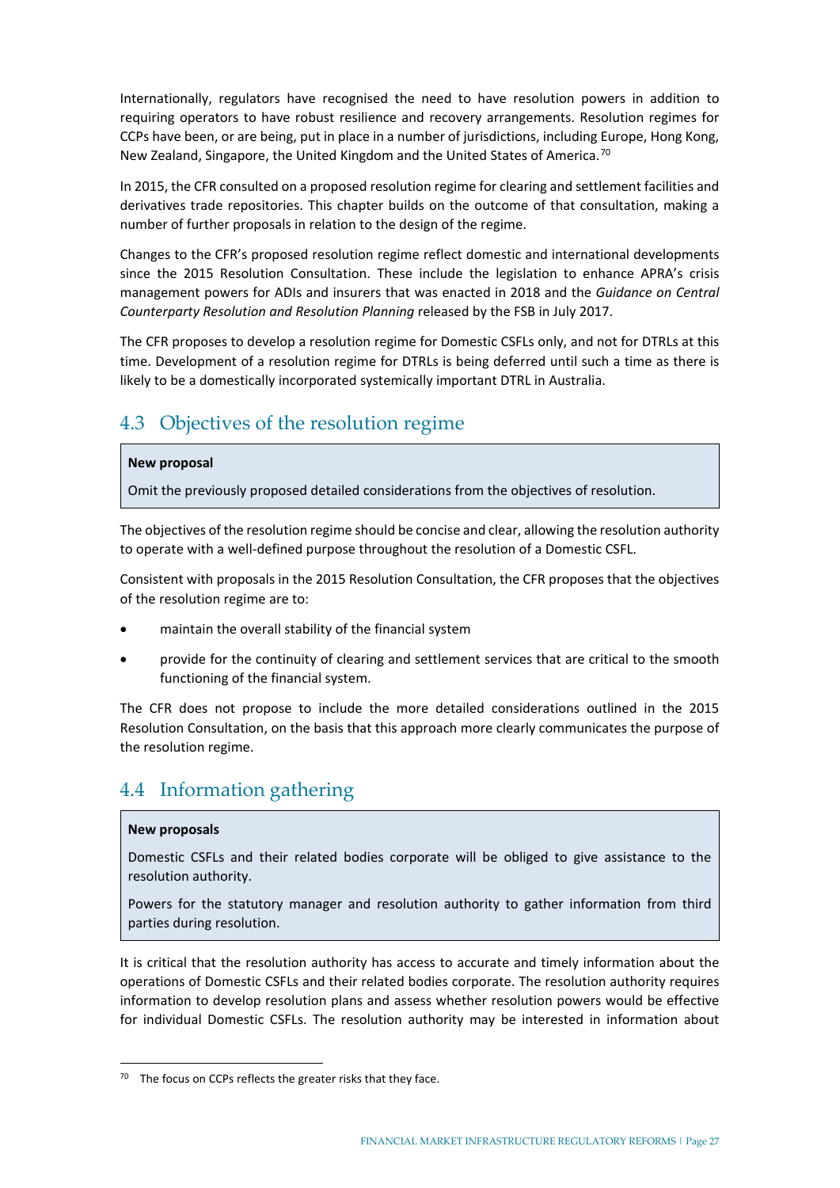Internationally, regulators have recognised the need to have resolution powers in addition to requiring operators to have robust resilience and recovery arrangements. Resolution regimes for CCPs have been, or are being, put in place in a number of jurisdictions, including Europe, Hong Kong, New Zealand, Singapore, the United Kingdom and the United States of America.[70]

In 2015, the CFR consulted on a proposed resolution regime for clearing and settlement facilities and derivatives trade repositories. This chapter builds on the outcome of that consultation, making a number of further proposals in relation to the design of the regime.

Changes to the CFR's proposed resolution regime reflect domestic and international developments since the 2015 Resolution Consultation. These include the legislation to enhance APRA's crisis management powers for ADIs and insurers that was enacted in 2018 and the *Guidance on Central Counterparty Resolution and Resolution Planning* released by the FSB in July 2017.

The CFR proposes to develop a resolution regime for Domestic CSFLs only, and not for DTRLs at this time. Development of a resolution regime for DTRLs is being deferred until such a time as there is likely to be a domestically incorporated systemically important DTRL in Australia.

## 4.3 Objectives of the resolution regime

> **New proposal**
>
> Omit the previously proposed detailed considerations from the objectives of resolution.

The objectives of the resolution regime should be concise and clear, allowing the resolution authority to operate with a well-defined purpose throughout the resolution of a Domestic CSFL.

Consistent with proposals in the 2015 Resolution Consultation, the CFR proposes that the objectives of the resolution regime are to:

- maintain the overall stability of the financial system
- provide for the continuity of clearing and settlement services that are critical to the smooth functioning of the financial system.

The CFR does not propose to include the more detailed considerations outlined in the 2015 Resolution Consultation, on the basis that this approach more clearly communicates the purpose of the resolution regime.

## 4.4 Information gathering

> **New proposals**
>
> Domestic CSFLs and their related bodies corporate will be obliged to give assistance to the resolution authority.
>
> Powers for the statutory manager and resolution authority to gather information from third parties during resolution.

It is critical that the resolution authority has access to accurate and timely information about the operations of Domestic CSFLs and their related bodies corporate. The resolution authority requires information to develop resolution plans and assess whether resolution powers would be effective for individual Domestic CSFLs. The resolution authority may be interested in information about

[70] The focus on CCPs reflects the greater risks that they face.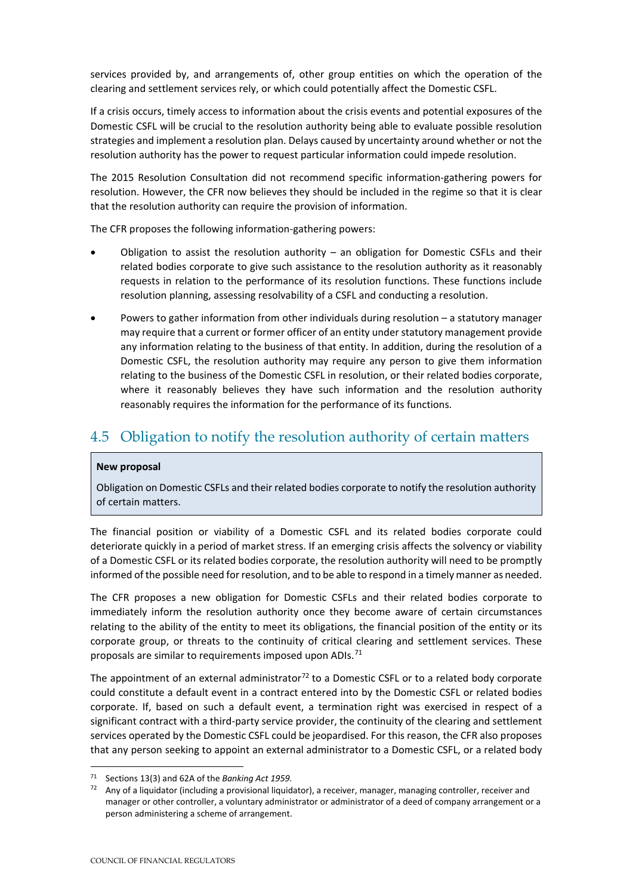services provided by, and arrangements of, other group entities on which the operation of the clearing and settlement services rely, or which could potentially affect the Domestic CSFL.

If a crisis occurs, timely access to information about the crisis events and potential exposures of the Domestic CSFL will be crucial to the resolution authority being able to evaluate possible resolution strategies and implement a resolution plan. Delays caused by uncertainty around whether or not the resolution authority has the power to request particular information could impede resolution.

The 2015 Resolution Consultation did not recommend specific information-gathering powers for resolution. However, the CFR now believes they should be included in the regime so that it is clear that the resolution authority can require the provision of information.

The CFR proposes the following information-gathering powers:

- Obligation to assist the resolution authority – an obligation for Domestic CSFLs and their related bodies corporate to give such assistance to the resolution authority as it reasonably requests in relation to the performance of its resolution functions. These functions include resolution planning, assessing resolvability of a CSFL and conducting a resolution.
- Powers to gather information from other individuals during resolution – a statutory manager may require that a current or former officer of an entity under statutory management provide any information relating to the business of that entity. In addition, during the resolution of a Domestic CSFL, the resolution authority may require any person to give them information relating to the business of the Domestic CSFL in resolution, or their related bodies corporate, where it reasonably believes they have such information and the resolution authority reasonably requires the information for the performance of its functions.

## 4.5 Obligation to notify the resolution authority of certain matters

**New proposal**

Obligation on Domestic CSFLs and their related bodies corporate to notify the resolution authority of certain matters.

The financial position or viability of a Domestic CSFL and its related bodies corporate could deteriorate quickly in a period of market stress. If an emerging crisis affects the solvency or viability of a Domestic CSFL or its related bodies corporate, the resolution authority will need to be promptly informed of the possible need for resolution, and to be able to respond in a timely manner as needed.

The CFR proposes a new obligation for Domestic CSFLs and their related bodies corporate to immediately inform the resolution authority once they become aware of certain circumstances relating to the ability of the entity to meet its obligations, the financial position of the entity or its corporate group, or threats to the continuity of critical clearing and settlement services. These proposals are similar to requirements imposed upon ADIs.[71]

The appointment of an external administrator[72] to a Domestic CSFL or to a related body corporate could constitute a default event in a contract entered into by the Domestic CSFL or related bodies corporate. If, based on such a default event, a termination right was exercised in respect of a significant contract with a third-party service provider, the continuity of the clearing and settlement services operated by the Domestic CSFL could be jeopardised. For this reason, the CFR also proposes that any person seeking to appoint an external administrator to a Domestic CSFL, or a related body

[71] Sections 13(3) and 62A of the *Banking Act 1959*.

[72] Any of a liquidator (including a provisional liquidator), a receiver, manager, managing controller, receiver and manager or other controller, a voluntary administrator or administrator of a deed of company arrangement or a person administering a scheme of arrangement.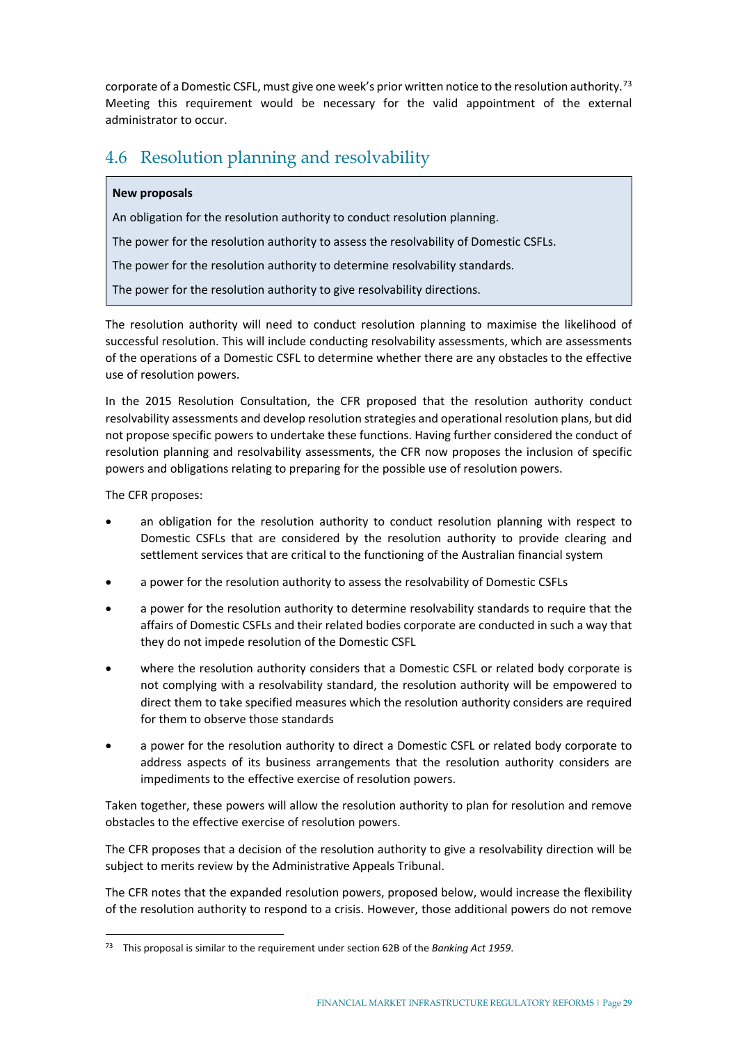corporate of a Domestic CSFL, must give one week's prior written notice to the resolution authority.[73] Meeting this requirement would be necessary for the valid appointment of the external administrator to occur.

## 4.6 Resolution planning and resolvability

> **New proposals**
>
> An obligation for the resolution authority to conduct resolution planning.
>
> The power for the resolution authority to assess the resolvability of Domestic CSFLs.
>
> The power for the resolution authority to determine resolvability standards.
>
> The power for the resolution authority to give resolvability directions.

The resolution authority will need to conduct resolution planning to maximise the likelihood of successful resolution. This will include conducting resolvability assessments, which are assessments of the operations of a Domestic CSFL to determine whether there are any obstacles to the effective use of resolution powers.

In the 2015 Resolution Consultation, the CFR proposed that the resolution authority conduct resolvability assessments and develop resolution strategies and operational resolution plans, but did not propose specific powers to undertake these functions. Having further considered the conduct of resolution planning and resolvability assessments, the CFR now proposes the inclusion of specific powers and obligations relating to preparing for the possible use of resolution powers.

The CFR proposes:

- an obligation for the resolution authority to conduct resolution planning with respect to Domestic CSFLs that are considered by the resolution authority to provide clearing and settlement services that are critical to the functioning of the Australian financial system
- a power for the resolution authority to assess the resolvability of Domestic CSFLs
- a power for the resolution authority to determine resolvability standards to require that the affairs of Domestic CSFLs and their related bodies corporate are conducted in such a way that they do not impede resolution of the Domestic CSFL
- where the resolution authority considers that a Domestic CSFL or related body corporate is not complying with a resolvability standard, the resolution authority will be empowered to direct them to take specified measures which the resolution authority considers are required for them to observe those standards
- a power for the resolution authority to direct a Domestic CSFL or related body corporate to address aspects of its business arrangements that the resolution authority considers are impediments to the effective exercise of resolution powers.

Taken together, these powers will allow the resolution authority to plan for resolution and remove obstacles to the effective exercise of resolution powers.

The CFR proposes that a decision of the resolution authority to give a resolvability direction will be subject to merits review by the Administrative Appeals Tribunal.

The CFR notes that the expanded resolution powers, proposed below, would increase the flexibility of the resolution authority to respond to a crisis. However, those additional powers do not remove

[73] This proposal is similar to the requirement under section 62B of the *Banking Act 1959*.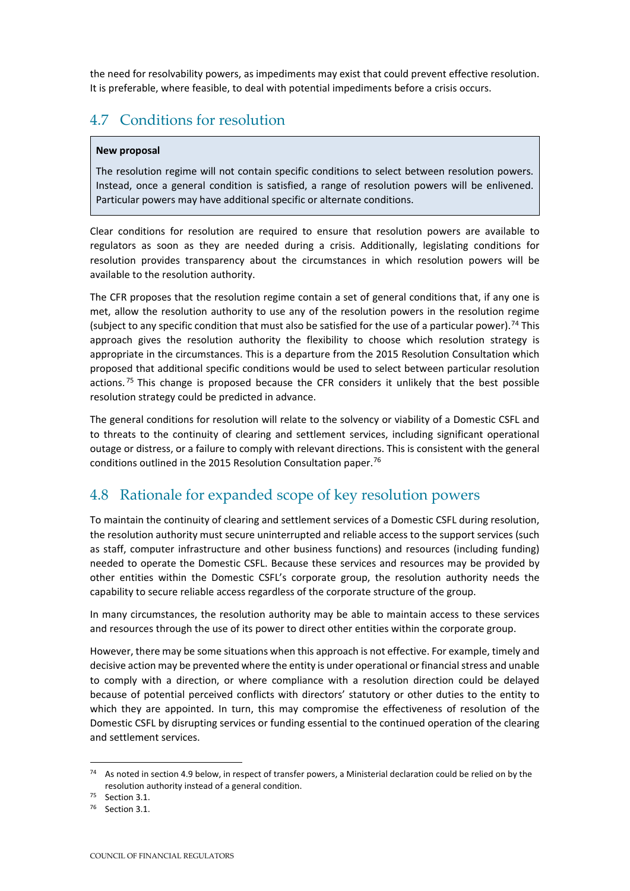the need for resolvability powers, as impediments may exist that could prevent effective resolution. It is preferable, where feasible, to deal with potential impediments before a crisis occurs.

## 4.7 Conditions for resolution

> **New proposal**
>
> The resolution regime will not contain specific conditions to select between resolution powers. Instead, once a general condition is satisfied, a range of resolution powers will be enlivened. Particular powers may have additional specific or alternate conditions.

Clear conditions for resolution are required to ensure that resolution powers are available to regulators as soon as they are needed during a crisis. Additionally, legislating conditions for resolution provides transparency about the circumstances in which resolution powers will be available to the resolution authority.

The CFR proposes that the resolution regime contain a set of general conditions that, if any one is met, allow the resolution authority to use any of the resolution powers in the resolution regime (subject to any specific condition that must also be satisfied for the use of a particular power).[74] This approach gives the resolution authority the flexibility to choose which resolution strategy is appropriate in the circumstances. This is a departure from the 2015 Resolution Consultation which proposed that additional specific conditions would be used to select between particular resolution actions.[75] This change is proposed because the CFR considers it unlikely that the best possible resolution strategy could be predicted in advance.

The general conditions for resolution will relate to the solvency or viability of a Domestic CSFL and to threats to the continuity of clearing and settlement services, including significant operational outage or distress, or a failure to comply with relevant directions. This is consistent with the general conditions outlined in the 2015 Resolution Consultation paper.[76]

## 4.8 Rationale for expanded scope of key resolution powers

To maintain the continuity of clearing and settlement services of a Domestic CSFL during resolution, the resolution authority must secure uninterrupted and reliable access to the support services (such as staff, computer infrastructure and other business functions) and resources (including funding) needed to operate the Domestic CSFL. Because these services and resources may be provided by other entities within the Domestic CSFL's corporate group, the resolution authority needs the capability to secure reliable access regardless of the corporate structure of the group.

In many circumstances, the resolution authority may be able to maintain access to these services and resources through the use of its power to direct other entities within the corporate group.

However, there may be some situations when this approach is not effective. For example, timely and decisive action may be prevented where the entity is under operational or financial stress and unable to comply with a direction, or where compliance with a resolution direction could be delayed because of potential perceived conflicts with directors' statutory or other duties to the entity to which they are appointed. In turn, this may compromise the effectiveness of resolution of the Domestic CSFL by disrupting services or funding essential to the continued operation of the clearing and settlement services.

---

[74] As noted in section 4.9 below, in respect of transfer powers, a Ministerial declaration could be relied on by the resolution authority instead of a general condition.

[75] Section 3.1.

[76] Section 3.1.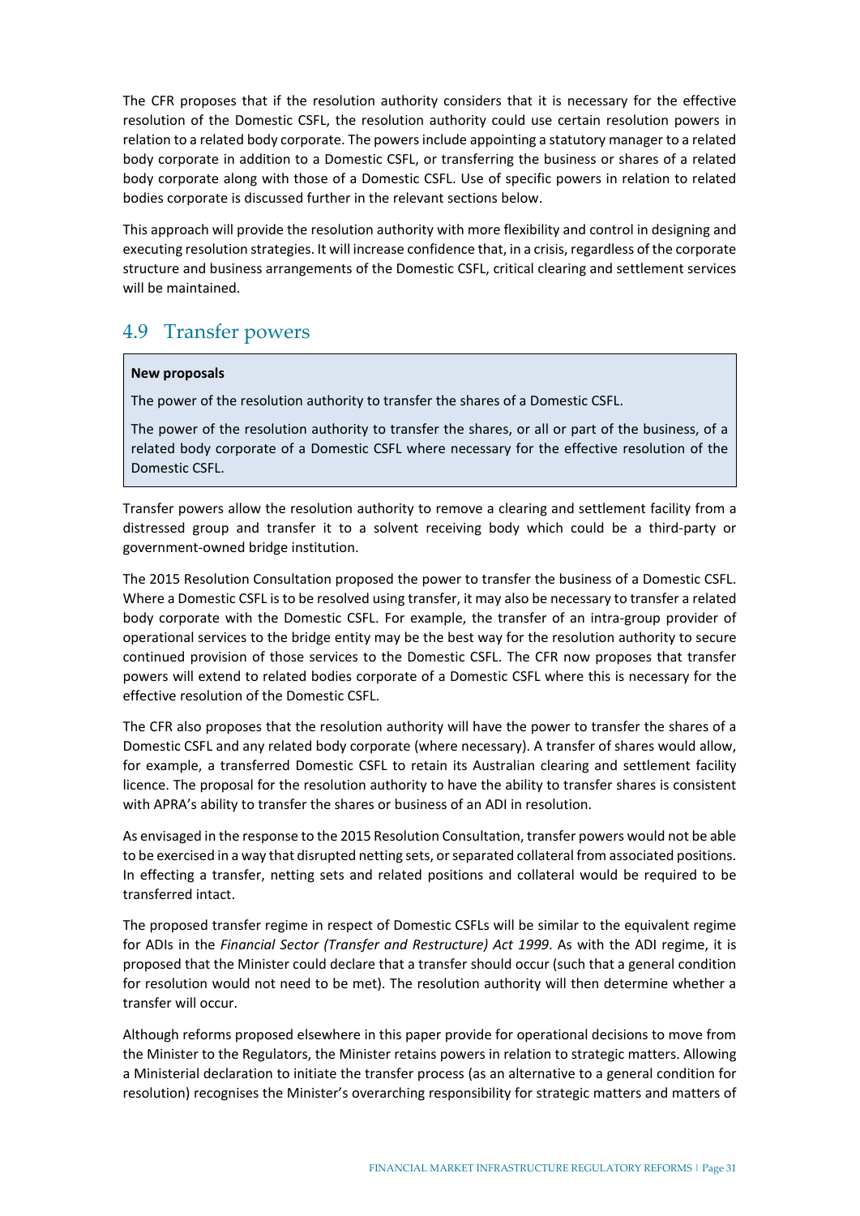The CFR proposes that if the resolution authority considers that it is necessary for the effective resolution of the Domestic CSFL, the resolution authority could use certain resolution powers in relation to a related body corporate. The powers include appointing a statutory manager to a related body corporate in addition to a Domestic CSFL, or transferring the business or shares of a related body corporate along with those of a Domestic CSFL. Use of specific powers in relation to related bodies corporate is discussed further in the relevant sections below.

This approach will provide the resolution authority with more flexibility and control in designing and executing resolution strategies. It will increase confidence that, in a crisis, regardless of the corporate structure and business arrangements of the Domestic CSFL, critical clearing and settlement services will be maintained.

## 4.9 Transfer powers

> **New proposals**
>
> The power of the resolution authority to transfer the shares of a Domestic CSFL.
>
> The power of the resolution authority to transfer the shares, or all or part of the business, of a related body corporate of a Domestic CSFL where necessary for the effective resolution of the Domestic CSFL.

Transfer powers allow the resolution authority to remove a clearing and settlement facility from a distressed group and transfer it to a solvent receiving body which could be a third-party or government-owned bridge institution.

The 2015 Resolution Consultation proposed the power to transfer the business of a Domestic CSFL. Where a Domestic CSFL is to be resolved using transfer, it may also be necessary to transfer a related body corporate with the Domestic CSFL. For example, the transfer of an intra-group provider of operational services to the bridge entity may be the best way for the resolution authority to secure continued provision of those services to the Domestic CSFL. The CFR now proposes that transfer powers will extend to related bodies corporate of a Domestic CSFL where this is necessary for the effective resolution of the Domestic CSFL.

The CFR also proposes that the resolution authority will have the power to transfer the shares of a Domestic CSFL and any related body corporate (where necessary). A transfer of shares would allow, for example, a transferred Domestic CSFL to retain its Australian clearing and settlement facility licence. The proposal for the resolution authority to have the ability to transfer shares is consistent with APRA's ability to transfer the shares or business of an ADI in resolution.

As envisaged in the response to the 2015 Resolution Consultation, transfer powers would not be able to be exercised in a way that disrupted netting sets, or separated collateral from associated positions. In effecting a transfer, netting sets and related positions and collateral would be required to be transferred intact.

The proposed transfer regime in respect of Domestic CSFLs will be similar to the equivalent regime for ADIs in the *Financial Sector (Transfer and Restructure) Act 1999*. As with the ADI regime, it is proposed that the Minister could declare that a transfer should occur (such that a general condition for resolution would not need to be met). The resolution authority will then determine whether a transfer will occur.

Although reforms proposed elsewhere in this paper provide for operational decisions to move from the Minister to the Regulators, the Minister retains powers in relation to strategic matters. Allowing a Ministerial declaration to initiate the transfer process (as an alternative to a general condition for resolution) recognises the Minister's overarching responsibility for strategic matters and matters of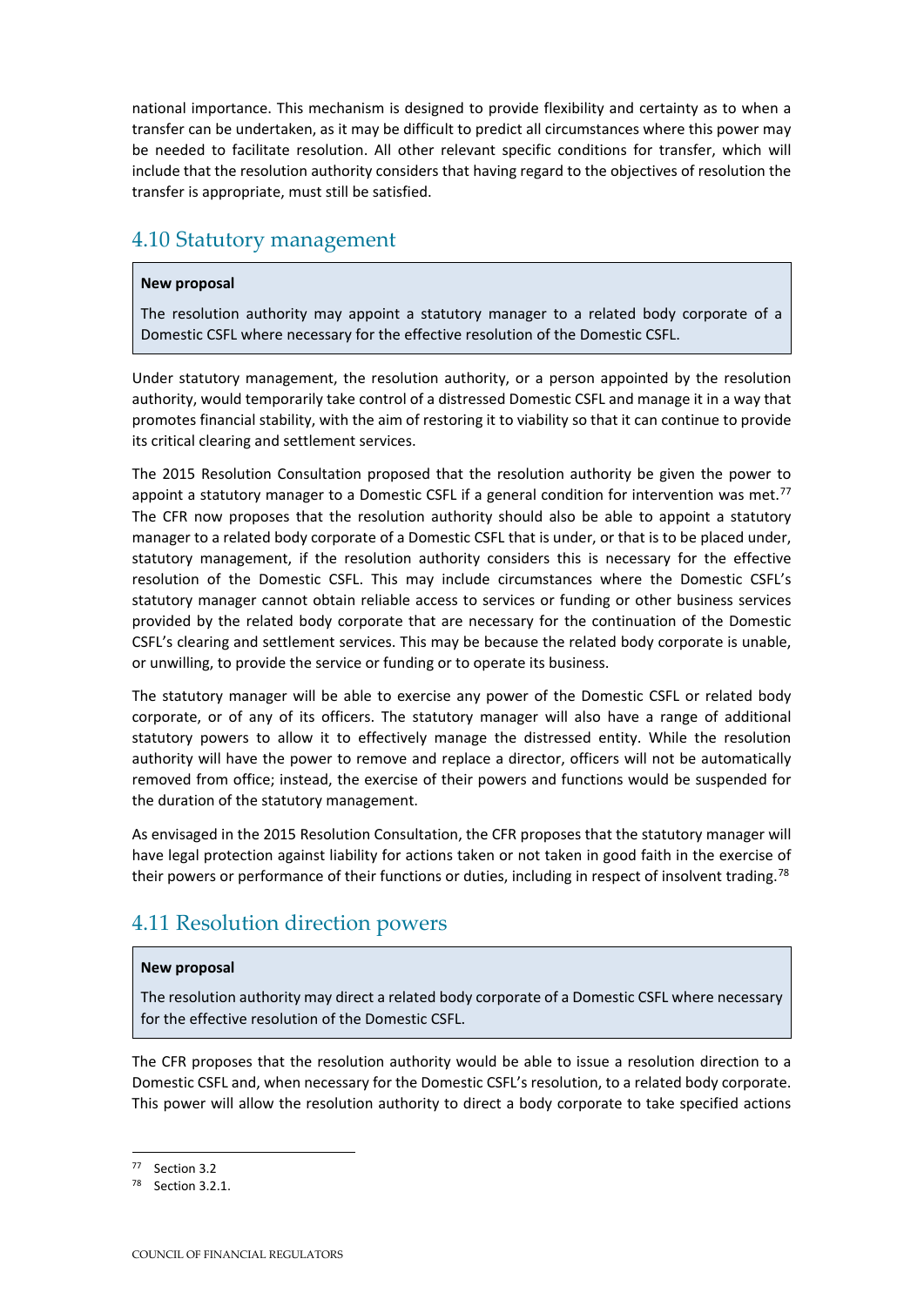national importance. This mechanism is designed to provide flexibility and certainty as to when a transfer can be undertaken, as it may be difficult to predict all circumstances where this power may be needed to facilitate resolution. All other relevant specific conditions for transfer, which will include that the resolution authority considers that having regard to the objectives of resolution the transfer is appropriate, must still be satisfied.

## 4.10 Statutory management

> **New proposal**
>
> The resolution authority may appoint a statutory manager to a related body corporate of a Domestic CSFL where necessary for the effective resolution of the Domestic CSFL.

Under statutory management, the resolution authority, or a person appointed by the resolution authority, would temporarily take control of a distressed Domestic CSFL and manage it in a way that promotes financial stability, with the aim of restoring it to viability so that it can continue to provide its critical clearing and settlement services.

The 2015 Resolution Consultation proposed that the resolution authority be given the power to appoint a statutory manager to a Domestic CSFL if a general condition for intervention was met.[77] The CFR now proposes that the resolution authority should also be able to appoint a statutory manager to a related body corporate of a Domestic CSFL that is under, or that is to be placed under, statutory management, if the resolution authority considers this is necessary for the effective resolution of the Domestic CSFL. This may include circumstances where the Domestic CSFL's statutory manager cannot obtain reliable access to services or funding or other business services provided by the related body corporate that are necessary for the continuation of the Domestic CSFL's clearing and settlement services. This may be because the related body corporate is unable, or unwilling, to provide the service or funding or to operate its business.

The statutory manager will be able to exercise any power of the Domestic CSFL or related body corporate, or of any of its officers. The statutory manager will also have a range of additional statutory powers to allow it to effectively manage the distressed entity. While the resolution authority will have the power to remove and replace a director, officers will not be automatically removed from office; instead, the exercise of their powers and functions would be suspended for the duration of the statutory management.

As envisaged in the 2015 Resolution Consultation, the CFR proposes that the statutory manager will have legal protection against liability for actions taken or not taken in good faith in the exercise of their powers or performance of their functions or duties, including in respect of insolvent trading.[78]

## 4.11 Resolution direction powers

> **New proposal**
>
> The resolution authority may direct a related body corporate of a Domestic CSFL where necessary for the effective resolution of the Domestic CSFL.

The CFR proposes that the resolution authority would be able to issue a resolution direction to a Domestic CSFL and, when necessary for the Domestic CSFL's resolution, to a related body corporate. This power will allow the resolution authority to direct a body corporate to take specified actions

---

[77] Section 3.2

[78] Section 3.2.1.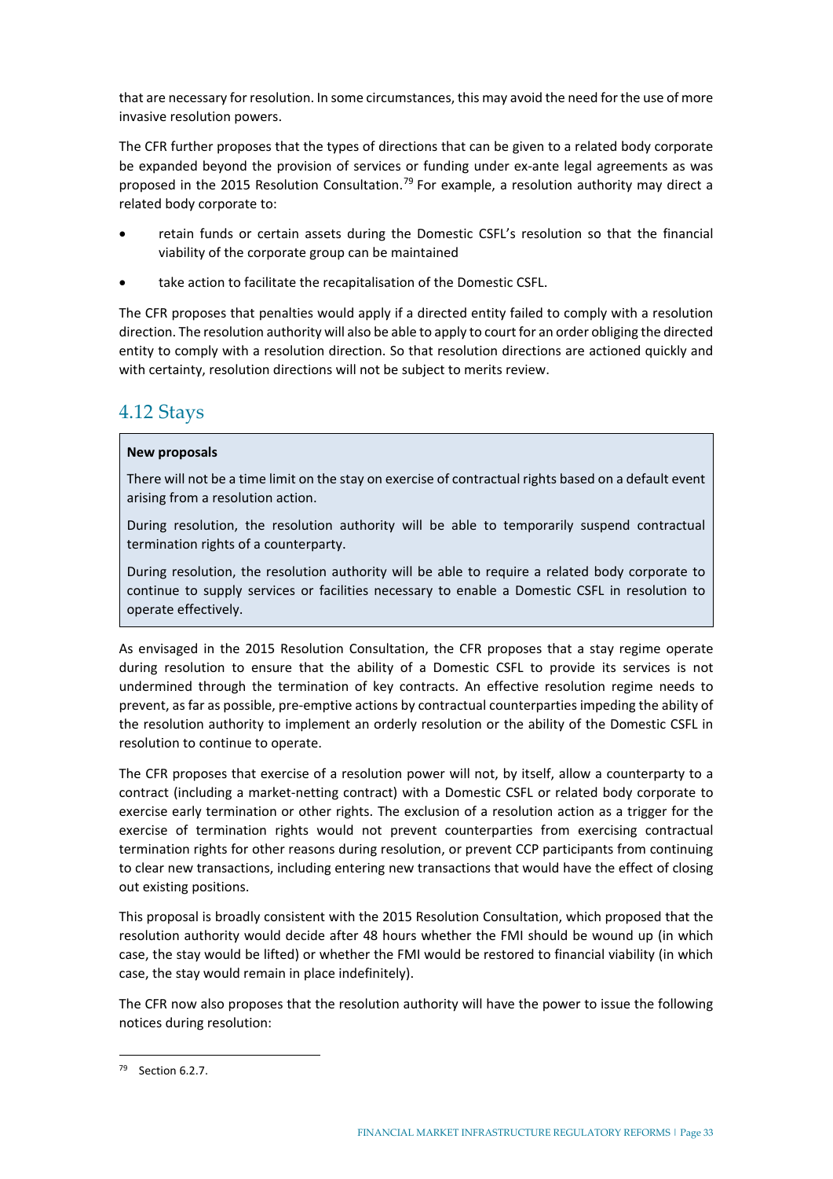that are necessary for resolution. In some circumstances, this may avoid the need for the use of more invasive resolution powers.

The CFR further proposes that the types of directions that can be given to a related body corporate be expanded beyond the provision of services or funding under ex-ante legal agreements as was proposed in the 2015 Resolution Consultation.[79] For example, a resolution authority may direct a related body corporate to:

- retain funds or certain assets during the Domestic CSFL's resolution so that the financial viability of the corporate group can be maintained
- take action to facilitate the recapitalisation of the Domestic CSFL.

The CFR proposes that penalties would apply if a directed entity failed to comply with a resolution direction. The resolution authority will also be able to apply to court for an order obliging the directed entity to comply with a resolution direction. So that resolution directions are actioned quickly and with certainty, resolution directions will not be subject to merits review.

## 4.12 Stays

> **New proposals**
>
> There will not be a time limit on the stay on exercise of contractual rights based on a default event arising from a resolution action.
>
> During resolution, the resolution authority will be able to temporarily suspend contractual termination rights of a counterparty.
>
> During resolution, the resolution authority will be able to require a related body corporate to continue to supply services or facilities necessary to enable a Domestic CSFL in resolution to operate effectively.

As envisaged in the 2015 Resolution Consultation, the CFR proposes that a stay regime operate during resolution to ensure that the ability of a Domestic CSFL to provide its services is not undermined through the termination of key contracts. An effective resolution regime needs to prevent, as far as possible, pre-emptive actions by contractual counterparties impeding the ability of the resolution authority to implement an orderly resolution or the ability of the Domestic CSFL in resolution to continue to operate.

The CFR proposes that exercise of a resolution power will not, by itself, allow a counterparty to a contract (including a market-netting contract) with a Domestic CSFL or related body corporate to exercise early termination or other rights. The exclusion of a resolution action as a trigger for the exercise of termination rights would not prevent counterparties from exercising contractual termination rights for other reasons during resolution, or prevent CCP participants from continuing to clear new transactions, including entering new transactions that would have the effect of closing out existing positions.

This proposal is broadly consistent with the 2015 Resolution Consultation, which proposed that the resolution authority would decide after 48 hours whether the FMI should be wound up (in which case, the stay would be lifted) or whether the FMI would be restored to financial viability (in which case, the stay would remain in place indefinitely).

The CFR now also proposes that the resolution authority will have the power to issue the following notices during resolution:

---

[79] Section 6.2.7.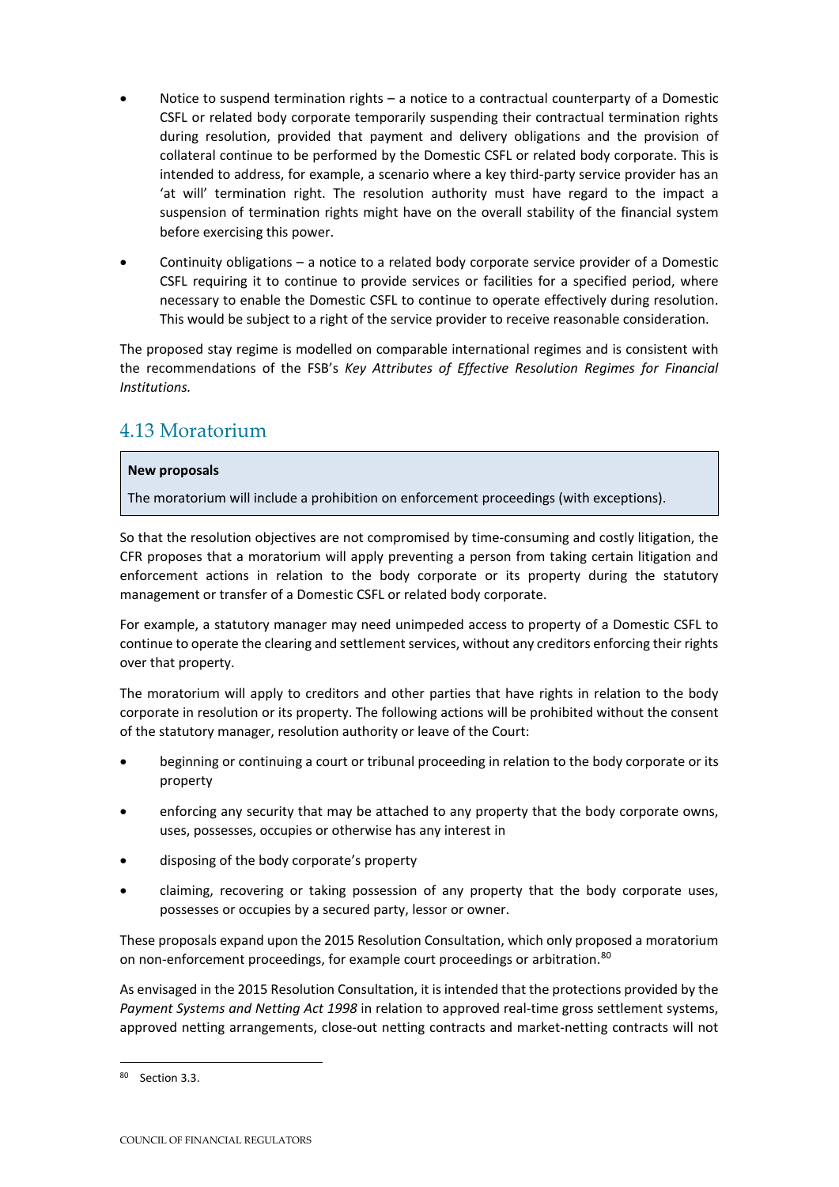- Notice to suspend termination rights – a notice to a contractual counterparty of a Domestic CSFL or related body corporate temporarily suspending their contractual termination rights during resolution, provided that payment and delivery obligations and the provision of collateral continue to be performed by the Domestic CSFL or related body corporate. This is intended to address, for example, a scenario where a key third-party service provider has an 'at will' termination right. The resolution authority must have regard to the impact a suspension of termination rights might have on the overall stability of the financial system before exercising this power.
- Continuity obligations – a notice to a related body corporate service provider of a Domestic CSFL requiring it to continue to provide services or facilities for a specified period, where necessary to enable the Domestic CSFL to continue to operate effectively during resolution. This would be subject to a right of the service provider to receive reasonable consideration.

The proposed stay regime is modelled on comparable international regimes and is consistent with the recommendations of the FSB's *Key Attributes of Effective Resolution Regimes for Financial Institutions.*

## 4.13 Moratorium

> **New proposals**
>
> The moratorium will include a prohibition on enforcement proceedings (with exceptions).

So that the resolution objectives are not compromised by time-consuming and costly litigation, the CFR proposes that a moratorium will apply preventing a person from taking certain litigation and enforcement actions in relation to the body corporate or its property during the statutory management or transfer of a Domestic CSFL or related body corporate.

For example, a statutory manager may need unimpeded access to property of a Domestic CSFL to continue to operate the clearing and settlement services, without any creditors enforcing their rights over that property.

The moratorium will apply to creditors and other parties that have rights in relation to the body corporate in resolution or its property. The following actions will be prohibited without the consent of the statutory manager, resolution authority or leave of the Court:

- beginning or continuing a court or tribunal proceeding in relation to the body corporate or its property
- enforcing any security that may be attached to any property that the body corporate owns, uses, possesses, occupies or otherwise has any interest in
- disposing of the body corporate's property
- claiming, recovering or taking possession of any property that the body corporate uses, possesses or occupies by a secured party, lessor or owner.

These proposals expand upon the 2015 Resolution Consultation, which only proposed a moratorium on non-enforcement proceedings, for example court proceedings or arbitration.[80]

As envisaged in the 2015 Resolution Consultation, it is intended that the protections provided by the *Payment Systems and Netting Act 1998* in relation to approved real-time gross settlement systems, approved netting arrangements, close-out netting contracts and market-netting contracts will not

[80] Section 3.3.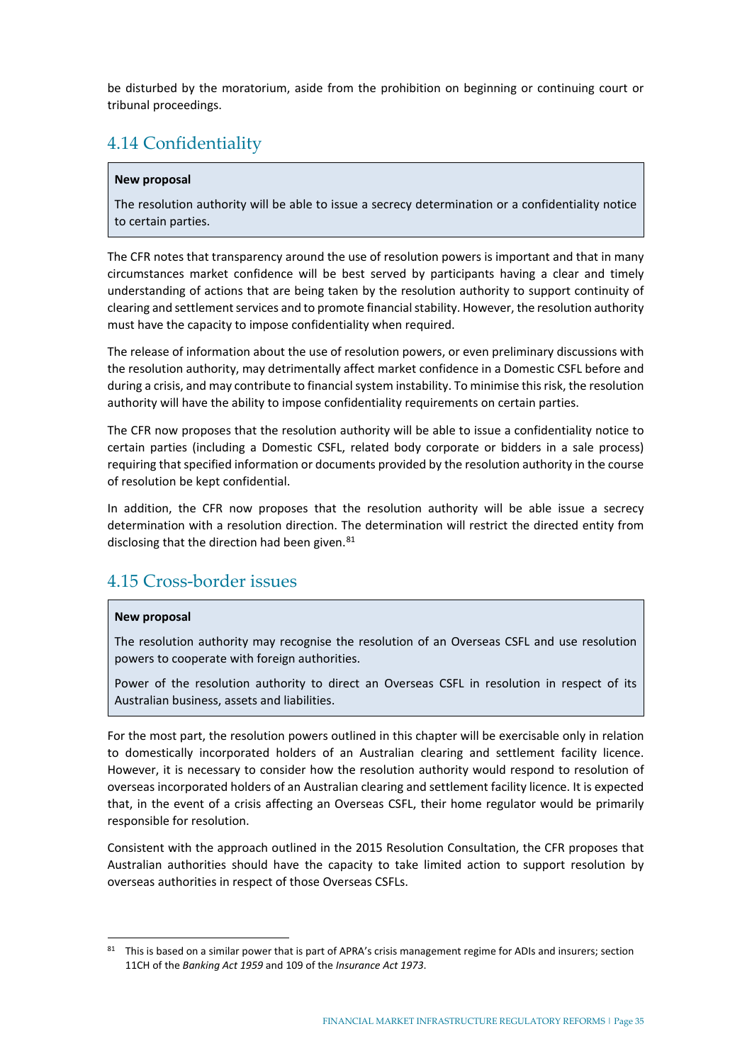be disturbed by the moratorium, aside from the prohibition on beginning or continuing court or tribunal proceedings.

## 4.14 Confidentiality

> **New proposal**
>
> The resolution authority will be able to issue a secrecy determination or a confidentiality notice to certain parties.

The CFR notes that transparency around the use of resolution powers is important and that in many circumstances market confidence will be best served by participants having a clear and timely understanding of actions that are being taken by the resolution authority to support continuity of clearing and settlement services and to promote financial stability. However, the resolution authority must have the capacity to impose confidentiality when required.

The release of information about the use of resolution powers, or even preliminary discussions with the resolution authority, may detrimentally affect market confidence in a Domestic CSFL before and during a crisis, and may contribute to financial system instability. To minimise this risk, the resolution authority will have the ability to impose confidentiality requirements on certain parties.

The CFR now proposes that the resolution authority will be able to issue a confidentiality notice to certain parties (including a Domestic CSFL, related body corporate or bidders in a sale process) requiring that specified information or documents provided by the resolution authority in the course of resolution be kept confidential.

In addition, the CFR now proposes that the resolution authority will be able issue a secrecy determination with a resolution direction. The determination will restrict the directed entity from disclosing that the direction had been given.[81]

## 4.15 Cross-border issues

> **New proposal**
>
> The resolution authority may recognise the resolution of an Overseas CSFL and use resolution powers to cooperate with foreign authorities.
>
> Power of the resolution authority to direct an Overseas CSFL in resolution in respect of its Australian business, assets and liabilities.

For the most part, the resolution powers outlined in this chapter will be exercisable only in relation to domestically incorporated holders of an Australian clearing and settlement facility licence. However, it is necessary to consider how the resolution authority would respond to resolution of overseas incorporated holders of an Australian clearing and settlement facility licence. It is expected that, in the event of a crisis affecting an Overseas CSFL, their home regulator would be primarily responsible for resolution.

Consistent with the approach outlined in the 2015 Resolution Consultation, the CFR proposes that Australian authorities should have the capacity to take limited action to support resolution by overseas authorities in respect of those Overseas CSFLs.

---

[81] This is based on a similar power that is part of APRA's crisis management regime for ADIs and insurers; section 11CH of the *Banking Act 1959* and 109 of the *Insurance Act 1973*.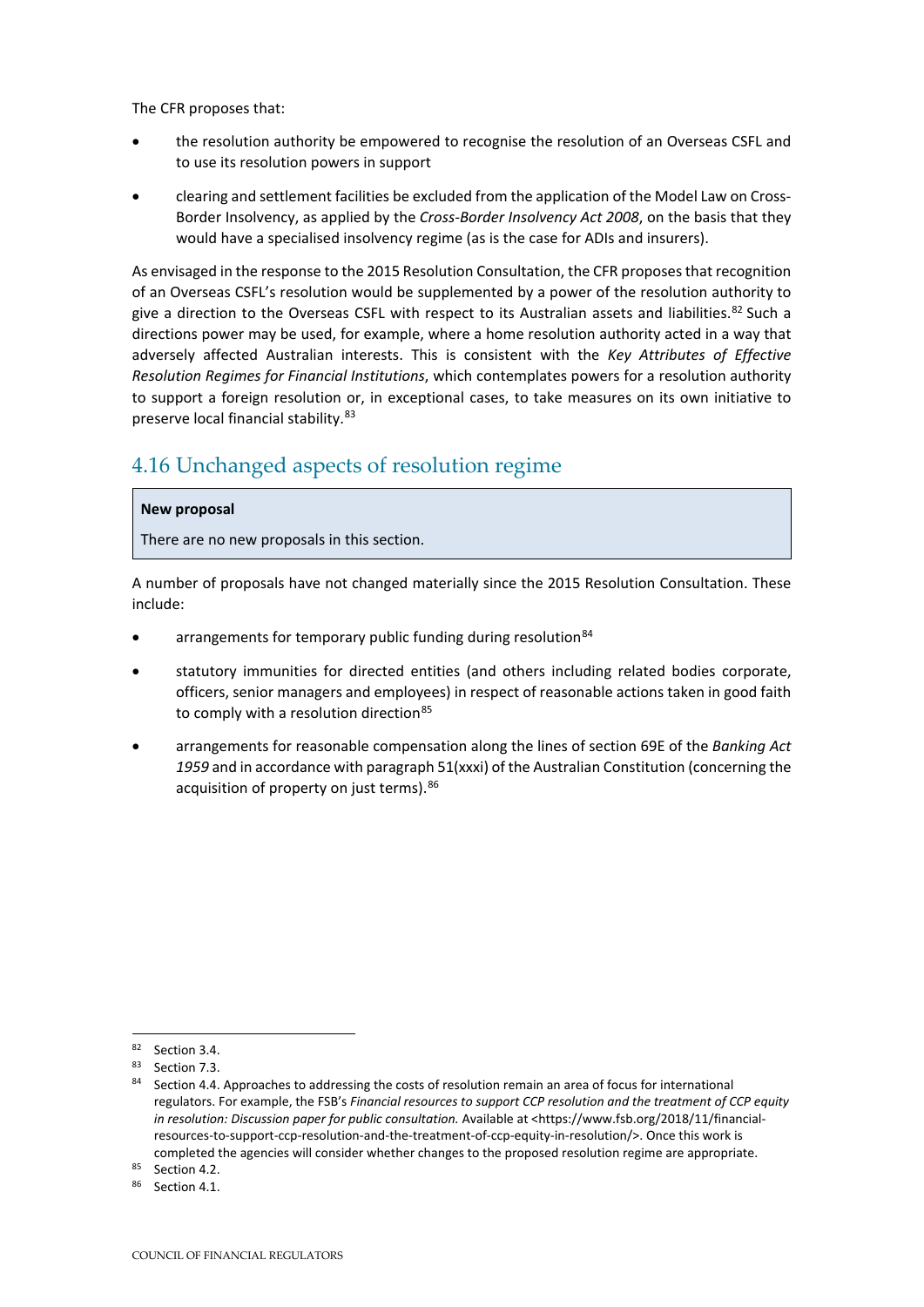The CFR proposes that:

- the resolution authority be empowered to recognise the resolution of an Overseas CSFL and to use its resolution powers in support
- clearing and settlement facilities be excluded from the application of the Model Law on Cross-Border Insolvency, as applied by the *Cross-Border Insolvency Act 2008*, on the basis that they would have a specialised insolvency regime (as is the case for ADIs and insurers).

As envisaged in the response to the 2015 Resolution Consultation, the CFR proposes that recognition of an Overseas CSFL's resolution would be supplemented by a power of the resolution authority to give a direction to the Overseas CSFL with respect to its Australian assets and liabilities.[82] Such a directions power may be used, for example, where a home resolution authority acted in a way that adversely affected Australian interests. This is consistent with the *Key Attributes of Effective Resolution Regimes for Financial Institutions*, which contemplates powers for a resolution authority to support a foreign resolution or, in exceptional cases, to take measures on its own initiative to preserve local financial stability.[83]

## 4.16 Unchanged aspects of resolution regime

> **New proposal**
>
> There are no new proposals in this section.

A number of proposals have not changed materially since the 2015 Resolution Consultation. These include:

- arrangements for temporary public funding during resolution[84]
- statutory immunities for directed entities (and others including related bodies corporate, officers, senior managers and employees) in respect of reasonable actions taken in good faith to comply with a resolution direction[85]
- arrangements for reasonable compensation along the lines of section 69E of the *Banking Act 1959* and in accordance with paragraph 51(xxxi) of the Australian Constitution (concerning the acquisition of property on just terms).[86]

---

[82] Section 3.4.

[83] Section 7.3.

[84] Section 4.4. Approaches to addressing the costs of resolution remain an area of focus for international regulators. For example, the FSB's *Financial resources to support CCP resolution and the treatment of CCP equity in resolution: Discussion paper for public consultation.* Available at <https://www.fsb.org/2018/11/financial-resources-to-support-ccp-resolution-and-the-treatment-of-ccp-equity-in-resolution/>. Once this work is completed the agencies will consider whether changes to the proposed resolution regime are appropriate.

[85] Section 4.2.

[86] Section 4.1.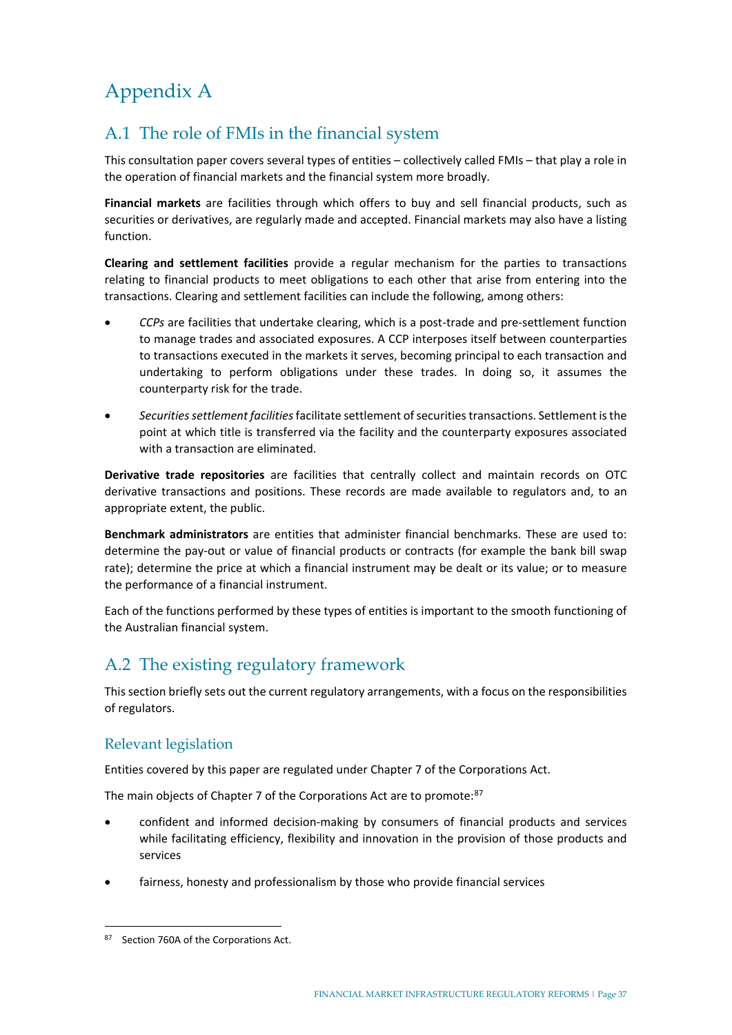# Appendix A

## A.1 The role of FMIs in the financial system

This consultation paper covers several types of entities – collectively called FMIs – that play a role in the operation of financial markets and the financial system more broadly.

**Financial markets** are facilities through which offers to buy and sell financial products, such as securities or derivatives, are regularly made and accepted. Financial markets may also have a listing function.

**Clearing and settlement facilities** provide a regular mechanism for the parties to transactions relating to financial products to meet obligations to each other that arise from entering into the transactions. Clearing and settlement facilities can include the following, among others:

- *CCPs* are facilities that undertake clearing, which is a post-trade and pre-settlement function to manage trades and associated exposures. A CCP interposes itself between counterparties to transactions executed in the markets it serves, becoming principal to each transaction and undertaking to perform obligations under these trades. In doing so, it assumes the counterparty risk for the trade.
- *Securities settlement facilities* facilitate settlement of securities transactions. Settlement is the point at which title is transferred via the facility and the counterparty exposures associated with a transaction are eliminated.

**Derivative trade repositories** are facilities that centrally collect and maintain records on OTC derivative transactions and positions. These records are made available to regulators and, to an appropriate extent, the public.

**Benchmark administrators** are entities that administer financial benchmarks. These are used to: determine the pay-out or value of financial products or contracts (for example the bank bill swap rate); determine the price at which a financial instrument may be dealt or its value; or to measure the performance of a financial instrument.

Each of the functions performed by these types of entities is important to the smooth functioning of the Australian financial system.

## A.2 The existing regulatory framework

This section briefly sets out the current regulatory arrangements, with a focus on the responsibilities of regulators.

### Relevant legislation

Entities covered by this paper are regulated under Chapter 7 of the Corporations Act.

The main objects of Chapter 7 of the Corporations Act are to promote:[87]

- confident and informed decision-making by consumers of financial products and services while facilitating efficiency, flexibility and innovation in the provision of those products and services
- fairness, honesty and professionalism by those who provide financial services

[87] Section 760A of the Corporations Act.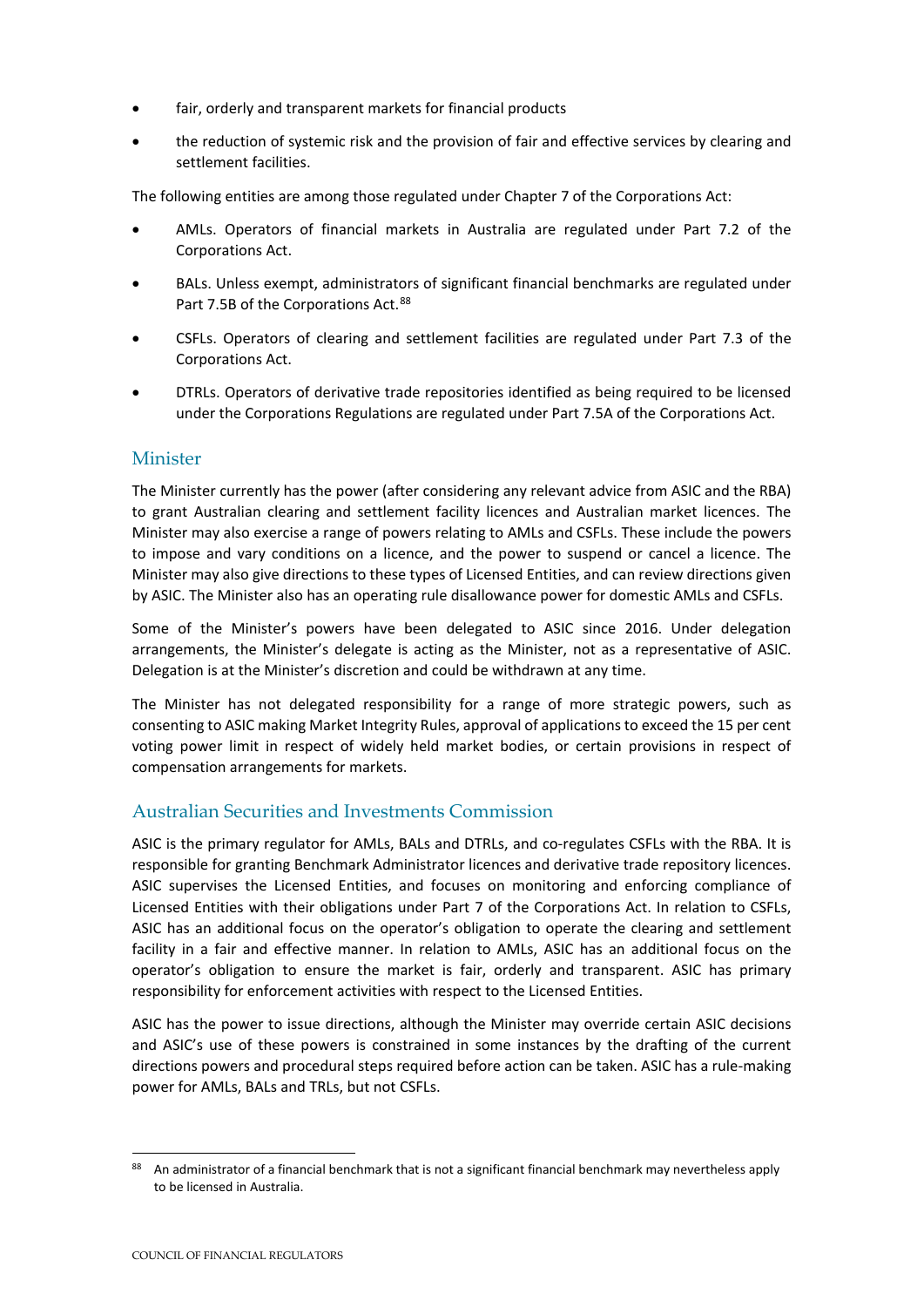- fair, orderly and transparent markets for financial products
- the reduction of systemic risk and the provision of fair and effective services by clearing and settlement facilities.

The following entities are among those regulated under Chapter 7 of the Corporations Act:

- AMLs. Operators of financial markets in Australia are regulated under Part 7.2 of the Corporations Act.
- BALs. Unless exempt, administrators of significant financial benchmarks are regulated under Part 7.5B of the Corporations Act.[88]
- CSFLs. Operators of clearing and settlement facilities are regulated under Part 7.3 of the Corporations Act.
- DTRLs. Operators of derivative trade repositories identified as being required to be licensed under the Corporations Regulations are regulated under Part 7.5A of the Corporations Act.

## Minister

The Minister currently has the power (after considering any relevant advice from ASIC and the RBA) to grant Australian clearing and settlement facility licences and Australian market licences. The Minister may also exercise a range of powers relating to AMLs and CSFLs. These include the powers to impose and vary conditions on a licence, and the power to suspend or cancel a licence. The Minister may also give directions to these types of Licensed Entities, and can review directions given by ASIC. The Minister also has an operating rule disallowance power for domestic AMLs and CSFLs.

Some of the Minister's powers have been delegated to ASIC since 2016. Under delegation arrangements, the Minister's delegate is acting as the Minister, not as a representative of ASIC. Delegation is at the Minister's discretion and could be withdrawn at any time.

The Minister has not delegated responsibility for a range of more strategic powers, such as consenting to ASIC making Market Integrity Rules, approval of applications to exceed the 15 per cent voting power limit in respect of widely held market bodies, or certain provisions in respect of compensation arrangements for markets.

## Australian Securities and Investments Commission

ASIC is the primary regulator for AMLs, BALs and DTRLs, and co-regulates CSFLs with the RBA. It is responsible for granting Benchmark Administrator licences and derivative trade repository licences. ASIC supervises the Licensed Entities, and focuses on monitoring and enforcing compliance of Licensed Entities with their obligations under Part 7 of the Corporations Act. In relation to CSFLs, ASIC has an additional focus on the operator's obligation to operate the clearing and settlement facility in a fair and effective manner. In relation to AMLs, ASIC has an additional focus on the operator's obligation to ensure the market is fair, orderly and transparent. ASIC has primary responsibility for enforcement activities with respect to the Licensed Entities.

ASIC has the power to issue directions, although the Minister may override certain ASIC decisions and ASIC's use of these powers is constrained in some instances by the drafting of the current directions powers and procedural steps required before action can be taken. ASIC has a rule-making power for AMLs, BALs and TRLs, but not CSFLs.

---

[88] An administrator of a financial benchmark that is not a significant financial benchmark may nevertheless apply to be licensed in Australia.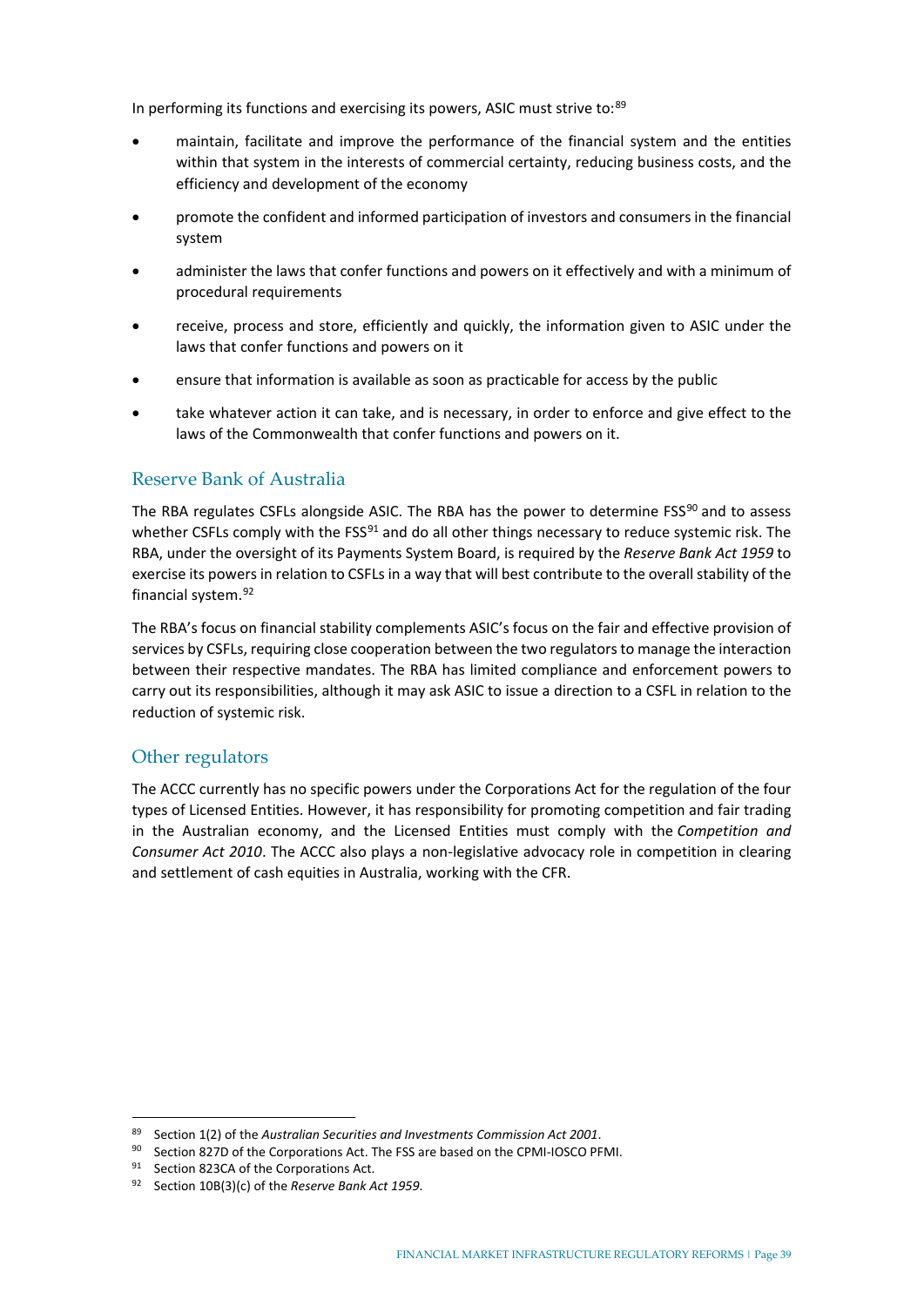In performing its functions and exercising its powers, ASIC must strive to:[89]

- maintain, facilitate and improve the performance of the financial system and the entities within that system in the interests of commercial certainty, reducing business costs, and the efficiency and development of the economy
- promote the confident and informed participation of investors and consumers in the financial system
- administer the laws that confer functions and powers on it effectively and with a minimum of procedural requirements
- receive, process and store, efficiently and quickly, the information given to ASIC under the laws that confer functions and powers on it
- ensure that information is available as soon as practicable for access by the public
- take whatever action it can take, and is necessary, in order to enforce and give effect to the laws of the Commonwealth that confer functions and powers on it.

## Reserve Bank of Australia

The RBA regulates CSFLs alongside ASIC. The RBA has the power to determine FSS[90] and to assess whether CSFLs comply with the FSS[91] and do all other things necessary to reduce systemic risk. The RBA, under the oversight of its Payments System Board, is required by the *Reserve Bank Act 1959* to exercise its powers in relation to CSFLs in a way that will best contribute to the overall stability of the financial system.[92]

The RBA's focus on financial stability complements ASIC's focus on the fair and effective provision of services by CSFLs, requiring close cooperation between the two regulators to manage the interaction between their respective mandates. The RBA has limited compliance and enforcement powers to carry out its responsibilities, although it may ask ASIC to issue a direction to a CSFL in relation to the reduction of systemic risk.

## Other regulators

The ACCC currently has no specific powers under the Corporations Act for the regulation of the four types of Licensed Entities. However, it has responsibility for promoting competition and fair trading in the Australian economy, and the Licensed Entities must comply with the *Competition and Consumer Act 2010*. The ACCC also plays a non-legislative advocacy role in competition in clearing and settlement of cash equities in Australia, working with the CFR.

---

[89] Section 1(2) of the *Australian Securities and Investments Commission Act 2001*.

[90] Section 827D of the Corporations Act. The FSS are based on the CPMI-IOSCO PFMI.

[91] Section 823CA of the Corporations Act.

[92] Section 10B(3)(c) of the *Reserve Bank Act 1959*.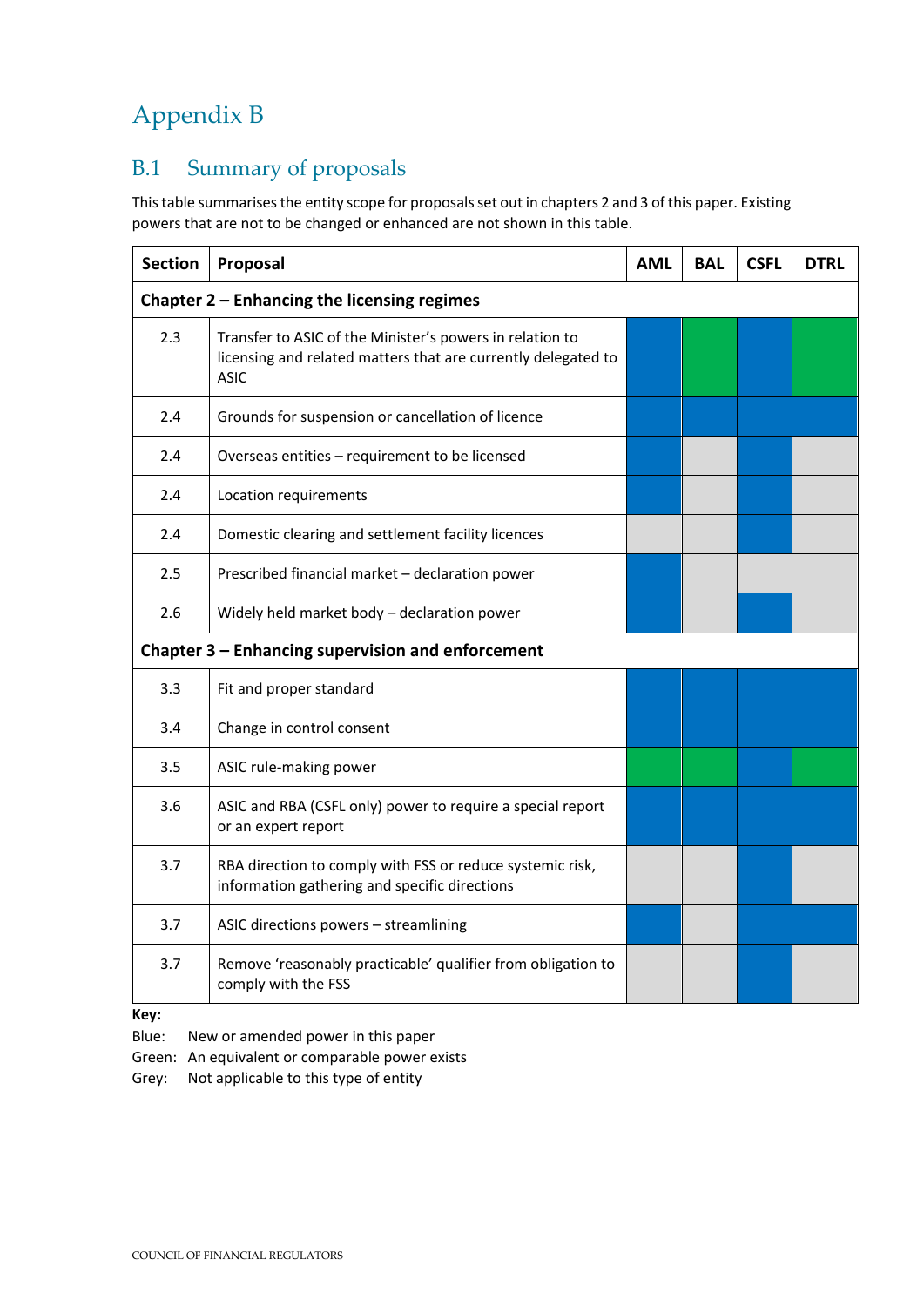# Appendix B

## B.1 Summary of proposals

This table summarises the entity scope for proposals set out in chapters 2 and 3 of this paper. Existing powers that are not to be changed or enhanced are not shown in this table.

| Section | Proposal | AML | BAL | CSFL | DTRL |
|---|---|---|---|---|---|
| **Chapter 2 – Enhancing the licensing regimes** | | | | | |
| 2.3 | Transfer to ASIC of the Minister's powers in relation to licensing and related matters that are currently delegated to ASIC | Blue | Green | Blue | Green |
| 2.4 | Grounds for suspension or cancellation of licence | Blue | Blue | Blue | Blue |
| 2.4 | Overseas entities – requirement to be licensed | Blue | Grey | Blue | Grey |
| 2.4 | Location requirements | Blue | Grey | Blue | Grey |
| 2.4 | Domestic clearing and settlement facility licences | Grey | Grey | Blue | Grey |
| 2.5 | Prescribed financial market – declaration power | Blue | Grey | Grey | Grey |
| 2.6 | Widely held market body – declaration power | Blue | Grey | Blue | Grey |
| **Chapter 3 – Enhancing supervision and enforcement** | | | | | |
| 3.3 | Fit and proper standard | Blue | Blue | Blue | Blue |
| 3.4 | Change in control consent | Blue | Blue | Blue | Blue |
| 3.5 | ASIC rule-making power | Green | Green | Blue | Green |
| 3.6 | ASIC and RBA (CSFL only) power to require a special report or an expert report | Blue | Blue | Blue | Blue |
| 3.7 | RBA direction to comply with FSS or reduce systemic risk, information gathering and specific directions | Grey | Grey | Blue | Grey |
| 3.7 | ASIC directions powers – streamlining | Blue | Grey | Blue | Blue |
| 3.7 | Remove 'reasonably practicable' qualifier from obligation to comply with the FSS | Grey | Grey | Blue | Grey |

**Key:**

Blue: New or amended power in this paper

Green: An equivalent or comparable power exists

Grey: Not applicable to this type of entity